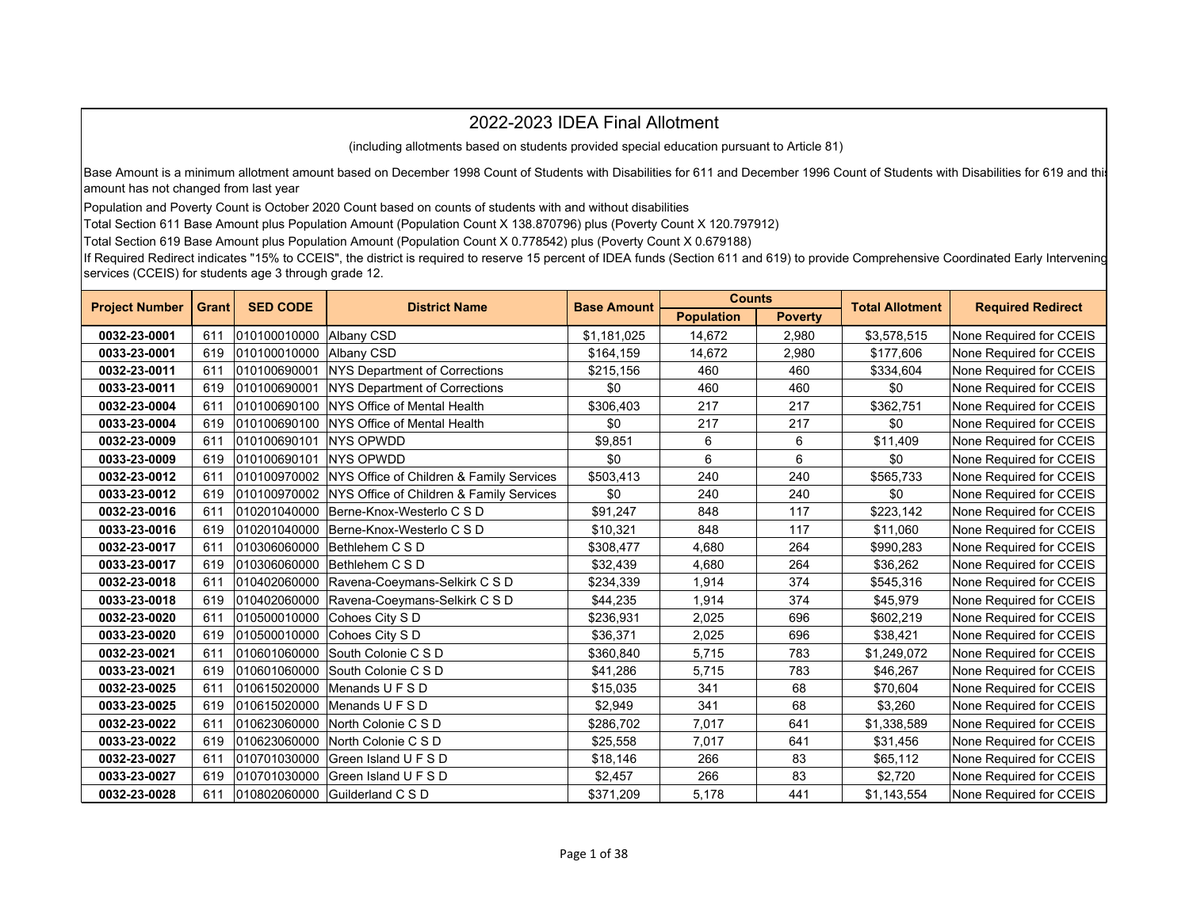# 2022-2023 IDEA Final Allotment

(including allotments based on students provided special education pursuant to Article 81)

Base Amount is a minimum allotment amount based on December 1998 Count of Students with Disabilities for 611 and December 1996 Count of Students with Disabilities for 619 and this amount has not changed from last year

Population and Poverty Count is October 2020 Count based on counts of students with and without disabilities

Total Section 611 Base Amount plus Population Amount (Population Count X 138.870796) plus (Poverty Count X 120.797912)

Total Section 619 Base Amount plus Population Amount (Population Count X 0.778542) plus (Poverty Count X 0.679188)

If Required Redirect indicates "15% to CCEIS", the district is required to reserve 15 percent of IDEA funds (Section 611 and 619) to provide Comprehensive Coordinated Early Intervening services (CCEIS) for students age 3 through grade 12.

| Project Number | Grant | SED CODE | District Name | Base Amount | Counts | | Total Allotment | Required Redirect |
|---|---|---|---|---|---|---|---|---|
| | | | | | Population | Poverty | | |
| **0032-23-0001** | 611 | 010100010000 | Albany CSD | $1,181,025 | 14,672 | 2,980 | $3,578,515 | None Required for CCEIS |
| **0033-23-0001** | 619 | 010100010000 | Albany CSD | $164,159 | 14,672 | 2,980 | $177,606 | None Required for CCEIS |
| **0032-23-0011** | 611 | 010100690001 | NYS Department of Corrections | $215,156 | 460 | 460 | $334,604 | None Required for CCEIS |
| **0033-23-0011** | 619 | 010100690001 | NYS Department of Corrections | $0 | 460 | 460 | $0 | None Required for CCEIS |
| **0032-23-0004** | 611 | 010100690100 | NYS Office of Mental Health | $306,403 | 217 | 217 | $362,751 | None Required for CCEIS |
| **0033-23-0004** | 619 | 010100690100 | NYS Office of Mental Health | $0 | 217 | 217 | $0 | None Required for CCEIS |
| **0032-23-0009** | 611 | 010100690101 | NYS OPWDD | $9,851 | 6 | 6 | $11,409 | None Required for CCEIS |
| **0033-23-0009** | 619 | 010100690101 | NYS OPWDD | $0 | 6 | 6 | $0 | None Required for CCEIS |
| **0032-23-0012** | 611 | 010100970002 | NYS Office of Children & Family Services | $503,413 | 240 | 240 | $565,733 | None Required for CCEIS |
| **0033-23-0012** | 619 | 010100970002 | NYS Office of Children & Family Services | $0 | 240 | 240 | $0 | None Required for CCEIS |
| **0032-23-0016** | 611 | 010201040000 | Berne-Knox-Westerlo C S D | $91,247 | 848 | 117 | $223,142 | None Required for CCEIS |
| **0033-23-0016** | 619 | 010201040000 | Berne-Knox-Westerlo C S D | $10,321 | 848 | 117 | $11,060 | None Required for CCEIS |
| **0032-23-0017** | 611 | 010306060000 | Bethlehem C S D | $308,477 | 4,680 | 264 | $990,283 | None Required for CCEIS |
| **0033-23-0017** | 619 | 010306060000 | Bethlehem C S D | $32,439 | 4,680 | 264 | $36,262 | None Required for CCEIS |
| **0032-23-0018** | 611 | 010402060000 | Ravena-Coeymans-Selkirk C S D | $234,339 | 1,914 | 374 | $545,316 | None Required for CCEIS |
| **0033-23-0018** | 619 | 010402060000 | Ravena-Coeymans-Selkirk C S D | $44,235 | 1,914 | 374 | $45,979 | None Required for CCEIS |
| **0032-23-0020** | 611 | 010500010000 | Cohoes City S D | $236,931 | 2,025 | 696 | $602,219 | None Required for CCEIS |
| **0033-23-0020** | 619 | 010500010000 | Cohoes City S D | $36,371 | 2,025 | 696 | $38,421 | None Required for CCEIS |
| **0032-23-0021** | 611 | 010601060000 | South Colonie C S D | $360,840 | 5,715 | 783 | $1,249,072 | None Required for CCEIS |
| **0033-23-0021** | 619 | 010601060000 | South Colonie C S D | $41,286 | 5,715 | 783 | $46,267 | None Required for CCEIS |
| **0032-23-0025** | 611 | 010615020000 | Menands U F S D | $15,035 | 341 | 68 | $70,604 | None Required for CCEIS |
| **0033-23-0025** | 619 | 010615020000 | Menands U F S D | $2,949 | 341 | 68 | $3,260 | None Required for CCEIS |
| **0032-23-0022** | 611 | 010623060000 | North Colonie C S D | $286,702 | 7,017 | 641 | $1,338,589 | None Required for CCEIS |
| **0033-23-0022** | 619 | 010623060000 | North Colonie C S D | $25,558 | 7,017 | 641 | $31,456 | None Required for CCEIS |
| **0032-23-0027** | 611 | 010701030000 | Green Island U F S D | $18,146 | 266 | 83 | $65,112 | None Required for CCEIS |
| **0033-23-0027** | 619 | 010701030000 | Green Island U F S D | $2,457 | 266 | 83 | $2,720 | None Required for CCEIS |
| **0032-23-0028** | 611 | 010802060000 | Guilderland C S D | $371,209 | 5,178 | 441 | $1,143,554 | None Required for CCEIS |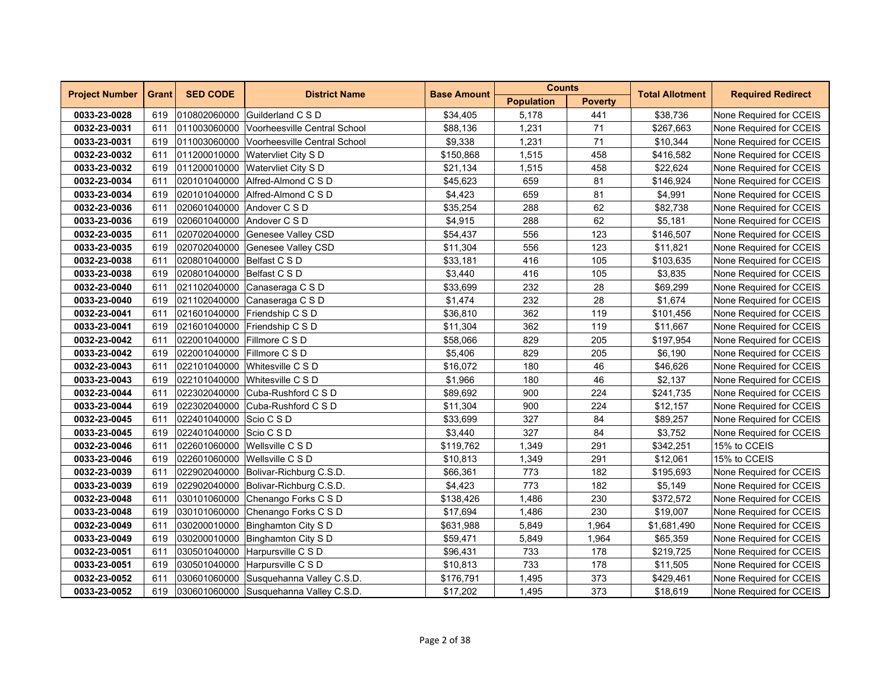| Project Number | Grant | SED CODE | District Name | Base Amount | Counts | | Total Allotment | Required Redirect |
|---|---|---|---|---|---|---|---|---|
| | | | | | Population | Poverty | | |
| **0033-23-0028** | 619 | 010802060000 | Guilderland C S D | $34,405 | 5,178 | 441 | $38,736 | None Required for CCEIS |
| **0032-23-0031** | 611 | 011003060000 | Voorheesville Central School | $88,136 | 1,231 | 71 | $267,663 | None Required for CCEIS |
| **0033-23-0031** | 619 | 011003060000 | Voorheesville Central School | $9,338 | 1,231 | 71 | $10,344 | None Required for CCEIS |
| **0032-23-0032** | 611 | 011200010000 | Watervliet City S D | $150,868 | 1,515 | 458 | $416,582 | None Required for CCEIS |
| **0033-23-0032** | 619 | 011200010000 | Watervliet City S D | $21,134 | 1,515 | 458 | $22,624 | None Required for CCEIS |
| **0032-23-0034** | 611 | 020101040000 | Alfred-Almond C S D | $45,623 | 659 | 81 | $146,924 | None Required for CCEIS |
| **0033-23-0034** | 619 | 020101040000 | Alfred-Almond C S D | $4,423 | 659 | 81 | $4,991 | None Required for CCEIS |
| **0032-23-0036** | 611 | 020601040000 | Andover C S D | $35,254 | 288 | 62 | $82,738 | None Required for CCEIS |
| **0033-23-0036** | 619 | 020601040000 | Andover C S D | $4,915 | 288 | 62 | $5,181 | None Required for CCEIS |
| **0032-23-0035** | 611 | 020702040000 | Genesee Valley CSD | $54,437 | 556 | 123 | $146,507 | None Required for CCEIS |
| **0033-23-0035** | 619 | 020702040000 | Genesee Valley CSD | $11,304 | 556 | 123 | $11,821 | None Required for CCEIS |
| **0032-23-0038** | 611 | 020801040000 | Belfast C S D | $33,181 | 416 | 105 | $103,635 | None Required for CCEIS |
| **0033-23-0038** | 619 | 020801040000 | Belfast C S D | $3,440 | 416 | 105 | $3,835 | None Required for CCEIS |
| **0032-23-0040** | 611 | 021102040000 | Canaseraga C S D | $33,699 | 232 | 28 | $69,299 | None Required for CCEIS |
| **0033-23-0040** | 619 | 021102040000 | Canaseraga C S D | $1,474 | 232 | 28 | $1,674 | None Required for CCEIS |
| **0032-23-0041** | 611 | 021601040000 | Friendship C S D | $36,810 | 362 | 119 | $101,456 | None Required for CCEIS |
| **0033-23-0041** | 619 | 021601040000 | Friendship C S D | $11,304 | 362 | 119 | $11,667 | None Required for CCEIS |
| **0032-23-0042** | 611 | 022001040000 | Fillmore C S D | $58,066 | 829 | 205 | $197,954 | None Required for CCEIS |
| **0033-23-0042** | 619 | 022001040000 | Fillmore C S D | $5,406 | 829 | 205 | $6,190 | None Required for CCEIS |
| **0032-23-0043** | 611 | 022101040000 | Whitesville C S D | $16,072 | 180 | 46 | $46,626 | None Required for CCEIS |
| **0033-23-0043** | 619 | 022101040000 | Whitesville C S D | $1,966 | 180 | 46 | $2,137 | None Required for CCEIS |
| **0032-23-0044** | 611 | 022302040000 | Cuba-Rushford C S D | $89,692 | 900 | 224 | $241,735 | None Required for CCEIS |
| **0033-23-0044** | 619 | 022302040000 | Cuba-Rushford C S D | $11,304 | 900 | 224 | $12,157 | None Required for CCEIS |
| **0032-23-0045** | 611 | 022401040000 | Scio C S D | $33,699 | 327 | 84 | $89,257 | None Required for CCEIS |
| **0033-23-0045** | 619 | 022401040000 | Scio C S D | $3,440 | 327 | 84 | $3,752 | None Required for CCEIS |
| **0032-23-0046** | 611 | 022601060000 | Wellsville C S D | $119,762 | 1,349 | 291 | $342,251 | 15% to CCEIS |
| **0033-23-0046** | 619 | 022601060000 | Wellsville C S D | $10,813 | 1,349 | 291 | $12,061 | 15% to CCEIS |
| **0032-23-0039** | 611 | 022902040000 | Bolivar-Richburg C.S.D. | $66,361 | 773 | 182 | $195,693 | None Required for CCEIS |
| **0033-23-0039** | 619 | 022902040000 | Bolivar-Richburg C.S.D. | $4,423 | 773 | 182 | $5,149 | None Required for CCEIS |
| **0032-23-0048** | 611 | 030101060000 | Chenango Forks C S D | $138,426 | 1,486 | 230 | $372,572 | None Required for CCEIS |
| **0033-23-0048** | 619 | 030101060000 | Chenango Forks C S D | $17,694 | 1,486 | 230 | $19,007 | None Required for CCEIS |
| **0032-23-0049** | 611 | 030200010000 | Binghamton City S D | $631,988 | 5,849 | 1,964 | $1,681,490 | None Required for CCEIS |
| **0033-23-0049** | 619 | 030200010000 | Binghamton City S D | $59,471 | 5,849 | 1,964 | $65,359 | None Required for CCEIS |
| **0032-23-0051** | 611 | 030501040000 | Harpursville C S D | $96,431 | 733 | 178 | $219,725 | None Required for CCEIS |
| **0033-23-0051** | 619 | 030501040000 | Harpursville C S D | $10,813 | 733 | 178 | $11,505 | None Required for CCEIS |
| **0032-23-0052** | 611 | 030601060000 | Susquehanna Valley C.S.D. | $176,791 | 1,495 | 373 | $429,461 | None Required for CCEIS |
| **0033-23-0052** | 619 | 030601060000 | Susquehanna Valley C.S.D. | $17,202 | 1,495 | 373 | $18,619 | None Required for CCEIS |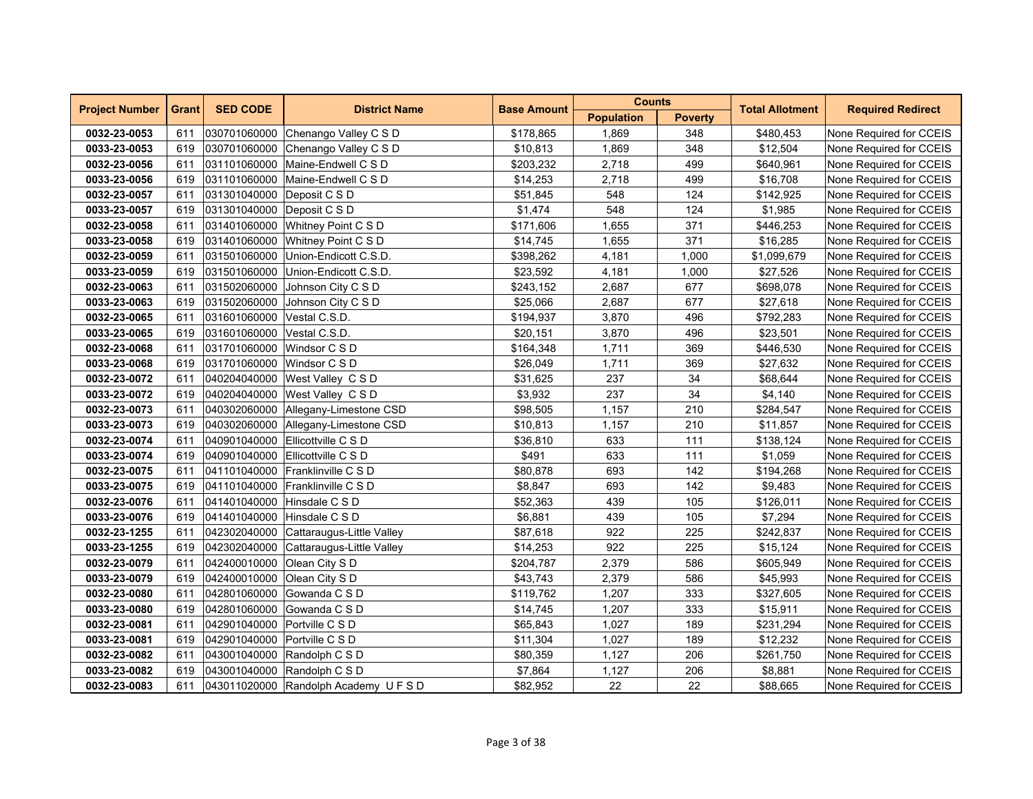| Project Number | Grant | SED CODE | District Name | Base Amount | Counts | | Total Allotment | Required Redirect |
|---|---|---|---|---|---|---|---|---|
| | | | | | Population | Poverty | | |
| **0032-23-0053** | 611 | 030701060000 | Chenango Valley C S D | $178,865 | 1,869 | 348 | $480,453 | None Required for CCEIS |
| **0033-23-0053** | 619 | 030701060000 | Chenango Valley C S D | $10,813 | 1,869 | 348 | $12,504 | None Required for CCEIS |
| **0032-23-0056** | 611 | 031101060000 | Maine-Endwell C S D | $203,232 | 2,718 | 499 | $640,961 | None Required for CCEIS |
| **0033-23-0056** | 619 | 031101060000 | Maine-Endwell C S D | $14,253 | 2,718 | 499 | $16,708 | None Required for CCEIS |
| **0032-23-0057** | 611 | 031301040000 | Deposit C S D | $51,845 | 548 | 124 | $142,925 | None Required for CCEIS |
| **0033-23-0057** | 619 | 031301040000 | Deposit C S D | $1,474 | 548 | 124 | $1,985 | None Required for CCEIS |
| **0032-23-0058** | 611 | 031401060000 | Whitney Point C S D | $171,606 | 1,655 | 371 | $446,253 | None Required for CCEIS |
| **0033-23-0058** | 619 | 031401060000 | Whitney Point C S D | $14,745 | 1,655 | 371 | $16,285 | None Required for CCEIS |
| **0032-23-0059** | 611 | 031501060000 | Union-Endicott C.S.D. | $398,262 | 4,181 | 1,000 | $1,099,679 | None Required for CCEIS |
| **0033-23-0059** | 619 | 031501060000 | Union-Endicott C.S.D. | $23,592 | 4,181 | 1,000 | $27,526 | None Required for CCEIS |
| **0032-23-0063** | 611 | 031502060000 | Johnson City C S D | $243,152 | 2,687 | 677 | $698,078 | None Required for CCEIS |
| **0033-23-0063** | 619 | 031502060000 | Johnson City C S D | $25,066 | 2,687 | 677 | $27,618 | None Required for CCEIS |
| **0032-23-0065** | 611 | 031601060000 | Vestal C.S.D. | $194,937 | 3,870 | 496 | $792,283 | None Required for CCEIS |
| **0033-23-0065** | 619 | 031601060000 | Vestal C.S.D. | $20,151 | 3,870 | 496 | $23,501 | None Required for CCEIS |
| **0032-23-0068** | 611 | 031701060000 | Windsor C S D | $164,348 | 1,711 | 369 | $446,530 | None Required for CCEIS |
| **0033-23-0068** | 619 | 031701060000 | Windsor C S D | $26,049 | 1,711 | 369 | $27,632 | None Required for CCEIS |
| **0032-23-0072** | 611 | 040204040000 | West Valley C S D | $31,625 | 237 | 34 | $68,644 | None Required for CCEIS |
| **0033-23-0072** | 619 | 040204040000 | West Valley C S D | $3,932 | 237 | 34 | $4,140 | None Required for CCEIS |
| **0032-23-0073** | 611 | 040302060000 | Allegany-Limestone CSD | $98,505 | 1,157 | 210 | $284,547 | None Required for CCEIS |
| **0033-23-0073** | 619 | 040302060000 | Allegany-Limestone CSD | $10,813 | 1,157 | 210 | $11,857 | None Required for CCEIS |
| **0032-23-0074** | 611 | 040901040000 | Ellicottville C S D | $36,810 | 633 | 111 | $138,124 | None Required for CCEIS |
| **0033-23-0074** | 619 | 040901040000 | Ellicottville C S D | $491 | 633 | 111 | $1,059 | None Required for CCEIS |
| **0032-23-0075** | 611 | 041101040000 | Franklinville C S D | $80,878 | 693 | 142 | $194,268 | None Required for CCEIS |
| **0033-23-0075** | 619 | 041101040000 | Franklinville C S D | $8,847 | 693 | 142 | $9,483 | None Required for CCEIS |
| **0032-23-0076** | 611 | 041401040000 | Hinsdale C S D | $52,363 | 439 | 105 | $126,011 | None Required for CCEIS |
| **0033-23-0076** | 619 | 041401040000 | Hinsdale C S D | $6,881 | 439 | 105 | $7,294 | None Required for CCEIS |
| **0032-23-1255** | 611 | 042302040000 | Cattaraugus-Little Valley | $87,618 | 922 | 225 | $242,837 | None Required for CCEIS |
| **0033-23-1255** | 619 | 042302040000 | Cattaraugus-Little Valley | $14,253 | 922 | 225 | $15,124 | None Required for CCEIS |
| **0032-23-0079** | 611 | 042400010000 | Olean City S D | $204,787 | 2,379 | 586 | $605,949 | None Required for CCEIS |
| **0033-23-0079** | 619 | 042400010000 | Olean City S D | $43,743 | 2,379 | 586 | $45,993 | None Required for CCEIS |
| **0032-23-0080** | 611 | 042801060000 | Gowanda C S D | $119,762 | 1,207 | 333 | $327,605 | None Required for CCEIS |
| **0033-23-0080** | 619 | 042801060000 | Gowanda C S D | $14,745 | 1,207 | 333 | $15,911 | None Required for CCEIS |
| **0032-23-0081** | 611 | 042901040000 | Portville C S D | $65,843 | 1,027 | 189 | $231,294 | None Required for CCEIS |
| **0033-23-0081** | 619 | 042901040000 | Portville C S D | $11,304 | 1,027 | 189 | $12,232 | None Required for CCEIS |
| **0032-23-0082** | 611 | 043001040000 | Randolph C S D | $80,359 | 1,127 | 206 | $261,750 | None Required for CCEIS |
| **0033-23-0082** | 619 | 043001040000 | Randolph C S D | $7,864 | 1,127 | 206 | $8,881 | None Required for CCEIS |
| **0032-23-0083** | 611 | 043011020000 | Randolph Academy U F S D | $82,952 | 22 | 22 | $88,665 | None Required for CCEIS |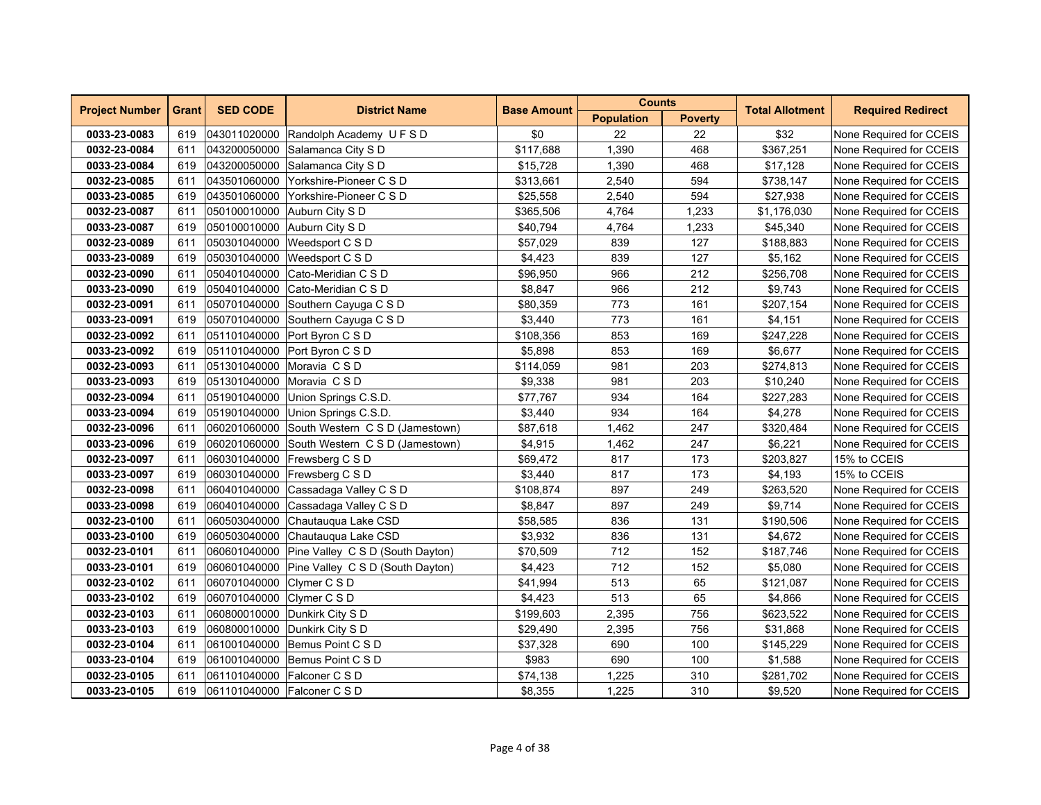| Project Number | Grant | SED CODE | District Name | Base Amount | Counts | | Total Allotment | Required Redirect |
|---|---|---|---|---|---|---|---|---|
| | | | | | Population | Poverty | | |
| **0033-23-0083** | 619 | 043011020000 | Randolph Academy U F S D | $0 | 22 | 22 | $32 | None Required for CCEIS |
| **0032-23-0084** | 611 | 043200050000 | Salamanca City S D | $117,688 | 1,390 | 468 | $367,251 | None Required for CCEIS |
| **0033-23-0084** | 619 | 043200050000 | Salamanca City S D | $15,728 | 1,390 | 468 | $17,128 | None Required for CCEIS |
| **0032-23-0085** | 611 | 043501060000 | Yorkshire-Pioneer C S D | $313,661 | 2,540 | 594 | $738,147 | None Required for CCEIS |
| **0033-23-0085** | 619 | 043501060000 | Yorkshire-Pioneer C S D | $25,558 | 2,540 | 594 | $27,938 | None Required for CCEIS |
| **0032-23-0087** | 611 | 050100010000 | Auburn City S D | $365,506 | 4,764 | 1,233 | $1,176,030 | None Required for CCEIS |
| **0033-23-0087** | 619 | 050100010000 | Auburn City S D | $40,794 | 4,764 | 1,233 | $45,340 | None Required for CCEIS |
| **0032-23-0089** | 611 | 050301040000 | Weedsport C S D | $57,029 | 839 | 127 | $188,883 | None Required for CCEIS |
| **0033-23-0089** | 619 | 050301040000 | Weedsport C S D | $4,423 | 839 | 127 | $5,162 | None Required for CCEIS |
| **0032-23-0090** | 611 | 050401040000 | Cato-Meridian C S D | $96,950 | 966 | 212 | $256,708 | None Required for CCEIS |
| **0033-23-0090** | 619 | 050401040000 | Cato-Meridian C S D | $8,847 | 966 | 212 | $9,743 | None Required for CCEIS |
| **0032-23-0091** | 611 | 050701040000 | Southern Cayuga C S D | $80,359 | 773 | 161 | $207,154 | None Required for CCEIS |
| **0033-23-0091** | 619 | 050701040000 | Southern Cayuga C S D | $3,440 | 773 | 161 | $4,151 | None Required for CCEIS |
| **0032-23-0092** | 611 | 051101040000 | Port Byron C S D | $108,356 | 853 | 169 | $247,228 | None Required for CCEIS |
| **0033-23-0092** | 619 | 051101040000 | Port Byron C S D | $5,898 | 853 | 169 | $6,677 | None Required for CCEIS |
| **0032-23-0093** | 611 | 051301040000 | Moravia C S D | $114,059 | 981 | 203 | $274,813 | None Required for CCEIS |
| **0033-23-0093** | 619 | 051301040000 | Moravia C S D | $9,338 | 981 | 203 | $10,240 | None Required for CCEIS |
| **0032-23-0094** | 611 | 051901040000 | Union Springs C.S.D. | $77,767 | 934 | 164 | $227,283 | None Required for CCEIS |
| **0033-23-0094** | 619 | 051901040000 | Union Springs C.S.D. | $3,440 | 934 | 164 | $4,278 | None Required for CCEIS |
| **0032-23-0096** | 611 | 060201060000 | South Western C S D (Jamestown) | $87,618 | 1,462 | 247 | $320,484 | None Required for CCEIS |
| **0033-23-0096** | 619 | 060201060000 | South Western C S D (Jamestown) | $4,915 | 1,462 | 247 | $6,221 | None Required for CCEIS |
| **0032-23-0097** | 611 | 060301040000 | Frewsberg C S D | $69,472 | 817 | 173 | $203,827 | 15% to CCEIS |
| **0033-23-0097** | 619 | 060301040000 | Frewsberg C S D | $3,440 | 817 | 173 | $4,193 | 15% to CCEIS |
| **0032-23-0098** | 611 | 060401040000 | Cassadaga Valley C S D | $108,874 | 897 | 249 | $263,520 | None Required for CCEIS |
| **0033-23-0098** | 619 | 060401040000 | Cassadaga Valley C S D | $8,847 | 897 | 249 | $9,714 | None Required for CCEIS |
| **0032-23-0100** | 611 | 060503040000 | Chautauqua Lake CSD | $58,585 | 836 | 131 | $190,506 | None Required for CCEIS |
| **0033-23-0100** | 619 | 060503040000 | Chautauqua Lake CSD | $3,932 | 836 | 131 | $4,672 | None Required for CCEIS |
| **0032-23-0101** | 611 | 060601040000 | Pine Valley C S D (South Dayton) | $70,509 | 712 | 152 | $187,746 | None Required for CCEIS |
| **0033-23-0101** | 619 | 060601040000 | Pine Valley C S D (South Dayton) | $4,423 | 712 | 152 | $5,080 | None Required for CCEIS |
| **0032-23-0102** | 611 | 060701040000 | Clymer C S D | $41,994 | 513 | 65 | $121,087 | None Required for CCEIS |
| **0033-23-0102** | 619 | 060701040000 | Clymer C S D | $4,423 | 513 | 65 | $4,866 | None Required for CCEIS |
| **0032-23-0103** | 611 | 060800010000 | Dunkirk City S D | $199,603 | 2,395 | 756 | $623,522 | None Required for CCEIS |
| **0033-23-0103** | 619 | 060800010000 | Dunkirk City S D | $29,490 | 2,395 | 756 | $31,868 | None Required for CCEIS |
| **0032-23-0104** | 611 | 061001040000 | Bemus Point C S D | $37,328 | 690 | 100 | $145,229 | None Required for CCEIS |
| **0033-23-0104** | 619 | 061001040000 | Bemus Point C S D | $983 | 690 | 100 | $1,588 | None Required for CCEIS |
| **0032-23-0105** | 611 | 061101040000 | Falconer C S D | $74,138 | 1,225 | 310 | $281,702 | None Required for CCEIS |
| **0033-23-0105** | 619 | 061101040000 | Falconer C S D | $8,355 | 1,225 | 310 | $9,520 | None Required for CCEIS |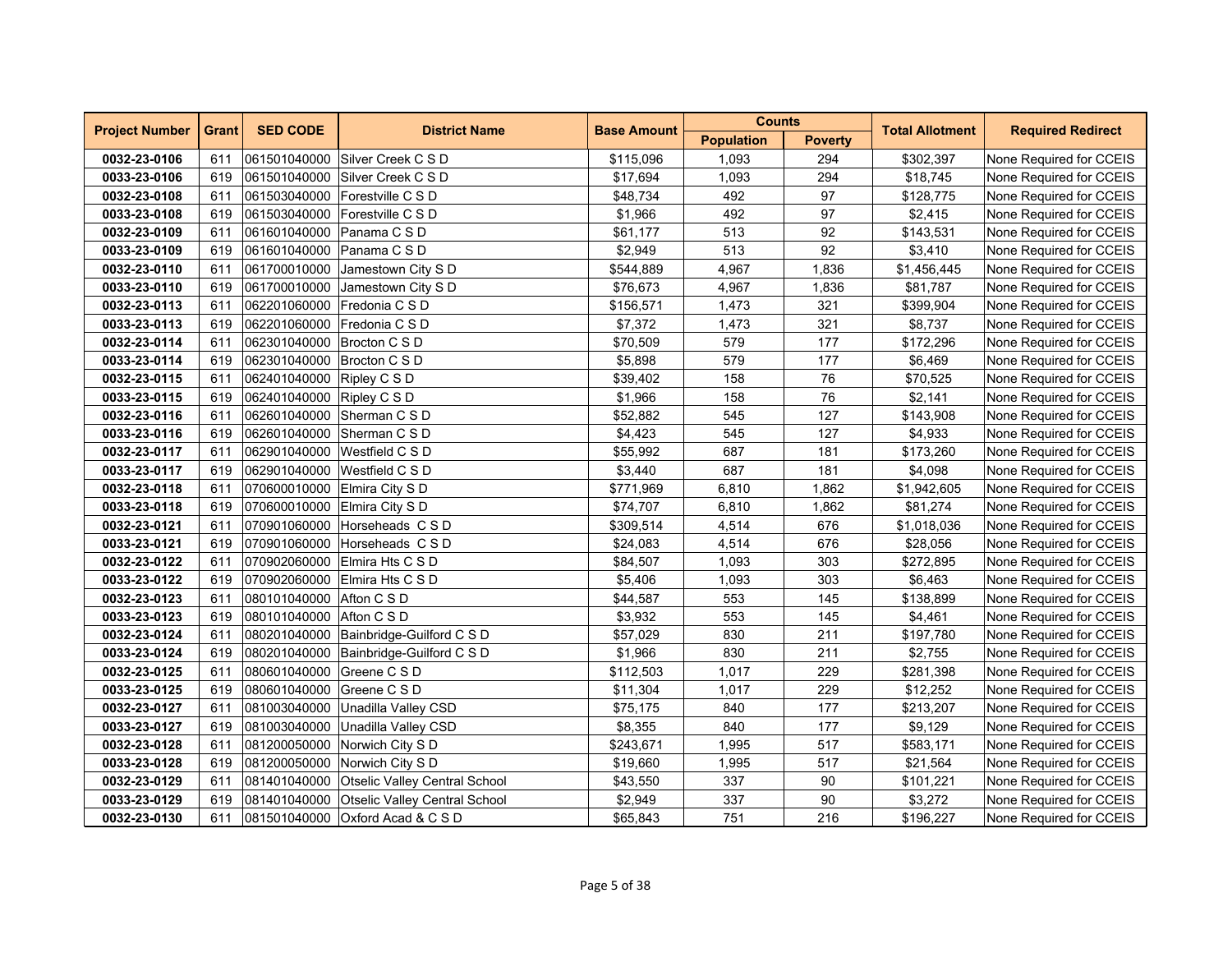| Project Number | Grant | SED CODE | District Name | Base Amount | Counts | | Total Allotment | Required Redirect |
|---|---|---|---|---|---|---|---|---|
| | | | | | Population | Poverty | | |
| **0032-23-0106** | 611 | 061501040000 | Silver Creek C S D | $115,096 | 1,093 | 294 | $302,397 | None Required for CCEIS |
| **0033-23-0106** | 619 | 061501040000 | Silver Creek C S D | $17,694 | 1,093 | 294 | $18,745 | None Required for CCEIS |
| **0032-23-0108** | 611 | 061503040000 | Forestville C S D | $48,734 | 492 | 97 | $128,775 | None Required for CCEIS |
| **0033-23-0108** | 619 | 061503040000 | Forestville C S D | $1,966 | 492 | 97 | $2,415 | None Required for CCEIS |
| **0032-23-0109** | 611 | 061601040000 | Panama C S D | $61,177 | 513 | 92 | $143,531 | None Required for CCEIS |
| **0033-23-0109** | 619 | 061601040000 | Panama C S D | $2,949 | 513 | 92 | $3,410 | None Required for CCEIS |
| **0032-23-0110** | 611 | 061700010000 | Jamestown City S D | $544,889 | 4,967 | 1,836 | $1,456,445 | None Required for CCEIS |
| **0033-23-0110** | 619 | 061700010000 | Jamestown City S D | $76,673 | 4,967 | 1,836 | $81,787 | None Required for CCEIS |
| **0032-23-0113** | 611 | 062201060000 | Fredonia C S D | $156,571 | 1,473 | 321 | $399,904 | None Required for CCEIS |
| **0033-23-0113** | 619 | 062201060000 | Fredonia C S D | $7,372 | 1,473 | 321 | $8,737 | None Required for CCEIS |
| **0032-23-0114** | 611 | 062301040000 | Brocton C S D | $70,509 | 579 | 177 | $172,296 | None Required for CCEIS |
| **0033-23-0114** | 619 | 062301040000 | Brocton C S D | $5,898 | 579 | 177 | $6,469 | None Required for CCEIS |
| **0032-23-0115** | 611 | 062401040000 | Ripley C S D | $39,402 | 158 | 76 | $70,525 | None Required for CCEIS |
| **0033-23-0115** | 619 | 062401040000 | Ripley C S D | $1,966 | 158 | 76 | $2,141 | None Required for CCEIS |
| **0032-23-0116** | 611 | 062601040000 | Sherman C S D | $52,882 | 545 | 127 | $143,908 | None Required for CCEIS |
| **0033-23-0116** | 619 | 062601040000 | Sherman C S D | $4,423 | 545 | 127 | $4,933 | None Required for CCEIS |
| **0032-23-0117** | 611 | 062901040000 | Westfield C S D | $55,992 | 687 | 181 | $173,260 | None Required for CCEIS |
| **0033-23-0117** | 619 | 062901040000 | Westfield C S D | $3,440 | 687 | 181 | $4,098 | None Required for CCEIS |
| **0032-23-0118** | 611 | 070600010000 | Elmira City S D | $771,969 | 6,810 | 1,862 | $1,942,605 | None Required for CCEIS |
| **0033-23-0118** | 619 | 070600010000 | Elmira City S D | $74,707 | 6,810 | 1,862 | $81,274 | None Required for CCEIS |
| **0032-23-0121** | 611 | 070901060000 | Horseheads C S D | $309,514 | 4,514 | 676 | $1,018,036 | None Required for CCEIS |
| **0033-23-0121** | 619 | 070901060000 | Horseheads C S D | $24,083 | 4,514 | 676 | $28,056 | None Required for CCEIS |
| **0032-23-0122** | 611 | 070902060000 | Elmira Hts C S D | $84,507 | 1,093 | 303 | $272,895 | None Required for CCEIS |
| **0033-23-0122** | 619 | 070902060000 | Elmira Hts C S D | $5,406 | 1,093 | 303 | $6,463 | None Required for CCEIS |
| **0032-23-0123** | 611 | 080101040000 | Afton C S D | $44,587 | 553 | 145 | $138,899 | None Required for CCEIS |
| **0033-23-0123** | 619 | 080101040000 | Afton C S D | $3,932 | 553 | 145 | $4,461 | None Required for CCEIS |
| **0032-23-0124** | 611 | 080201040000 | Bainbridge-Guilford C S D | $57,029 | 830 | 211 | $197,780 | None Required for CCEIS |
| **0033-23-0124** | 619 | 080201040000 | Bainbridge-Guilford C S D | $1,966 | 830 | 211 | $2,755 | None Required for CCEIS |
| **0032-23-0125** | 611 | 080601040000 | Greene C S D | $112,503 | 1,017 | 229 | $281,398 | None Required for CCEIS |
| **0033-23-0125** | 619 | 080601040000 | Greene C S D | $11,304 | 1,017 | 229 | $12,252 | None Required for CCEIS |
| **0032-23-0127** | 611 | 081003040000 | Unadilla Valley CSD | $75,175 | 840 | 177 | $213,207 | None Required for CCEIS |
| **0033-23-0127** | 619 | 081003040000 | Unadilla Valley CSD | $8,355 | 840 | 177 | $9,129 | None Required for CCEIS |
| **0032-23-0128** | 611 | 081200050000 | Norwich City S D | $243,671 | 1,995 | 517 | $583,171 | None Required for CCEIS |
| **0033-23-0128** | 619 | 081200050000 | Norwich City S D | $19,660 | 1,995 | 517 | $21,564 | None Required for CCEIS |
| **0032-23-0129** | 611 | 081401040000 | Otselic Valley Central School | $43,550 | 337 | 90 | $101,221 | None Required for CCEIS |
| **0033-23-0129** | 619 | 081401040000 | Otselic Valley Central School | $2,949 | 337 | 90 | $3,272 | None Required for CCEIS |
| **0032-23-0130** | 611 | 081501040000 | Oxford Acad & C S D | $65,843 | 751 | 216 | $196,227 | None Required for CCEIS |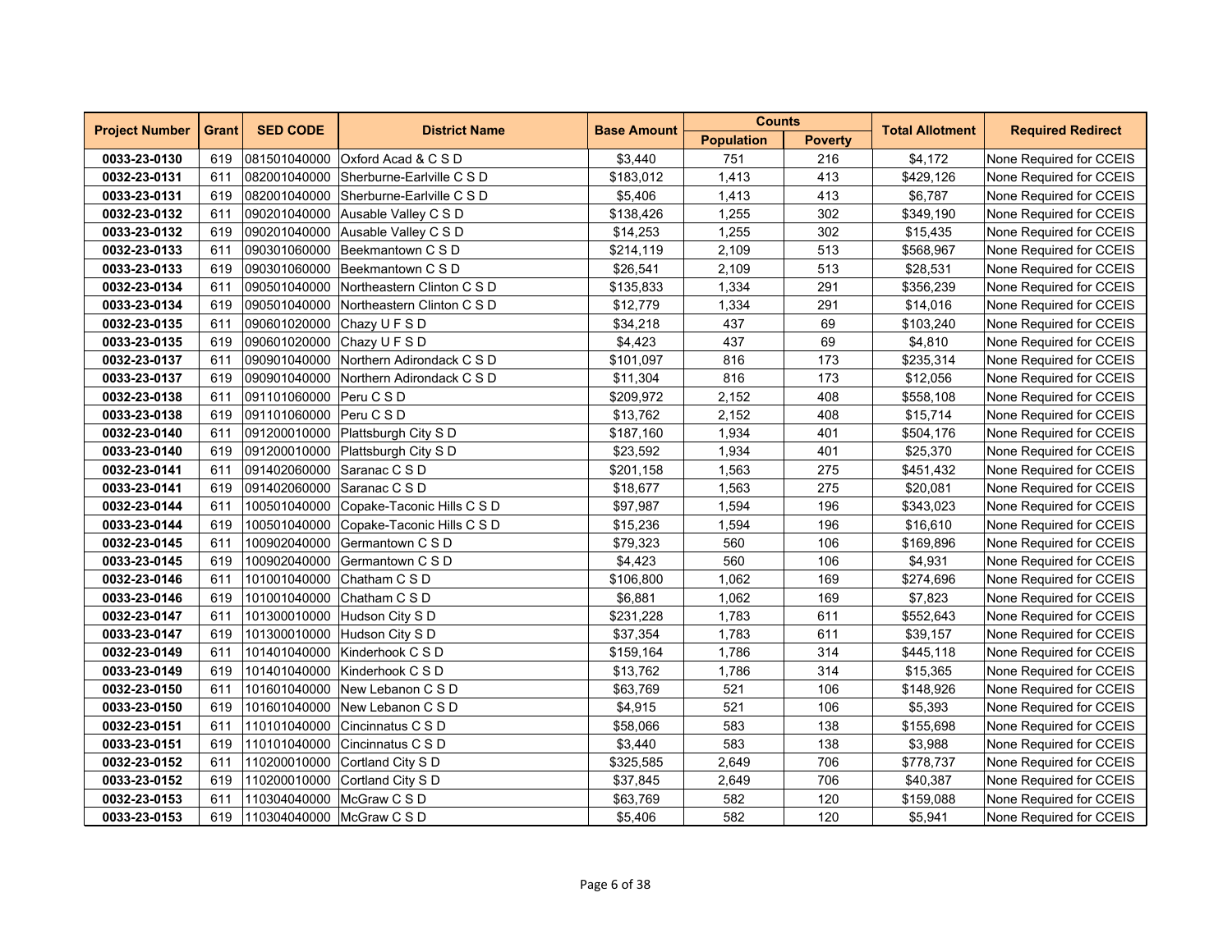| Project Number | Grant | SED CODE | District Name | Base Amount | Counts | | Total Allotment | Required Redirect |
|---|---|---|---|---|---|---|---|---|
| | | | | | Population | Poverty | | |
| **0033-23-0130** | 619 | 081501040000 | Oxford Acad & C S D | $3,440 | 751 | 216 | $4,172 | None Required for CCEIS |
| **0032-23-0131** | 611 | 082001040000 | Sherburne-Earlville C S D | $183,012 | 1,413 | 413 | $429,126 | None Required for CCEIS |
| **0033-23-0131** | 619 | 082001040000 | Sherburne-Earlville C S D | $5,406 | 1,413 | 413 | $6,787 | None Required for CCEIS |
| **0032-23-0132** | 611 | 090201040000 | Ausable Valley C S D | $138,426 | 1,255 | 302 | $349,190 | None Required for CCEIS |
| **0033-23-0132** | 619 | 090201040000 | Ausable Valley C S D | $14,253 | 1,255 | 302 | $15,435 | None Required for CCEIS |
| **0032-23-0133** | 611 | 090301060000 | Beekmantown C S D | $214,119 | 2,109 | 513 | $568,967 | None Required for CCEIS |
| **0033-23-0133** | 619 | 090301060000 | Beekmantown C S D | $26,541 | 2,109 | 513 | $28,531 | None Required for CCEIS |
| **0032-23-0134** | 611 | 090501040000 | Northeastern Clinton C S D | $135,833 | 1,334 | 291 | $356,239 | None Required for CCEIS |
| **0033-23-0134** | 619 | 090501040000 | Northeastern Clinton C S D | $12,779 | 1,334 | 291 | $14,016 | None Required for CCEIS |
| **0032-23-0135** | 611 | 090601020000 | Chazy U F S D | $34,218 | 437 | 69 | $103,240 | None Required for CCEIS |
| **0033-23-0135** | 619 | 090601020000 | Chazy U F S D | $4,423 | 437 | 69 | $4,810 | None Required for CCEIS |
| **0032-23-0137** | 611 | 090901040000 | Northern Adirondack C S D | $101,097 | 816 | 173 | $235,314 | None Required for CCEIS |
| **0033-23-0137** | 619 | 090901040000 | Northern Adirondack C S D | $11,304 | 816 | 173 | $12,056 | None Required for CCEIS |
| **0032-23-0138** | 611 | 091101060000 | Peru C S D | $209,972 | 2,152 | 408 | $558,108 | None Required for CCEIS |
| **0033-23-0138** | 619 | 091101060000 | Peru C S D | $13,762 | 2,152 | 408 | $15,714 | None Required for CCEIS |
| **0032-23-0140** | 611 | 091200010000 | Plattsburgh City S D | $187,160 | 1,934 | 401 | $504,176 | None Required for CCEIS |
| **0033-23-0140** | 619 | 091200010000 | Plattsburgh City S D | $23,592 | 1,934 | 401 | $25,370 | None Required for CCEIS |
| **0032-23-0141** | 611 | 091402060000 | Saranac C S D | $201,158 | 1,563 | 275 | $451,432 | None Required for CCEIS |
| **0033-23-0141** | 619 | 091402060000 | Saranac C S D | $18,677 | 1,563 | 275 | $20,081 | None Required for CCEIS |
| **0032-23-0144** | 611 | 100501040000 | Copake-Taconic Hills C S D | $97,987 | 1,594 | 196 | $343,023 | None Required for CCEIS |
| **0033-23-0144** | 619 | 100501040000 | Copake-Taconic Hills C S D | $15,236 | 1,594 | 196 | $16,610 | None Required for CCEIS |
| **0032-23-0145** | 611 | 100902040000 | Germantown C S D | $79,323 | 560 | 106 | $169,896 | None Required for CCEIS |
| **0033-23-0145** | 619 | 100902040000 | Germantown C S D | $4,423 | 560 | 106 | $4,931 | None Required for CCEIS |
| **0032-23-0146** | 611 | 101001040000 | Chatham C S D | $106,800 | 1,062 | 169 | $274,696 | None Required for CCEIS |
| **0033-23-0146** | 619 | 101001040000 | Chatham C S D | $6,881 | 1,062 | 169 | $7,823 | None Required for CCEIS |
| **0032-23-0147** | 611 | 101300010000 | Hudson City S D | $231,228 | 1,783 | 611 | $552,643 | None Required for CCEIS |
| **0033-23-0147** | 619 | 101300010000 | Hudson City S D | $37,354 | 1,783 | 611 | $39,157 | None Required for CCEIS |
| **0032-23-0149** | 611 | 101401040000 | Kinderhook C S D | $159,164 | 1,786 | 314 | $445,118 | None Required for CCEIS |
| **0033-23-0149** | 619 | 101401040000 | Kinderhook C S D | $13,762 | 1,786 | 314 | $15,365 | None Required for CCEIS |
| **0032-23-0150** | 611 | 101601040000 | New Lebanon C S D | $63,769 | 521 | 106 | $148,926 | None Required for CCEIS |
| **0033-23-0150** | 619 | 101601040000 | New Lebanon C S D | $4,915 | 521 | 106 | $5,393 | None Required for CCEIS |
| **0032-23-0151** | 611 | 110101040000 | Cincinnatus C S D | $58,066 | 583 | 138 | $155,698 | None Required for CCEIS |
| **0033-23-0151** | 619 | 110101040000 | Cincinnatus C S D | $3,440 | 583 | 138 | $3,988 | None Required for CCEIS |
| **0032-23-0152** | 611 | 110200010000 | Cortland City S D | $325,585 | 2,649 | 706 | $778,737 | None Required for CCEIS |
| **0033-23-0152** | 619 | 110200010000 | Cortland City S D | $37,845 | 2,649 | 706 | $40,387 | None Required for CCEIS |
| **0032-23-0153** | 611 | 110304040000 | McGraw C S D | $63,769 | 582 | 120 | $159,088 | None Required for CCEIS |
| **0033-23-0153** | 619 | 110304040000 | McGraw C S D | $5,406 | 582 | 120 | $5,941 | None Required for CCEIS |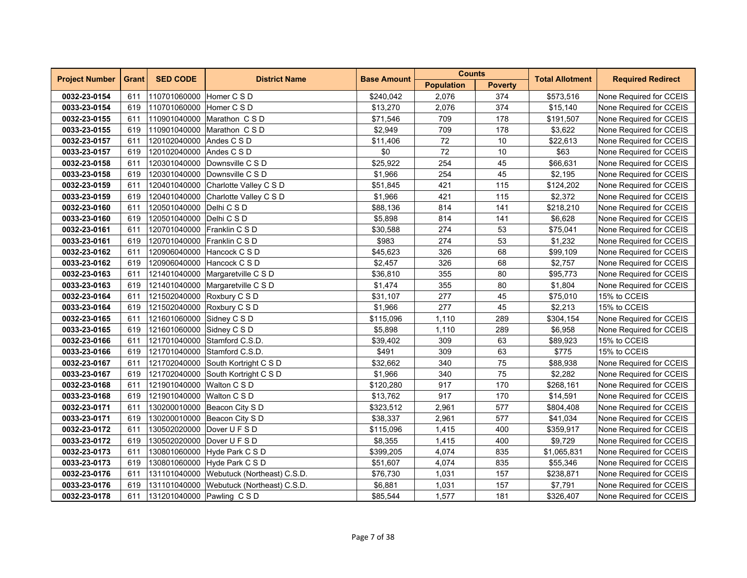| Project Number | Grant | SED CODE | District Name | Base Amount | Counts | | Total Allotment | Required Redirect |
|---|---|---|---|---|---|---|---|---|
| | | | | | Population | Poverty | | |
| **0032-23-0154** | 611 | 110701060000 | Homer C S D | $240,042 | 2,076 | 374 | $573,516 | None Required for CCEIS |
| **0033-23-0154** | 619 | 110701060000 | Homer C S D | $13,270 | 2,076 | 374 | $15,140 | None Required for CCEIS |
| **0032-23-0155** | 611 | 110901040000 | Marathon C S D | $71,546 | 709 | 178 | $191,507 | None Required for CCEIS |
| **0033-23-0155** | 619 | 110901040000 | Marathon C S D | $2,949 | 709 | 178 | $3,622 | None Required for CCEIS |
| **0032-23-0157** | 611 | 120102040000 | Andes C S D | $11,406 | 72 | 10 | $22,613 | None Required for CCEIS |
| **0033-23-0157** | 619 | 120102040000 | Andes C S D | $0 | 72 | 10 | $63 | None Required for CCEIS |
| **0032-23-0158** | 611 | 120301040000 | Downsville C S D | $25,922 | 254 | 45 | $66,631 | None Required for CCEIS |
| **0033-23-0158** | 619 | 120301040000 | Downsville C S D | $1,966 | 254 | 45 | $2,195 | None Required for CCEIS |
| **0032-23-0159** | 611 | 120401040000 | Charlotte Valley C S D | $51,845 | 421 | 115 | $124,202 | None Required for CCEIS |
| **0033-23-0159** | 619 | 120401040000 | Charlotte Valley C S D | $1,966 | 421 | 115 | $2,372 | None Required for CCEIS |
| **0032-23-0160** | 611 | 120501040000 | Delhi C S D | $88,136 | 814 | 141 | $218,210 | None Required for CCEIS |
| **0033-23-0160** | 619 | 120501040000 | Delhi C S D | $5,898 | 814 | 141 | $6,628 | None Required for CCEIS |
| **0032-23-0161** | 611 | 120701040000 | Franklin C S D | $30,588 | 274 | 53 | $75,041 | None Required for CCEIS |
| **0033-23-0161** | 619 | 120701040000 | Franklin C S D | $983 | 274 | 53 | $1,232 | None Required for CCEIS |
| **0032-23-0162** | 611 | 120906040000 | Hancock C S D | $45,623 | 326 | 68 | $99,109 | None Required for CCEIS |
| **0033-23-0162** | 619 | 120906040000 | Hancock C S D | $2,457 | 326 | 68 | $2,757 | None Required for CCEIS |
| **0032-23-0163** | 611 | 121401040000 | Margaretville C S D | $36,810 | 355 | 80 | $95,773 | None Required for CCEIS |
| **0033-23-0163** | 619 | 121401040000 | Margaretville C S D | $1,474 | 355 | 80 | $1,804 | None Required for CCEIS |
| **0032-23-0164** | 611 | 121502040000 | Roxbury C S D | $31,107 | 277 | 45 | $75,010 | 15% to CCEIS |
| **0033-23-0164** | 619 | 121502040000 | Roxbury C S D | $1,966 | 277 | 45 | $2,213 | 15% to CCEIS |
| **0032-23-0165** | 611 | 121601060000 | Sidney C S D | $115,096 | 1,110 | 289 | $304,154 | None Required for CCEIS |
| **0033-23-0165** | 619 | 121601060000 | Sidney C S D | $5,898 | 1,110 | 289 | $6,958 | None Required for CCEIS |
| **0032-23-0166** | 611 | 121701040000 | Stamford C.S.D. | $39,402 | 309 | 63 | $89,923 | 15% to CCEIS |
| **0033-23-0166** | 619 | 121701040000 | Stamford C.S.D. | $491 | 309 | 63 | $775 | 15% to CCEIS |
| **0032-23-0167** | 611 | 121702040000 | South Kortright C S D | $32,662 | 340 | 75 | $88,938 | None Required for CCEIS |
| **0033-23-0167** | 619 | 121702040000 | South Kortright C S D | $1,966 | 340 | 75 | $2,282 | None Required for CCEIS |
| **0032-23-0168** | 611 | 121901040000 | Walton C S D | $120,280 | 917 | 170 | $268,161 | None Required for CCEIS |
| **0033-23-0168** | 619 | 121901040000 | Walton C S D | $13,762 | 917 | 170 | $14,591 | None Required for CCEIS |
| **0032-23-0171** | 611 | 130200010000 | Beacon City S D | $323,512 | 2,961 | 577 | $804,408 | None Required for CCEIS |
| **0033-23-0171** | 619 | 130200010000 | Beacon City S D | $38,337 | 2,961 | 577 | $41,034 | None Required for CCEIS |
| **0032-23-0172** | 611 | 130502020000 | Dover U F S D | $115,096 | 1,415 | 400 | $359,917 | None Required for CCEIS |
| **0033-23-0172** | 619 | 130502020000 | Dover U F S D | $8,355 | 1,415 | 400 | $9,729 | None Required for CCEIS |
| **0032-23-0173** | 611 | 130801060000 | Hyde Park C S D | $399,205 | 4,074 | 835 | $1,065,831 | None Required for CCEIS |
| **0033-23-0173** | 619 | 130801060000 | Hyde Park C S D | $51,607 | 4,074 | 835 | $55,346 | None Required for CCEIS |
| **0032-23-0176** | 611 | 131101040000 | Webutuck (Northeast) C.S.D. | $76,730 | 1,031 | 157 | $238,871 | None Required for CCEIS |
| **0033-23-0176** | 619 | 131101040000 | Webutuck (Northeast) C.S.D. | $6,881 | 1,031 | 157 | $7,791 | None Required for CCEIS |
| **0032-23-0178** | 611 | 131201040000 | Pawling C S D | $85,544 | 1,577 | 181 | $326,407 | None Required for CCEIS |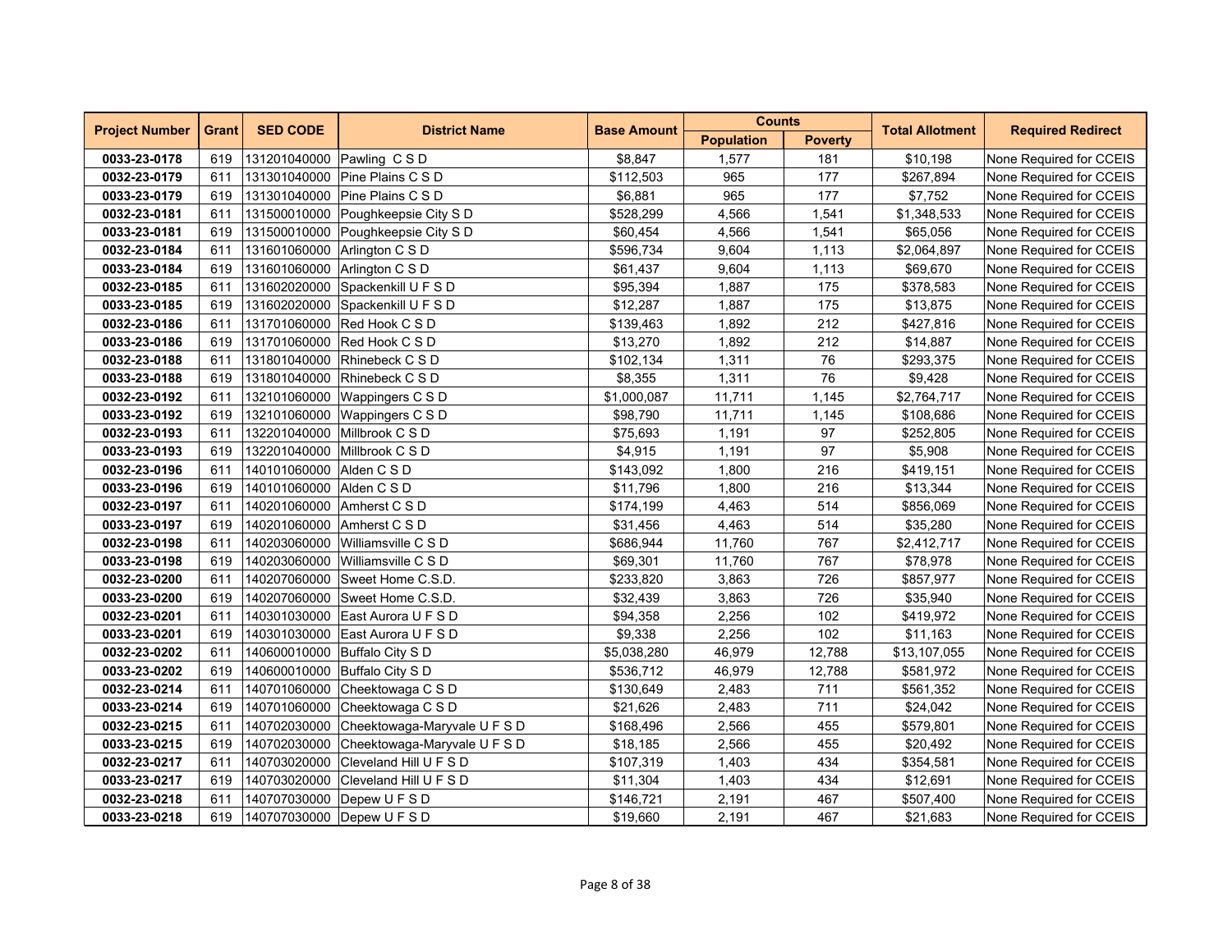| Project Number | Grant | SED CODE | District Name | Base Amount | Counts | | Total Allotment | Required Redirect |
|---|---|---|---|---|---|---|---|---|
| | | | | | Population | Poverty | | |
| **0033-23-0178** | 619 | 131201040000 | Pawling C S D | $8,847 | 1,577 | 181 | $10,198 | None Required for CCEIS |
| **0032-23-0179** | 611 | 131301040000 | Pine Plains C S D | $112,503 | 965 | 177 | $267,894 | None Required for CCEIS |
| **0033-23-0179** | 619 | 131301040000 | Pine Plains C S D | $6,881 | 965 | 177 | $7,752 | None Required for CCEIS |
| **0032-23-0181** | 611 | 131500010000 | Poughkeepsie City S D | $528,299 | 4,566 | 1,541 | $1,348,533 | None Required for CCEIS |
| **0033-23-0181** | 619 | 131500010000 | Poughkeepsie City S D | $60,454 | 4,566 | 1,541 | $65,056 | None Required for CCEIS |
| **0032-23-0184** | 611 | 131601060000 | Arlington C S D | $596,734 | 9,604 | 1,113 | $2,064,897 | None Required for CCEIS |
| **0033-23-0184** | 619 | 131601060000 | Arlington C S D | $61,437 | 9,604 | 1,113 | $69,670 | None Required for CCEIS |
| **0032-23-0185** | 611 | 131602020000 | Spackenkill U F S D | $95,394 | 1,887 | 175 | $378,583 | None Required for CCEIS |
| **0033-23-0185** | 619 | 131602020000 | Spackenkill U F S D | $12,287 | 1,887 | 175 | $13,875 | None Required for CCEIS |
| **0032-23-0186** | 611 | 131701060000 | Red Hook C S D | $139,463 | 1,892 | 212 | $427,816 | None Required for CCEIS |
| **0033-23-0186** | 619 | 131701060000 | Red Hook C S D | $13,270 | 1,892 | 212 | $14,887 | None Required for CCEIS |
| **0032-23-0188** | 611 | 131801040000 | Rhinebeck C S D | $102,134 | 1,311 | 76 | $293,375 | None Required for CCEIS |
| **0033-23-0188** | 619 | 131801040000 | Rhinebeck C S D | $8,355 | 1,311 | 76 | $9,428 | None Required for CCEIS |
| **0032-23-0192** | 611 | 132101060000 | Wappingers C S D | $1,000,087 | 11,711 | 1,145 | $2,764,717 | None Required for CCEIS |
| **0033-23-0192** | 619 | 132101060000 | Wappingers C S D | $98,790 | 11,711 | 1,145 | $108,686 | None Required for CCEIS |
| **0032-23-0193** | 611 | 132201040000 | Millbrook C S D | $75,693 | 1,191 | 97 | $252,805 | None Required for CCEIS |
| **0033-23-0193** | 619 | 132201040000 | Millbrook C S D | $4,915 | 1,191 | 97 | $5,908 | None Required for CCEIS |
| **0032-23-0196** | 611 | 140101060000 | Alden C S D | $143,092 | 1,800 | 216 | $419,151 | None Required for CCEIS |
| **0033-23-0196** | 619 | 140101060000 | Alden C S D | $11,796 | 1,800 | 216 | $13,344 | None Required for CCEIS |
| **0032-23-0197** | 611 | 140201060000 | Amherst C S D | $174,199 | 4,463 | 514 | $856,069 | None Required for CCEIS |
| **0033-23-0197** | 619 | 140201060000 | Amherst C S D | $31,456 | 4,463 | 514 | $35,280 | None Required for CCEIS |
| **0032-23-0198** | 611 | 140203060000 | Williamsville C S D | $686,944 | 11,760 | 767 | $2,412,717 | None Required for CCEIS |
| **0033-23-0198** | 619 | 140203060000 | Williamsville C S D | $69,301 | 11,760 | 767 | $78,978 | None Required for CCEIS |
| **0032-23-0200** | 611 | 140207060000 | Sweet Home C.S.D. | $233,820 | 3,863 | 726 | $857,977 | None Required for CCEIS |
| **0033-23-0200** | 619 | 140207060000 | Sweet Home C.S.D. | $32,439 | 3,863 | 726 | $35,940 | None Required for CCEIS |
| **0032-23-0201** | 611 | 140301030000 | East Aurora U F S D | $94,358 | 2,256 | 102 | $419,972 | None Required for CCEIS |
| **0033-23-0201** | 619 | 140301030000 | East Aurora U F S D | $9,338 | 2,256 | 102 | $11,163 | None Required for CCEIS |
| **0032-23-0202** | 611 | 140600010000 | Buffalo City S D | $5,038,280 | 46,979 | 12,788 | $13,107,055 | None Required for CCEIS |
| **0033-23-0202** | 619 | 140600010000 | Buffalo City S D | $536,712 | 46,979 | 12,788 | $581,972 | None Required for CCEIS |
| **0032-23-0214** | 611 | 140701060000 | Cheektowaga C S D | $130,649 | 2,483 | 711 | $561,352 | None Required for CCEIS |
| **0033-23-0214** | 619 | 140701060000 | Cheektowaga C S D | $21,626 | 2,483 | 711 | $24,042 | None Required for CCEIS |
| **0032-23-0215** | 611 | 140702030000 | Cheektowaga-Maryvale U F S D | $168,496 | 2,566 | 455 | $579,801 | None Required for CCEIS |
| **0033-23-0215** | 619 | 140702030000 | Cheektowaga-Maryvale U F S D | $18,185 | 2,566 | 455 | $20,492 | None Required for CCEIS |
| **0032-23-0217** | 611 | 140703020000 | Cleveland Hill U F S D | $107,319 | 1,403 | 434 | $354,581 | None Required for CCEIS |
| **0033-23-0217** | 619 | 140703020000 | Cleveland Hill U F S D | $11,304 | 1,403 | 434 | $12,691 | None Required for CCEIS |
| **0032-23-0218** | 611 | 140707030000 | Depew U F S D | $146,721 | 2,191 | 467 | $507,400 | None Required for CCEIS |
| **0033-23-0218** | 619 | 140707030000 | Depew U F S D | $19,660 | 2,191 | 467 | $21,683 | None Required for CCEIS |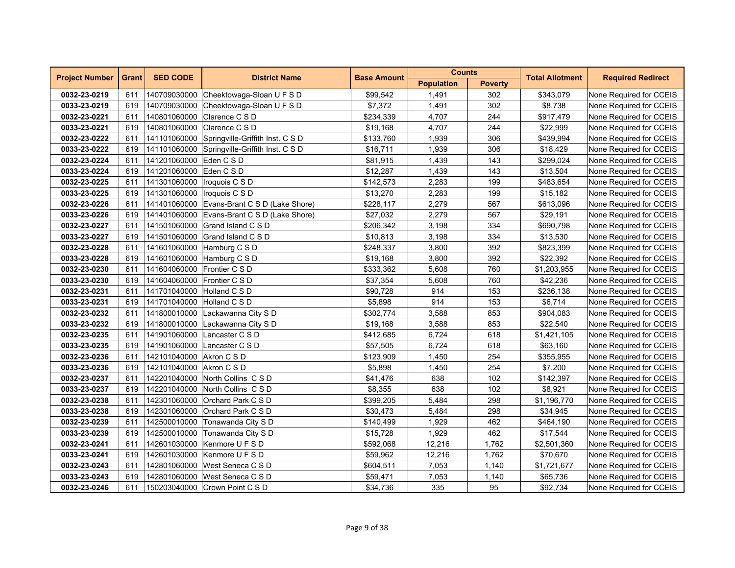| Project Number | Grant | SED CODE | District Name | Base Amount | Counts | | Total Allotment | Required Redirect |
|---|---|---|---|---|---|---|---|---|
| | | | | | Population | Poverty | | |
| **0032-23-0219** | 611 | 140709030000 | Cheektowaga-Sloan U F S D | $99,542 | 1,491 | 302 | $343,079 | None Required for CCEIS |
| **0033-23-0219** | 619 | 140709030000 | Cheektowaga-Sloan U F S D | $7,372 | 1,491 | 302 | $8,738 | None Required for CCEIS |
| **0032-23-0221** | 611 | 140801060000 | Clarence C S D | $234,339 | 4,707 | 244 | $917,479 | None Required for CCEIS |
| **0033-23-0221** | 619 | 140801060000 | Clarence C S D | $19,168 | 4,707 | 244 | $22,999 | None Required for CCEIS |
| **0032-23-0222** | 611 | 141101060000 | Springville-Griffith Inst. C S D | $133,760 | 1,939 | 306 | $439,994 | None Required for CCEIS |
| **0033-23-0222** | 619 | 141101060000 | Springville-Griffith Inst. C S D | $16,711 | 1,939 | 306 | $18,429 | None Required for CCEIS |
| **0032-23-0224** | 611 | 141201060000 | Eden C S D | $81,915 | 1,439 | 143 | $299,024 | None Required for CCEIS |
| **0033-23-0224** | 619 | 141201060000 | Eden C S D | $12,287 | 1,439 | 143 | $13,504 | None Required for CCEIS |
| **0032-23-0225** | 611 | 141301060000 | Iroquois C S D | $142,573 | 2,283 | 199 | $483,654 | None Required for CCEIS |
| **0033-23-0225** | 619 | 141301060000 | Iroquois C S D | $13,270 | 2,283 | 199 | $15,182 | None Required for CCEIS |
| **0032-23-0226** | 611 | 141401060000 | Evans-Brant C S D (Lake Shore) | $228,117 | 2,279 | 567 | $613,096 | None Required for CCEIS |
| **0033-23-0226** | 619 | 141401060000 | Evans-Brant C S D (Lake Shore) | $27,032 | 2,279 | 567 | $29,191 | None Required for CCEIS |
| **0032-23-0227** | 611 | 141501060000 | Grand Island C S D | $206,342 | 3,198 | 334 | $690,798 | None Required for CCEIS |
| **0033-23-0227** | 619 | 141501060000 | Grand Island C S D | $10,813 | 3,198 | 334 | $13,530 | None Required for CCEIS |
| **0032-23-0228** | 611 | 141601060000 | Hamburg C S D | $248,337 | 3,800 | 392 | $823,399 | None Required for CCEIS |
| **0033-23-0228** | 619 | 141601060000 | Hamburg C S D | $19,168 | 3,800 | 392 | $22,392 | None Required for CCEIS |
| **0032-23-0230** | 611 | 141604060000 | Frontier C S D | $333,362 | 5,608 | 760 | $1,203,955 | None Required for CCEIS |
| **0033-23-0230** | 619 | 141604060000 | Frontier C S D | $37,354 | 5,608 | 760 | $42,236 | None Required for CCEIS |
| **0032-23-0231** | 611 | 141701040000 | Holland C S D | $90,728 | 914 | 153 | $236,138 | None Required for CCEIS |
| **0033-23-0231** | 619 | 141701040000 | Holland C S D | $5,898 | 914 | 153 | $6,714 | None Required for CCEIS |
| **0032-23-0232** | 611 | 141800010000 | Lackawanna City S D | $302,774 | 3,588 | 853 | $904,083 | None Required for CCEIS |
| **0033-23-0232** | 619 | 141800010000 | Lackawanna City S D | $19,168 | 3,588 | 853 | $22,540 | None Required for CCEIS |
| **0032-23-0235** | 611 | 141901060000 | Lancaster C S D | $412,685 | 6,724 | 618 | $1,421,105 | None Required for CCEIS |
| **0033-23-0235** | 619 | 141901060000 | Lancaster C S D | $57,505 | 6,724 | 618 | $63,160 | None Required for CCEIS |
| **0032-23-0236** | 611 | 142101040000 | Akron C S D | $123,909 | 1,450 | 254 | $355,955 | None Required for CCEIS |
| **0033-23-0236** | 619 | 142101040000 | Akron C S D | $5,898 | 1,450 | 254 | $7,200 | None Required for CCEIS |
| **0032-23-0237** | 611 | 142201040000 | North Collins C S D | $41,476 | 638 | 102 | $142,397 | None Required for CCEIS |
| **0033-23-0237** | 619 | 142201040000 | North Collins C S D | $8,355 | 638 | 102 | $8,921 | None Required for CCEIS |
| **0032-23-0238** | 611 | 142301060000 | Orchard Park C S D | $399,205 | 5,484 | 298 | $1,196,770 | None Required for CCEIS |
| **0033-23-0238** | 619 | 142301060000 | Orchard Park C S D | $30,473 | 5,484 | 298 | $34,945 | None Required for CCEIS |
| **0032-23-0239** | 611 | 142500010000 | Tonawanda City S D | $140,499 | 1,929 | 462 | $464,190 | None Required for CCEIS |
| **0033-23-0239** | 619 | 142500010000 | Tonawanda City S D | $15,728 | 1,929 | 462 | $17,544 | None Required for CCEIS |
| **0032-23-0241** | 611 | 142601030000 | Kenmore U F S D | $592,068 | 12,216 | 1,762 | $2,501,360 | None Required for CCEIS |
| **0033-23-0241** | 619 | 142601030000 | Kenmore U F S D | $59,962 | 12,216 | 1,762 | $70,670 | None Required for CCEIS |
| **0032-23-0243** | 611 | 142801060000 | West Seneca C S D | $604,511 | 7,053 | 1,140 | $1,721,677 | None Required for CCEIS |
| **0033-23-0243** | 619 | 142801060000 | West Seneca C S D | $59,471 | 7,053 | 1,140 | $65,736 | None Required for CCEIS |
| **0032-23-0246** | 611 | 150203040000 | Crown Point C S D | $34,736 | 335 | 95 | $92,734 | None Required for CCEIS |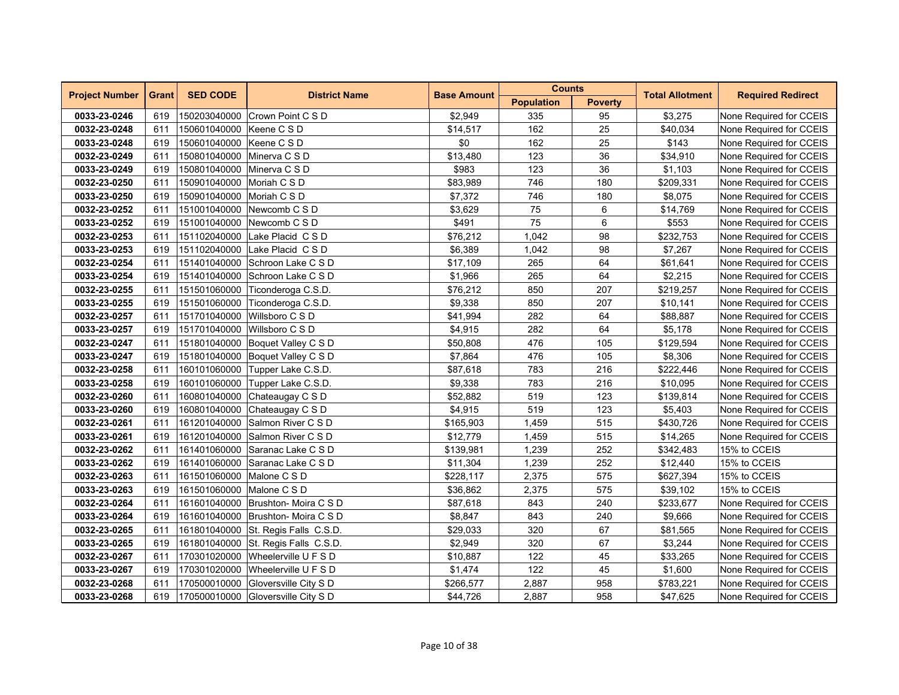| Project Number | Grant | SED CODE | District Name | Base Amount | Counts | | Total Allotment | Required Redirect |
|---|---|---|---|---|---|---|---|---|
| | | | | | Population | Poverty | | |
| **0033-23-0246** | 619 | 150203040000 | Crown Point C S D | $2,949 | 335 | 95 | $3,275 | None Required for CCEIS |
| **0032-23-0248** | 611 | 150601040000 | Keene C S D | $14,517 | 162 | 25 | $40,034 | None Required for CCEIS |
| **0033-23-0248** | 619 | 150601040000 | Keene C S D | $0 | 162 | 25 | $143 | None Required for CCEIS |
| **0032-23-0249** | 611 | 150801040000 | Minerva C S D | $13,480 | 123 | 36 | $34,910 | None Required for CCEIS |
| **0033-23-0249** | 619 | 150801040000 | Minerva C S D | $983 | 123 | 36 | $1,103 | None Required for CCEIS |
| **0032-23-0250** | 611 | 150901040000 | Moriah C S D | $83,989 | 746 | 180 | $209,331 | None Required for CCEIS |
| **0033-23-0250** | 619 | 150901040000 | Moriah C S D | $7,372 | 746 | 180 | $8,075 | None Required for CCEIS |
| **0032-23-0252** | 611 | 151001040000 | Newcomb C S D | $3,629 | 75 | 6 | $14,769 | None Required for CCEIS |
| **0033-23-0252** | 619 | 151001040000 | Newcomb C S D | $491 | 75 | 6 | $553 | None Required for CCEIS |
| **0032-23-0253** | 611 | 151102040000 | Lake Placid C S D | $76,212 | 1,042 | 98 | $232,753 | None Required for CCEIS |
| **0033-23-0253** | 619 | 151102040000 | Lake Placid C S D | $6,389 | 1,042 | 98 | $7,267 | None Required for CCEIS |
| **0032-23-0254** | 611 | 151401040000 | Schroon Lake C S D | $17,109 | 265 | 64 | $61,641 | None Required for CCEIS |
| **0033-23-0254** | 619 | 151401040000 | Schroon Lake C S D | $1,966 | 265 | 64 | $2,215 | None Required for CCEIS |
| **0032-23-0255** | 611 | 151501060000 | Ticonderoga C.S.D. | $76,212 | 850 | 207 | $219,257 | None Required for CCEIS |
| **0033-23-0255** | 619 | 151501060000 | Ticonderoga C.S.D. | $9,338 | 850 | 207 | $10,141 | None Required for CCEIS |
| **0032-23-0257** | 611 | 151701040000 | Willsboro C S D | $41,994 | 282 | 64 | $88,887 | None Required for CCEIS |
| **0033-23-0257** | 619 | 151701040000 | Willsboro C S D | $4,915 | 282 | 64 | $5,178 | None Required for CCEIS |
| **0032-23-0247** | 611 | 151801040000 | Boquet Valley C S D | $50,808 | 476 | 105 | $129,594 | None Required for CCEIS |
| **0033-23-0247** | 619 | 151801040000 | Boquet Valley C S D | $7,864 | 476 | 105 | $8,306 | None Required for CCEIS |
| **0032-23-0258** | 611 | 160101060000 | Tupper Lake C.S.D. | $87,618 | 783 | 216 | $222,446 | None Required for CCEIS |
| **0033-23-0258** | 619 | 160101060000 | Tupper Lake C.S.D. | $9,338 | 783 | 216 | $10,095 | None Required for CCEIS |
| **0032-23-0260** | 611 | 160801040000 | Chateaugay C S D | $52,882 | 519 | 123 | $139,814 | None Required for CCEIS |
| **0033-23-0260** | 619 | 160801040000 | Chateaugay C S D | $4,915 | 519 | 123 | $5,403 | None Required for CCEIS |
| **0032-23-0261** | 611 | 161201040000 | Salmon River C S D | $165,903 | 1,459 | 515 | $430,726 | None Required for CCEIS |
| **0033-23-0261** | 619 | 161201040000 | Salmon River C S D | $12,779 | 1,459 | 515 | $14,265 | None Required for CCEIS |
| **0032-23-0262** | 611 | 161401060000 | Saranac Lake C S D | $139,981 | 1,239 | 252 | $342,483 | 15% to CCEIS |
| **0033-23-0262** | 619 | 161401060000 | Saranac Lake C S D | $11,304 | 1,239 | 252 | $12,440 | 15% to CCEIS |
| **0032-23-0263** | 611 | 161501060000 | Malone C S D | $228,117 | 2,375 | 575 | $627,394 | 15% to CCEIS |
| **0033-23-0263** | 619 | 161501060000 | Malone C S D | $36,862 | 2,375 | 575 | $39,102 | 15% to CCEIS |
| **0032-23-0264** | 611 | 161601040000 | Brushton- Moira C S D | $87,618 | 843 | 240 | $233,677 | None Required for CCEIS |
| **0033-23-0264** | 619 | 161601040000 | Brushton- Moira C S D | $8,847 | 843 | 240 | $9,666 | None Required for CCEIS |
| **0032-23-0265** | 611 | 161801040000 | St. Regis Falls C.S.D. | $29,033 | 320 | 67 | $81,565 | None Required for CCEIS |
| **0033-23-0265** | 619 | 161801040000 | St. Regis Falls C.S.D. | $2,949 | 320 | 67 | $3,244 | None Required for CCEIS |
| **0032-23-0267** | 611 | 170301020000 | Wheelerville U F S D | $10,887 | 122 | 45 | $33,265 | None Required for CCEIS |
| **0033-23-0267** | 619 | 170301020000 | Wheelerville U F S D | $1,474 | 122 | 45 | $1,600 | None Required for CCEIS |
| **0032-23-0268** | 611 | 170500010000 | Gloversville City S D | $266,577 | 2,887 | 958 | $783,221 | None Required for CCEIS |
| **0033-23-0268** | 619 | 170500010000 | Gloversville City S D | $44,726 | 2,887 | 958 | $47,625 | None Required for CCEIS |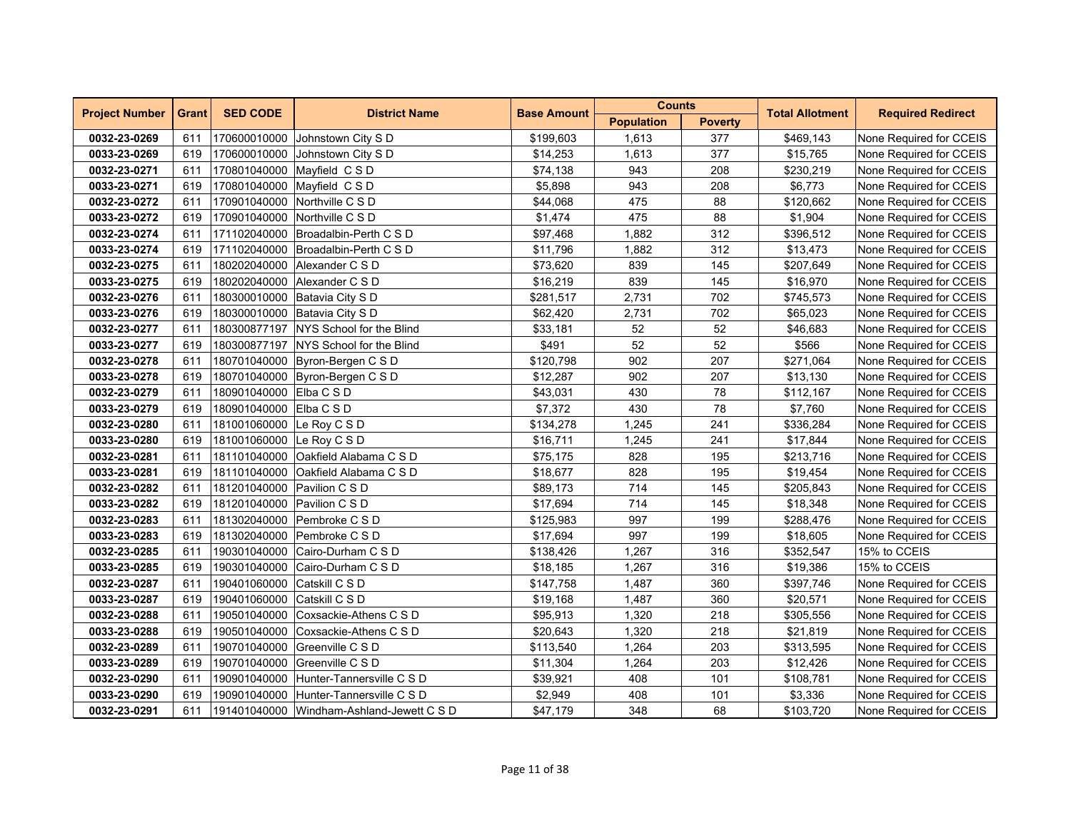| Project Number | Grant | SED CODE | District Name | Base Amount | Counts | | Total Allotment | Required Redirect |
|---|---|---|---|---|---|---|---|---|
| | | | | | Population | Poverty | | |
| **0032-23-0269** | 611 | 170600010000 | Johnstown City S D | $199,603 | 1,613 | 377 | $469,143 | None Required for CCEIS |
| **0033-23-0269** | 619 | 170600010000 | Johnstown City S D | $14,253 | 1,613 | 377 | $15,765 | None Required for CCEIS |
| **0032-23-0271** | 611 | 170801040000 | Mayfield C S D | $74,138 | 943 | 208 | $230,219 | None Required for CCEIS |
| **0033-23-0271** | 619 | 170801040000 | Mayfield C S D | $5,898 | 943 | 208 | $6,773 | None Required for CCEIS |
| **0032-23-0272** | 611 | 170901040000 | Northville C S D | $44,068 | 475 | 88 | $120,662 | None Required for CCEIS |
| **0033-23-0272** | 619 | 170901040000 | Northville C S D | $1,474 | 475 | 88 | $1,904 | None Required for CCEIS |
| **0032-23-0274** | 611 | 171102040000 | Broadalbin-Perth C S D | $97,468 | 1,882 | 312 | $396,512 | None Required for CCEIS |
| **0033-23-0274** | 619 | 171102040000 | Broadalbin-Perth C S D | $11,796 | 1,882 | 312 | $13,473 | None Required for CCEIS |
| **0032-23-0275** | 611 | 180202040000 | Alexander C S D | $73,620 | 839 | 145 | $207,649 | None Required for CCEIS |
| **0033-23-0275** | 619 | 180202040000 | Alexander C S D | $16,219 | 839 | 145 | $16,970 | None Required for CCEIS |
| **0032-23-0276** | 611 | 180300010000 | Batavia City S D | $281,517 | 2,731 | 702 | $745,573 | None Required for CCEIS |
| **0033-23-0276** | 619 | 180300010000 | Batavia City S D | $62,420 | 2,731 | 702 | $65,023 | None Required for CCEIS |
| **0032-23-0277** | 611 | 180300877197 | NYS School for the Blind | $33,181 | 52 | 52 | $46,683 | None Required for CCEIS |
| **0033-23-0277** | 619 | 180300877197 | NYS School for the Blind | $491 | 52 | 52 | $566 | None Required for CCEIS |
| **0032-23-0278** | 611 | 180701040000 | Byron-Bergen C S D | $120,798 | 902 | 207 | $271,064 | None Required for CCEIS |
| **0033-23-0278** | 619 | 180701040000 | Byron-Bergen C S D | $12,287 | 902 | 207 | $13,130 | None Required for CCEIS |
| **0032-23-0279** | 611 | 180901040000 | Elba C S D | $43,031 | 430 | 78 | $112,167 | None Required for CCEIS |
| **0033-23-0279** | 619 | 180901040000 | Elba C S D | $7,372 | 430 | 78 | $7,760 | None Required for CCEIS |
| **0032-23-0280** | 611 | 181001060000 | Le Roy C S D | $134,278 | 1,245 | 241 | $336,284 | None Required for CCEIS |
| **0033-23-0280** | 619 | 181001060000 | Le Roy C S D | $16,711 | 1,245 | 241 | $17,844 | None Required for CCEIS |
| **0032-23-0281** | 611 | 181101040000 | Oakfield Alabama C S D | $75,175 | 828 | 195 | $213,716 | None Required for CCEIS |
| **0033-23-0281** | 619 | 181101040000 | Oakfield Alabama C S D | $18,677 | 828 | 195 | $19,454 | None Required for CCEIS |
| **0032-23-0282** | 611 | 181201040000 | Pavilion C S D | $89,173 | 714 | 145 | $205,843 | None Required for CCEIS |
| **0033-23-0282** | 619 | 181201040000 | Pavilion C S D | $17,694 | 714 | 145 | $18,348 | None Required for CCEIS |
| **0032-23-0283** | 611 | 181302040000 | Pembroke C S D | $125,983 | 997 | 199 | $288,476 | None Required for CCEIS |
| **0033-23-0283** | 619 | 181302040000 | Pembroke C S D | $17,694 | 997 | 199 | $18,605 | None Required for CCEIS |
| **0032-23-0285** | 611 | 190301040000 | Cairo-Durham C S D | $138,426 | 1,267 | 316 | $352,547 | 15% to CCEIS |
| **0033-23-0285** | 619 | 190301040000 | Cairo-Durham C S D | $18,185 | 1,267 | 316 | $19,386 | 15% to CCEIS |
| **0032-23-0287** | 611 | 190401060000 | Catskill C S D | $147,758 | 1,487 | 360 | $397,746 | None Required for CCEIS |
| **0033-23-0287** | 619 | 190401060000 | Catskill C S D | $19,168 | 1,487 | 360 | $20,571 | None Required for CCEIS |
| **0032-23-0288** | 611 | 190501040000 | Coxsackie-Athens C S D | $95,913 | 1,320 | 218 | $305,556 | None Required for CCEIS |
| **0033-23-0288** | 619 | 190501040000 | Coxsackie-Athens C S D | $20,643 | 1,320 | 218 | $21,819 | None Required for CCEIS |
| **0032-23-0289** | 611 | 190701040000 | Greenville C S D | $113,540 | 1,264 | 203 | $313,595 | None Required for CCEIS |
| **0033-23-0289** | 619 | 190701040000 | Greenville C S D | $11,304 | 1,264 | 203 | $12,426 | None Required for CCEIS |
| **0032-23-0290** | 611 | 190901040000 | Hunter-Tannersville C S D | $39,921 | 408 | 101 | $108,781 | None Required for CCEIS |
| **0033-23-0290** | 619 | 190901040000 | Hunter-Tannersville C S D | $2,949 | 408 | 101 | $3,336 | None Required for CCEIS |
| **0032-23-0291** | 611 | 191401040000 | Windham-Ashland-Jewett C S D | $47,179 | 348 | 68 | $103,720 | None Required for CCEIS |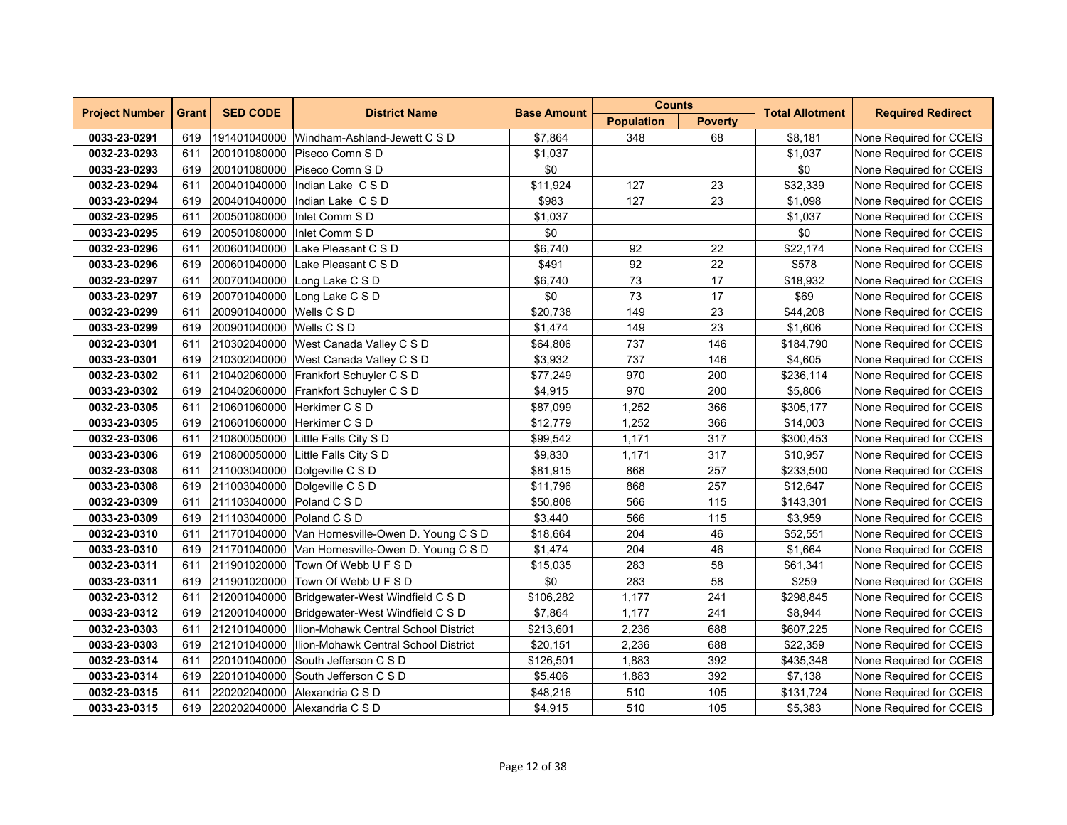| Project Number | Grant | SED CODE | District Name | Base Amount | Counts | | Total Allotment | Required Redirect |
|---|---|---|---|---|---|---|---|---|
| | | | | | Population | Poverty | | |
| **0033-23-0291** | 619 | 191401040000 | Windham-Ashland-Jewett C S D | $7,864 | 348 | 68 | $8,181 | None Required for CCEIS |
| **0032-23-0293** | 611 | 200101080000 | Piseco Comn S D | $1,037 | | | $1,037 | None Required for CCEIS |
| **0033-23-0293** | 619 | 200101080000 | Piseco Comn S D | $0 | | | $0 | None Required for CCEIS |
| **0032-23-0294** | 611 | 200401040000 | Indian Lake C S D | $11,924 | 127 | 23 | $32,339 | None Required for CCEIS |
| **0033-23-0294** | 619 | 200401040000 | Indian Lake C S D | $983 | 127 | 23 | $1,098 | None Required for CCEIS |
| **0032-23-0295** | 611 | 200501080000 | Inlet Comm S D | $1,037 | | | $1,037 | None Required for CCEIS |
| **0033-23-0295** | 619 | 200501080000 | Inlet Comm S D | $0 | | | $0 | None Required for CCEIS |
| **0032-23-0296** | 611 | 200601040000 | Lake Pleasant C S D | $6,740 | 92 | 22 | $22,174 | None Required for CCEIS |
| **0033-23-0296** | 619 | 200601040000 | Lake Pleasant C S D | $491 | 92 | 22 | $578 | None Required for CCEIS |
| **0032-23-0297** | 611 | 200701040000 | Long Lake C S D | $6,740 | 73 | 17 | $18,932 | None Required for CCEIS |
| **0033-23-0297** | 619 | 200701040000 | Long Lake C S D | $0 | 73 | 17 | $69 | None Required for CCEIS |
| **0032-23-0299** | 611 | 200901040000 | Wells C S D | $20,738 | 149 | 23 | $44,208 | None Required for CCEIS |
| **0033-23-0299** | 619 | 200901040000 | Wells C S D | $1,474 | 149 | 23 | $1,606 | None Required for CCEIS |
| **0032-23-0301** | 611 | 210302040000 | West Canada Valley C S D | $64,806 | 737 | 146 | $184,790 | None Required for CCEIS |
| **0033-23-0301** | 619 | 210302040000 | West Canada Valley C S D | $3,932 | 737 | 146 | $4,605 | None Required for CCEIS |
| **0032-23-0302** | 611 | 210402060000 | Frankfort Schuyler C S D | $77,249 | 970 | 200 | $236,114 | None Required for CCEIS |
| **0033-23-0302** | 619 | 210402060000 | Frankfort Schuyler C S D | $4,915 | 970 | 200 | $5,806 | None Required for CCEIS |
| **0032-23-0305** | 611 | 210601060000 | Herkimer C S D | $87,099 | 1,252 | 366 | $305,177 | None Required for CCEIS |
| **0033-23-0305** | 619 | 210601060000 | Herkimer C S D | $12,779 | 1,252 | 366 | $14,003 | None Required for CCEIS |
| **0032-23-0306** | 611 | 210800050000 | Little Falls City S D | $99,542 | 1,171 | 317 | $300,453 | None Required for CCEIS |
| **0033-23-0306** | 619 | 210800050000 | Little Falls City S D | $9,830 | 1,171 | 317 | $10,957 | None Required for CCEIS |
| **0032-23-0308** | 611 | 211003040000 | Dolgeville C S D | $81,915 | 868 | 257 | $233,500 | None Required for CCEIS |
| **0033-23-0308** | 619 | 211003040000 | Dolgeville C S D | $11,796 | 868 | 257 | $12,647 | None Required for CCEIS |
| **0032-23-0309** | 611 | 211103040000 | Poland C S D | $50,808 | 566 | 115 | $143,301 | None Required for CCEIS |
| **0033-23-0309** | 619 | 211103040000 | Poland C S D | $3,440 | 566 | 115 | $3,959 | None Required for CCEIS |
| **0032-23-0310** | 611 | 211701040000 | Van Hornesville-Owen D. Young C S D | $18,664 | 204 | 46 | $52,551 | None Required for CCEIS |
| **0033-23-0310** | 619 | 211701040000 | Van Hornesville-Owen D. Young C S D | $1,474 | 204 | 46 | $1,664 | None Required for CCEIS |
| **0032-23-0311** | 611 | 211901020000 | Town Of Webb U F S D | $15,035 | 283 | 58 | $61,341 | None Required for CCEIS |
| **0033-23-0311** | 619 | 211901020000 | Town Of Webb U F S D | $0 | 283 | 58 | $259 | None Required for CCEIS |
| **0032-23-0312** | 611 | 212001040000 | Bridgewater-West Windfield C S D | $106,282 | 1,177 | 241 | $298,845 | None Required for CCEIS |
| **0033-23-0312** | 619 | 212001040000 | Bridgewater-West Windfield C S D | $7,864 | 1,177 | 241 | $8,944 | None Required for CCEIS |
| **0032-23-0303** | 611 | 212101040000 | Ilion-Mohawk Central School District | $213,601 | 2,236 | 688 | $607,225 | None Required for CCEIS |
| **0033-23-0303** | 619 | 212101040000 | Ilion-Mohawk Central School District | $20,151 | 2,236 | 688 | $22,359 | None Required for CCEIS |
| **0032-23-0314** | 611 | 220101040000 | South Jefferson C S D | $126,501 | 1,883 | 392 | $435,348 | None Required for CCEIS |
| **0033-23-0314** | 619 | 220101040000 | South Jefferson C S D | $5,406 | 1,883 | 392 | $7,138 | None Required for CCEIS |
| **0032-23-0315** | 611 | 220202040000 | Alexandria C S D | $48,216 | 510 | 105 | $131,724 | None Required for CCEIS |
| **0033-23-0315** | 619 | 220202040000 | Alexandria C S D | $4,915 | 510 | 105 | $5,383 | None Required for CCEIS |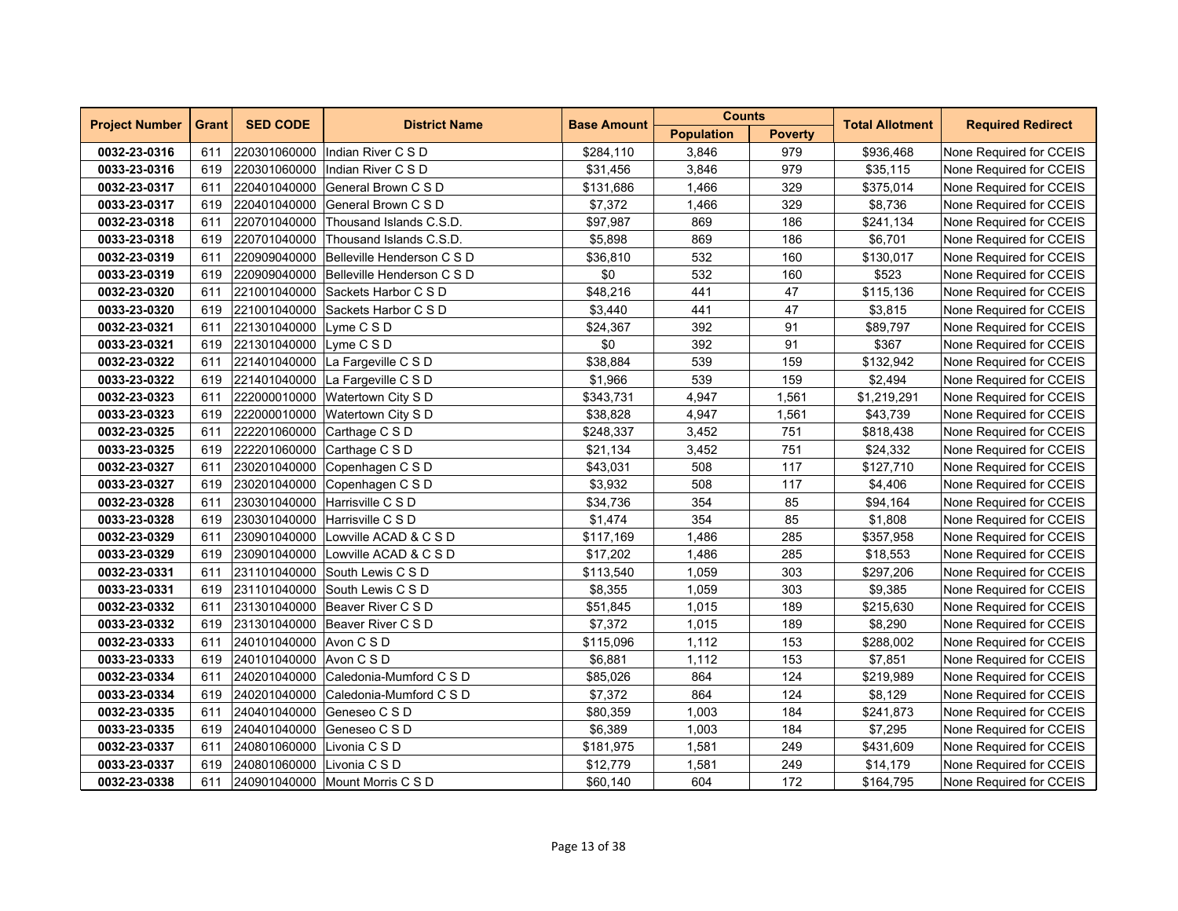| Project Number | Grant | SED CODE | District Name | Base Amount | Counts | | Total Allotment | Required Redirect |
|---|---|---|---|---|---|---|---|---|
| | | | | | Population | Poverty | | |
| **0032-23-0316** | 611 | 220301060000 | Indian River C S D | $284,110 | 3,846 | 979 | $936,468 | None Required for CCEIS |
| **0033-23-0316** | 619 | 220301060000 | Indian River C S D | $31,456 | 3,846 | 979 | $35,115 | None Required for CCEIS |
| **0032-23-0317** | 611 | 220401040000 | General Brown C S D | $131,686 | 1,466 | 329 | $375,014 | None Required for CCEIS |
| **0033-23-0317** | 619 | 220401040000 | General Brown C S D | $7,372 | 1,466 | 329 | $8,736 | None Required for CCEIS |
| **0032-23-0318** | 611 | 220701040000 | Thousand Islands C.S.D. | $97,987 | 869 | 186 | $241,134 | None Required for CCEIS |
| **0033-23-0318** | 619 | 220701040000 | Thousand Islands C.S.D. | $5,898 | 869 | 186 | $6,701 | None Required for CCEIS |
| **0032-23-0319** | 611 | 220909040000 | Belleville Henderson C S D | $36,810 | 532 | 160 | $130,017 | None Required for CCEIS |
| **0033-23-0319** | 619 | 220909040000 | Belleville Henderson C S D | $0 | 532 | 160 | $523 | None Required for CCEIS |
| **0032-23-0320** | 611 | 221001040000 | Sackets Harbor C S D | $48,216 | 441 | 47 | $115,136 | None Required for CCEIS |
| **0033-23-0320** | 619 | 221001040000 | Sackets Harbor C S D | $3,440 | 441 | 47 | $3,815 | None Required for CCEIS |
| **0032-23-0321** | 611 | 221301040000 | Lyme C S D | $24,367 | 392 | 91 | $89,797 | None Required for CCEIS |
| **0033-23-0321** | 619 | 221301040000 | Lyme C S D | $0 | 392 | 91 | $367 | None Required for CCEIS |
| **0032-23-0322** | 611 | 221401040000 | La Fargeville C S D | $38,884 | 539 | 159 | $132,942 | None Required for CCEIS |
| **0033-23-0322** | 619 | 221401040000 | La Fargeville C S D | $1,966 | 539 | 159 | $2,494 | None Required for CCEIS |
| **0032-23-0323** | 611 | 222000010000 | Watertown City S D | $343,731 | 4,947 | 1,561 | $1,219,291 | None Required for CCEIS |
| **0033-23-0323** | 619 | 222000010000 | Watertown City S D | $38,828 | 4,947 | 1,561 | $43,739 | None Required for CCEIS |
| **0032-23-0325** | 611 | 222201060000 | Carthage C S D | $248,337 | 3,452 | 751 | $818,438 | None Required for CCEIS |
| **0033-23-0325** | 619 | 222201060000 | Carthage C S D | $21,134 | 3,452 | 751 | $24,332 | None Required for CCEIS |
| **0032-23-0327** | 611 | 230201040000 | Copenhagen C S D | $43,031 | 508 | 117 | $127,710 | None Required for CCEIS |
| **0033-23-0327** | 619 | 230201040000 | Copenhagen C S D | $3,932 | 508 | 117 | $4,406 | None Required for CCEIS |
| **0032-23-0328** | 611 | 230301040000 | Harrisville C S D | $34,736 | 354 | 85 | $94,164 | None Required for CCEIS |
| **0033-23-0328** | 619 | 230301040000 | Harrisville C S D | $1,474 | 354 | 85 | $1,808 | None Required for CCEIS |
| **0032-23-0329** | 611 | 230901040000 | Lowville ACAD & C S D | $117,169 | 1,486 | 285 | $357,958 | None Required for CCEIS |
| **0033-23-0329** | 619 | 230901040000 | Lowville ACAD & C S D | $17,202 | 1,486 | 285 | $18,553 | None Required for CCEIS |
| **0032-23-0331** | 611 | 231101040000 | South Lewis C S D | $113,540 | 1,059 | 303 | $297,206 | None Required for CCEIS |
| **0033-23-0331** | 619 | 231101040000 | South Lewis C S D | $8,355 | 1,059 | 303 | $9,385 | None Required for CCEIS |
| **0032-23-0332** | 611 | 231301040000 | Beaver River C S D | $51,845 | 1,015 | 189 | $215,630 | None Required for CCEIS |
| **0033-23-0332** | 619 | 231301040000 | Beaver River C S D | $7,372 | 1,015 | 189 | $8,290 | None Required for CCEIS |
| **0032-23-0333** | 611 | 240101040000 | Avon C S D | $115,096 | 1,112 | 153 | $288,002 | None Required for CCEIS |
| **0033-23-0333** | 619 | 240101040000 | Avon C S D | $6,881 | 1,112 | 153 | $7,851 | None Required for CCEIS |
| **0032-23-0334** | 611 | 240201040000 | Caledonia-Mumford C S D | $85,026 | 864 | 124 | $219,989 | None Required for CCEIS |
| **0033-23-0334** | 619 | 240201040000 | Caledonia-Mumford C S D | $7,372 | 864 | 124 | $8,129 | None Required for CCEIS |
| **0032-23-0335** | 611 | 240401040000 | Geneseo C S D | $80,359 | 1,003 | 184 | $241,873 | None Required for CCEIS |
| **0033-23-0335** | 619 | 240401040000 | Geneseo C S D | $6,389 | 1,003 | 184 | $7,295 | None Required for CCEIS |
| **0032-23-0337** | 611 | 240801060000 | Livonia C S D | $181,975 | 1,581 | 249 | $431,609 | None Required for CCEIS |
| **0033-23-0337** | 619 | 240801060000 | Livonia C S D | $12,779 | 1,581 | 249 | $14,179 | None Required for CCEIS |
| **0032-23-0338** | 611 | 240901040000 | Mount Morris C S D | $60,140 | 604 | 172 | $164,795 | None Required for CCEIS |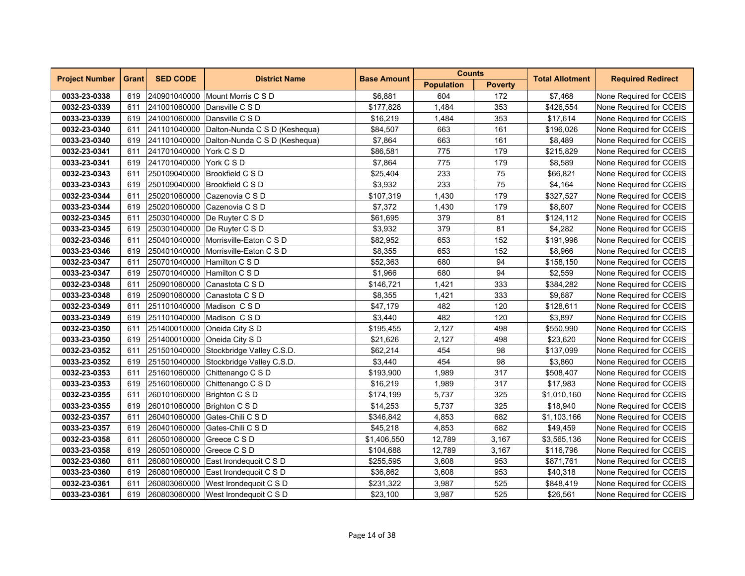| Project Number | Grant | SED CODE | District Name | Base Amount | Counts | | Total Allotment | Required Redirect |
|---|---|---|---|---|---|---|---|---|
| | | | | | Population | Poverty | | |
| 0033-23-0338 | 619 | 240901040000 | Mount Morris C S D | $6,881 | 604 | 172 | $7,468 | None Required for CCEIS |
| 0032-23-0339 | 611 | 241001060000 | Dansville C S D | $177,828 | 1,484 | 353 | $426,554 | None Required for CCEIS |
| 0033-23-0339 | 619 | 241001060000 | Dansville C S D | $16,219 | 1,484 | 353 | $17,614 | None Required for CCEIS |
| 0032-23-0340 | 611 | 241101040000 | Dalton-Nunda C S D (Keshequa) | $84,507 | 663 | 161 | $196,026 | None Required for CCEIS |
| 0033-23-0340 | 619 | 241101040000 | Dalton-Nunda C S D (Keshequa) | $7,864 | 663 | 161 | $8,489 | None Required for CCEIS |
| 0032-23-0341 | 611 | 241701040000 | York C S D | $86,581 | 775 | 179 | $215,829 | None Required for CCEIS |
| 0033-23-0341 | 619 | 241701040000 | York C S D | $7,864 | 775 | 179 | $8,589 | None Required for CCEIS |
| 0032-23-0343 | 611 | 250109040000 | Brookfield C S D | $25,404 | 233 | 75 | $66,821 | None Required for CCEIS |
| 0033-23-0343 | 619 | 250109040000 | Brookfield C S D | $3,932 | 233 | 75 | $4,164 | None Required for CCEIS |
| 0032-23-0344 | 611 | 250201060000 | Cazenovia C S D | $107,319 | 1,430 | 179 | $327,527 | None Required for CCEIS |
| 0033-23-0344 | 619 | 250201060000 | Cazenovia C S D | $7,372 | 1,430 | 179 | $8,607 | None Required for CCEIS |
| 0032-23-0345 | 611 | 250301040000 | De Ruyter C S D | $61,695 | 379 | 81 | $124,112 | None Required for CCEIS |
| 0033-23-0345 | 619 | 250301040000 | De Ruyter C S D | $3,932 | 379 | 81 | $4,282 | None Required for CCEIS |
| 0032-23-0346 | 611 | 250401040000 | Morrisville-Eaton C S D | $82,952 | 653 | 152 | $191,996 | None Required for CCEIS |
| 0033-23-0346 | 619 | 250401040000 | Morrisville-Eaton C S D | $8,355 | 653 | 152 | $8,966 | None Required for CCEIS |
| 0032-23-0347 | 611 | 250701040000 | Hamilton C S D | $52,363 | 680 | 94 | $158,150 | None Required for CCEIS |
| 0033-23-0347 | 619 | 250701040000 | Hamilton C S D | $1,966 | 680 | 94 | $2,559 | None Required for CCEIS |
| 0032-23-0348 | 611 | 250901060000 | Canastota C S D | $146,721 | 1,421 | 333 | $384,282 | None Required for CCEIS |
| 0033-23-0348 | 619 | 250901060000 | Canastota C S D | $8,355 | 1,421 | 333 | $9,687 | None Required for CCEIS |
| 0032-23-0349 | 611 | 251101040000 | Madison C S D | $47,179 | 482 | 120 | $128,611 | None Required for CCEIS |
| 0033-23-0349 | 619 | 251101040000 | Madison C S D | $3,440 | 482 | 120 | $3,897 | None Required for CCEIS |
| 0032-23-0350 | 611 | 251400010000 | Oneida City S D | $195,455 | 2,127 | 498 | $550,990 | None Required for CCEIS |
| 0033-23-0350 | 619 | 251400010000 | Oneida City S D | $21,626 | 2,127 | 498 | $23,620 | None Required for CCEIS |
| 0032-23-0352 | 611 | 251501040000 | Stockbridge Valley C.S.D. | $62,214 | 454 | 98 | $137,099 | None Required for CCEIS |
| 0033-23-0352 | 619 | 251501040000 | Stockbridge Valley C.S.D. | $3,440 | 454 | 98 | $3,860 | None Required for CCEIS |
| 0032-23-0353 | 611 | 251601060000 | Chittenango C S D | $193,900 | 1,989 | 317 | $508,407 | None Required for CCEIS |
| 0033-23-0353 | 619 | 251601060000 | Chittenango C S D | $16,219 | 1,989 | 317 | $17,983 | None Required for CCEIS |
| 0032-23-0355 | 611 | 260101060000 | Brighton C S D | $174,199 | 5,737 | 325 | $1,010,160 | None Required for CCEIS |
| 0033-23-0355 | 619 | 260101060000 | Brighton C S D | $14,253 | 5,737 | 325 | $18,940 | None Required for CCEIS |
| 0032-23-0357 | 611 | 260401060000 | Gates-Chili C S D | $346,842 | 4,853 | 682 | $1,103,166 | None Required for CCEIS |
| 0033-23-0357 | 619 | 260401060000 | Gates-Chili C S D | $45,218 | 4,853 | 682 | $49,459 | None Required for CCEIS |
| 0032-23-0358 | 611 | 260501060000 | Greece C S D | $1,406,550 | 12,789 | 3,167 | $3,565,136 | None Required for CCEIS |
| 0033-23-0358 | 619 | 260501060000 | Greece C S D | $104,688 | 12,789 | 3,167 | $116,796 | None Required for CCEIS |
| 0032-23-0360 | 611 | 260801060000 | East Irondequoit C S D | $255,595 | 3,608 | 953 | $871,761 | None Required for CCEIS |
| 0033-23-0360 | 619 | 260801060000 | East Irondequoit C S D | $36,862 | 3,608 | 953 | $40,318 | None Required for CCEIS |
| 0032-23-0361 | 611 | 260803060000 | West Irondequoit C S D | $231,322 | 3,987 | 525 | $848,419 | None Required for CCEIS |
| 0033-23-0361 | 619 | 260803060000 | West Irondequoit C S D | $23,100 | 3,987 | 525 | $26,561 | None Required for CCEIS |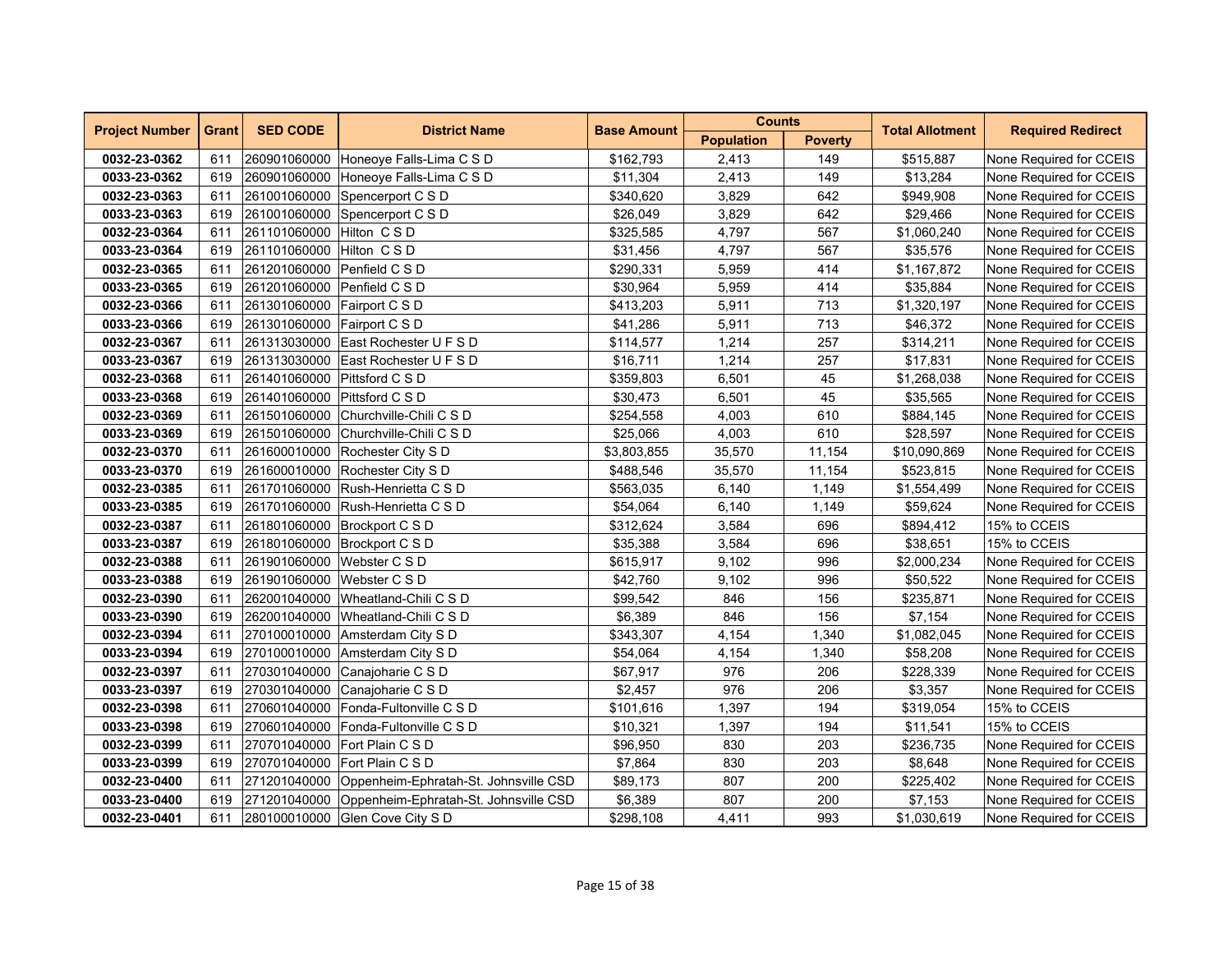| Project Number | Grant | SED CODE | District Name | Base Amount | Counts | | Total Allotment | Required Redirect |
|---|---|---|---|---|---|---|---|---|
| | | | | | Population | Poverty | | |
| **0032-23-0362** | 611 | 260901060000 | Honeoye Falls-Lima C S D | $162,793 | 2,413 | 149 | $515,887 | None Required for CCEIS |
| **0033-23-0362** | 619 | 260901060000 | Honeoye Falls-Lima C S D | $11,304 | 2,413 | 149 | $13,284 | None Required for CCEIS |
| **0032-23-0363** | 611 | 261001060000 | Spencerport C S D | $340,620 | 3,829 | 642 | $949,908 | None Required for CCEIS |
| **0033-23-0363** | 619 | 261001060000 | Spencerport C S D | $26,049 | 3,829 | 642 | $29,466 | None Required for CCEIS |
| **0032-23-0364** | 611 | 261101060000 | Hilton C S D | $325,585 | 4,797 | 567 | $1,060,240 | None Required for CCEIS |
| **0033-23-0364** | 619 | 261101060000 | Hilton C S D | $31,456 | 4,797 | 567 | $35,576 | None Required for CCEIS |
| **0032-23-0365** | 611 | 261201060000 | Penfield C S D | $290,331 | 5,959 | 414 | $1,167,872 | None Required for CCEIS |
| **0033-23-0365** | 619 | 261201060000 | Penfield C S D | $30,964 | 5,959 | 414 | $35,884 | None Required for CCEIS |
| **0032-23-0366** | 611 | 261301060000 | Fairport C S D | $413,203 | 5,911 | 713 | $1,320,197 | None Required for CCEIS |
| **0033-23-0366** | 619 | 261301060000 | Fairport C S D | $41,286 | 5,911 | 713 | $46,372 | None Required for CCEIS |
| **0032-23-0367** | 611 | 261313030000 | East Rochester U F S D | $114,577 | 1,214 | 257 | $314,211 | None Required for CCEIS |
| **0033-23-0367** | 619 | 261313030000 | East Rochester U F S D | $16,711 | 1,214 | 257 | $17,831 | None Required for CCEIS |
| **0032-23-0368** | 611 | 261401060000 | Pittsford C S D | $359,803 | 6,501 | 45 | $1,268,038 | None Required for CCEIS |
| **0033-23-0368** | 619 | 261401060000 | Pittsford C S D | $30,473 | 6,501 | 45 | $35,565 | None Required for CCEIS |
| **0032-23-0369** | 611 | 261501060000 | Churchville-Chili C S D | $254,558 | 4,003 | 610 | $884,145 | None Required for CCEIS |
| **0033-23-0369** | 619 | 261501060000 | Churchville-Chili C S D | $25,066 | 4,003 | 610 | $28,597 | None Required for CCEIS |
| **0032-23-0370** | 611 | 261600010000 | Rochester City S D | $3,803,855 | 35,570 | 11,154 | $10,090,869 | None Required for CCEIS |
| **0033-23-0370** | 619 | 261600010000 | Rochester City S D | $488,546 | 35,570 | 11,154 | $523,815 | None Required for CCEIS |
| **0032-23-0385** | 611 | 261701060000 | Rush-Henrietta C S D | $563,035 | 6,140 | 1,149 | $1,554,499 | None Required for CCEIS |
| **0033-23-0385** | 619 | 261701060000 | Rush-Henrietta C S D | $54,064 | 6,140 | 1,149 | $59,624 | None Required for CCEIS |
| **0032-23-0387** | 611 | 261801060000 | Brockport C S D | $312,624 | 3,584 | 696 | $894,412 | 15% to CCEIS |
| **0033-23-0387** | 619 | 261801060000 | Brockport C S D | $35,388 | 3,584 | 696 | $38,651 | 15% to CCEIS |
| **0032-23-0388** | 611 | 261901060000 | Webster C S D | $615,917 | 9,102 | 996 | $2,000,234 | None Required for CCEIS |
| **0033-23-0388** | 619 | 261901060000 | Webster C S D | $42,760 | 9,102 | 996 | $50,522 | None Required for CCEIS |
| **0032-23-0390** | 611 | 262001040000 | Wheatland-Chili C S D | $99,542 | 846 | 156 | $235,871 | None Required for CCEIS |
| **0033-23-0390** | 619 | 262001040000 | Wheatland-Chili C S D | $6,389 | 846 | 156 | $7,154 | None Required for CCEIS |
| **0032-23-0394** | 611 | 270100010000 | Amsterdam City S D | $343,307 | 4,154 | 1,340 | $1,082,045 | None Required for CCEIS |
| **0033-23-0394** | 619 | 270100010000 | Amsterdam City S D | $54,064 | 4,154 | 1,340 | $58,208 | None Required for CCEIS |
| **0032-23-0397** | 611 | 270301040000 | Canajoharie C S D | $67,917 | 976 | 206 | $228,339 | None Required for CCEIS |
| **0033-23-0397** | 619 | 270301040000 | Canajoharie C S D | $2,457 | 976 | 206 | $3,357 | None Required for CCEIS |
| **0032-23-0398** | 611 | 270601040000 | Fonda-Fultonville C S D | $101,616 | 1,397 | 194 | $319,054 | 15% to CCEIS |
| **0033-23-0398** | 619 | 270601040000 | Fonda-Fultonville C S D | $10,321 | 1,397 | 194 | $11,541 | 15% to CCEIS |
| **0032-23-0399** | 611 | 270701040000 | Fort Plain C S D | $96,950 | 830 | 203 | $236,735 | None Required for CCEIS |
| **0033-23-0399** | 619 | 270701040000 | Fort Plain C S D | $7,864 | 830 | 203 | $8,648 | None Required for CCEIS |
| **0032-23-0400** | 611 | 271201040000 | Oppenheim-Ephratah-St. Johnsville CSD | $89,173 | 807 | 200 | $225,402 | None Required for CCEIS |
| **0033-23-0400** | 619 | 271201040000 | Oppenheim-Ephratah-St. Johnsville CSD | $6,389 | 807 | 200 | $7,153 | None Required for CCEIS |
| **0032-23-0401** | 611 | 280100010000 | Glen Cove City S D | $298,108 | 4,411 | 993 | $1,030,619 | None Required for CCEIS |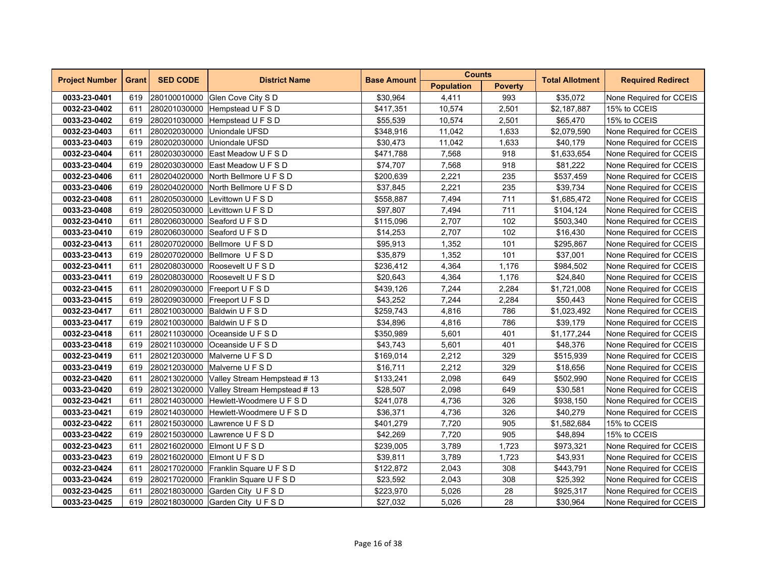| Project Number | Grant | SED CODE | District Name | Base Amount | Counts | | Total Allotment | Required Redirect |
|---|---|---|---|---|---|---|---|---|
| | | | | | Population | Poverty | | |
| **0033-23-0401** | 619 | 280100010000 | Glen Cove City S D | $30,964 | 4,411 | 993 | $35,072 | None Required for CCEIS |
| **0032-23-0402** | 611 | 280201030000 | Hempstead U F S D | $417,351 | 10,574 | 2,501 | $2,187,887 | 15% to CCEIS |
| **0033-23-0402** | 619 | 280201030000 | Hempstead U F S D | $55,539 | 10,574 | 2,501 | $65,470 | 15% to CCEIS |
| **0032-23-0403** | 611 | 280202030000 | Uniondale UFSD | $348,916 | 11,042 | 1,633 | $2,079,590 | None Required for CCEIS |
| **0033-23-0403** | 619 | 280202030000 | Uniondale UFSD | $30,473 | 11,042 | 1,633 | $40,179 | None Required for CCEIS |
| **0032-23-0404** | 611 | 280203030000 | East Meadow U F S D | $471,788 | 7,568 | 918 | $1,633,654 | None Required for CCEIS |
| **0033-23-0404** | 619 | 280203030000 | East Meadow U F S D | $74,707 | 7,568 | 918 | $81,222 | None Required for CCEIS |
| **0032-23-0406** | 611 | 280204020000 | North Bellmore U F S D | $200,639 | 2,221 | 235 | $537,459 | None Required for CCEIS |
| **0033-23-0406** | 619 | 280204020000 | North Bellmore U F S D | $37,845 | 2,221 | 235 | $39,734 | None Required for CCEIS |
| **0032-23-0408** | 611 | 280205030000 | Levittown U F S D | $558,887 | 7,494 | 711 | $1,685,472 | None Required for CCEIS |
| **0033-23-0408** | 619 | 280205030000 | Levittown U F S D | $97,807 | 7,494 | 711 | $104,124 | None Required for CCEIS |
| **0032-23-0410** | 611 | 280206030000 | Seaford U F S D | $115,096 | 2,707 | 102 | $503,340 | None Required for CCEIS |
| **0033-23-0410** | 619 | 280206030000 | Seaford U F S D | $14,253 | 2,707 | 102 | $16,430 | None Required for CCEIS |
| **0032-23-0413** | 611 | 280207020000 | Bellmore U F S D | $95,913 | 1,352 | 101 | $295,867 | None Required for CCEIS |
| **0033-23-0413** | 619 | 280207020000 | Bellmore U F S D | $35,879 | 1,352 | 101 | $37,001 | None Required for CCEIS |
| **0032-23-0411** | 611 | 280208030000 | Roosevelt U F S D | $236,412 | 4,364 | 1,176 | $984,502 | None Required for CCEIS |
| **0033-23-0411** | 619 | 280208030000 | Roosevelt U F S D | $20,643 | 4,364 | 1,176 | $24,840 | None Required for CCEIS |
| **0032-23-0415** | 611 | 280209030000 | Freeport U F S D | $439,126 | 7,244 | 2,284 | $1,721,008 | None Required for CCEIS |
| **0033-23-0415** | 619 | 280209030000 | Freeport U F S D | $43,252 | 7,244 | 2,284 | $50,443 | None Required for CCEIS |
| **0032-23-0417** | 611 | 280210030000 | Baldwin U F S D | $259,743 | 4,816 | 786 | $1,023,492 | None Required for CCEIS |
| **0033-23-0417** | 619 | 280210030000 | Baldwin U F S D | $34,896 | 4,816 | 786 | $39,179 | None Required for CCEIS |
| **0032-23-0418** | 611 | 280211030000 | Oceanside U F S D | $350,989 | 5,601 | 401 | $1,177,244 | None Required for CCEIS |
| **0033-23-0418** | 619 | 280211030000 | Oceanside U F S D | $43,743 | 5,601 | 401 | $48,376 | None Required for CCEIS |
| **0032-23-0419** | 611 | 280212030000 | Malverne U F S D | $169,014 | 2,212 | 329 | $515,939 | None Required for CCEIS |
| **0033-23-0419** | 619 | 280212030000 | Malverne U F S D | $16,711 | 2,212 | 329 | $18,656 | None Required for CCEIS |
| **0032-23-0420** | 611 | 280213020000 | Valley Stream Hempstead # 13 | $133,241 | 2,098 | 649 | $502,990 | None Required for CCEIS |
| **0033-23-0420** | 619 | 280213020000 | Valley Stream Hempstead # 13 | $28,507 | 2,098 | 649 | $30,581 | None Required for CCEIS |
| **0032-23-0421** | 611 | 280214030000 | Hewlett-Woodmere U F S D | $241,078 | 4,736 | 326 | $938,150 | None Required for CCEIS |
| **0033-23-0421** | 619 | 280214030000 | Hewlett-Woodmere U F S D | $36,371 | 4,736 | 326 | $40,279 | None Required for CCEIS |
| **0032-23-0422** | 611 | 280215030000 | Lawrence U F S D | $401,279 | 7,720 | 905 | $1,582,684 | 15% to CCEIS |
| **0033-23-0422** | 619 | 280215030000 | Lawrence U F S D | $42,269 | 7,720 | 905 | $48,894 | 15% to CCEIS |
| **0032-23-0423** | 611 | 280216020000 | Elmont U F S D | $239,005 | 3,789 | 1,723 | $973,321 | None Required for CCEIS |
| **0033-23-0423** | 619 | 280216020000 | Elmont U F S D | $39,811 | 3,789 | 1,723 | $43,931 | None Required for CCEIS |
| **0032-23-0424** | 611 | 280217020000 | Franklin Square U F S D | $122,872 | 2,043 | 308 | $443,791 | None Required for CCEIS |
| **0033-23-0424** | 619 | 280217020000 | Franklin Square U F S D | $23,592 | 2,043 | 308 | $25,392 | None Required for CCEIS |
| **0032-23-0425** | 611 | 280218030000 | Garden City U F S D | $223,970 | 5,026 | 28 | $925,317 | None Required for CCEIS |
| **0033-23-0425** | 619 | 280218030000 | Garden City U F S D | $27,032 | 5,026 | 28 | $30,964 | None Required for CCEIS |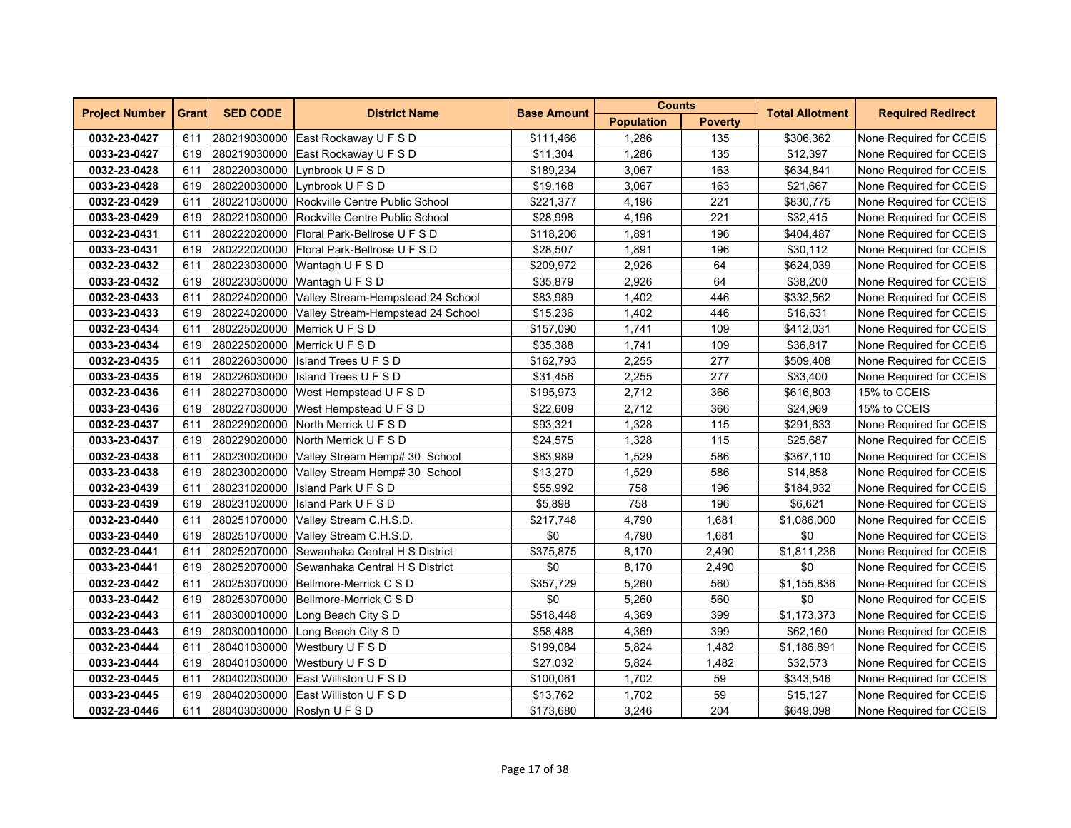| Project Number | Grant | SED CODE | District Name | Base Amount | Counts | | Total Allotment | Required Redirect |
|---|---|---|---|---|---|---|---|---|
| | | | | | Population | Poverty | | |
| **0032-23-0427** | 611 | 280219030000 | East Rockaway U F S D | $111,466 | 1,286 | 135 | $306,362 | None Required for CCEIS |
| **0033-23-0427** | 619 | 280219030000 | East Rockaway U F S D | $11,304 | 1,286 | 135 | $12,397 | None Required for CCEIS |
| **0032-23-0428** | 611 | 280220030000 | Lynbrook U F S D | $189,234 | 3,067 | 163 | $634,841 | None Required for CCEIS |
| **0033-23-0428** | 619 | 280220030000 | Lynbrook U F S D | $19,168 | 3,067 | 163 | $21,667 | None Required for CCEIS |
| **0032-23-0429** | 611 | 280221030000 | Rockville Centre Public School | $221,377 | 4,196 | 221 | $830,775 | None Required for CCEIS |
| **0033-23-0429** | 619 | 280221030000 | Rockville Centre Public School | $28,998 | 4,196 | 221 | $32,415 | None Required for CCEIS |
| **0032-23-0431** | 611 | 280222020000 | Floral Park-Bellrose U F S D | $118,206 | 1,891 | 196 | $404,487 | None Required for CCEIS |
| **0033-23-0431** | 619 | 280222020000 | Floral Park-Bellrose U F S D | $28,507 | 1,891 | 196 | $30,112 | None Required for CCEIS |
| **0032-23-0432** | 611 | 280223030000 | Wantagh U F S D | $209,972 | 2,926 | 64 | $624,039 | None Required for CCEIS |
| **0033-23-0432** | 619 | 280223030000 | Wantagh U F S D | $35,879 | 2,926 | 64 | $38,200 | None Required for CCEIS |
| **0032-23-0433** | 611 | 280224020000 | Valley Stream-Hempstead 24 School | $83,989 | 1,402 | 446 | $332,562 | None Required for CCEIS |
| **0033-23-0433** | 619 | 280224020000 | Valley Stream-Hempstead 24 School | $15,236 | 1,402 | 446 | $16,631 | None Required for CCEIS |
| **0032-23-0434** | 611 | 280225020000 | Merrick U F S D | $157,090 | 1,741 | 109 | $412,031 | None Required for CCEIS |
| **0033-23-0434** | 619 | 280225020000 | Merrick U F S D | $35,388 | 1,741 | 109 | $36,817 | None Required for CCEIS |
| **0032-23-0435** | 611 | 280226030000 | Island Trees U F S D | $162,793 | 2,255 | 277 | $509,408 | None Required for CCEIS |
| **0033-23-0435** | 619 | 280226030000 | Island Trees U F S D | $31,456 | 2,255 | 277 | $33,400 | None Required for CCEIS |
| **0032-23-0436** | 611 | 280227030000 | West Hempstead U F S D | $195,973 | 2,712 | 366 | $616,803 | 15% to CCEIS |
| **0033-23-0436** | 619 | 280227030000 | West Hempstead U F S D | $22,609 | 2,712 | 366 | $24,969 | 15% to CCEIS |
| **0032-23-0437** | 611 | 280229020000 | North Merrick U F S D | $93,321 | 1,328 | 115 | $291,633 | None Required for CCEIS |
| **0033-23-0437** | 619 | 280229020000 | North Merrick U F S D | $24,575 | 1,328 | 115 | $25,687 | None Required for CCEIS |
| **0032-23-0438** | 611 | 280230020000 | Valley Stream Hemp# 30 School | $83,989 | 1,529 | 586 | $367,110 | None Required for CCEIS |
| **0033-23-0438** | 619 | 280230020000 | Valley Stream Hemp# 30 School | $13,270 | 1,529 | 586 | $14,858 | None Required for CCEIS |
| **0032-23-0439** | 611 | 280231020000 | Island Park U F S D | $55,992 | 758 | 196 | $184,932 | None Required for CCEIS |
| **0033-23-0439** | 619 | 280231020000 | Island Park U F S D | $5,898 | 758 | 196 | $6,621 | None Required for CCEIS |
| **0032-23-0440** | 611 | 280251070000 | Valley Stream C.H.S.D. | $217,748 | 4,790 | 1,681 | $1,086,000 | None Required for CCEIS |
| **0033-23-0440** | 619 | 280251070000 | Valley Stream C.H.S.D. | $0 | 4,790 | 1,681 | $0 | None Required for CCEIS |
| **0032-23-0441** | 611 | 280252070000 | Sewanhaka Central H S District | $375,875 | 8,170 | 2,490 | $1,811,236 | None Required for CCEIS |
| **0033-23-0441** | 619 | 280252070000 | Sewanhaka Central H S District | $0 | 8,170 | 2,490 | $0 | None Required for CCEIS |
| **0032-23-0442** | 611 | 280253070000 | Bellmore-Merrick C S D | $357,729 | 5,260 | 560 | $1,155,836 | None Required for CCEIS |
| **0033-23-0442** | 619 | 280253070000 | Bellmore-Merrick C S D | $0 | 5,260 | 560 | $0 | None Required for CCEIS |
| **0032-23-0443** | 611 | 280300010000 | Long Beach City S D | $518,448 | 4,369 | 399 | $1,173,373 | None Required for CCEIS |
| **0033-23-0443** | 619 | 280300010000 | Long Beach City S D | $58,488 | 4,369 | 399 | $62,160 | None Required for CCEIS |
| **0032-23-0444** | 611 | 280401030000 | Westbury U F S D | $199,084 | 5,824 | 1,482 | $1,186,891 | None Required for CCEIS |
| **0033-23-0444** | 619 | 280401030000 | Westbury U F S D | $27,032 | 5,824 | 1,482 | $32,573 | None Required for CCEIS |
| **0032-23-0445** | 611 | 280402030000 | East Williston U F S D | $100,061 | 1,702 | 59 | $343,546 | None Required for CCEIS |
| **0033-23-0445** | 619 | 280402030000 | East Williston U F S D | $13,762 | 1,702 | 59 | $15,127 | None Required for CCEIS |
| **0032-23-0446** | 611 | 280403030000 | Roslyn U F S D | $173,680 | 3,246 | 204 | $649,098 | None Required for CCEIS |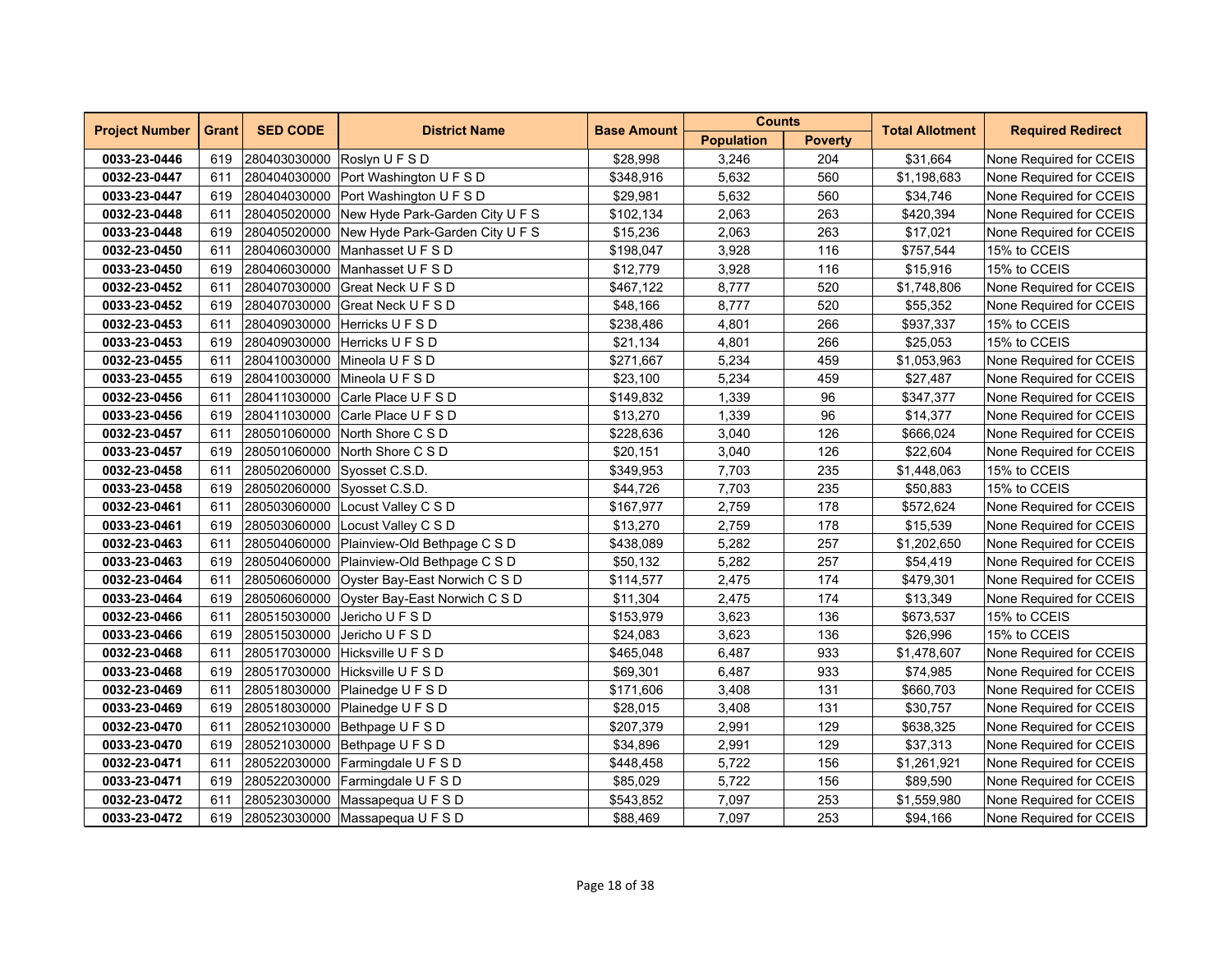| Project Number | Grant | SED CODE | District Name | Base Amount | Counts | | Total Allotment | Required Redirect |
|---|---|---|---|---|---|---|---|---|
| | | | | | Population | Poverty | | |
| **0033-23-0446** | 619 | 280403030000 | Roslyn U F S D | $28,998 | 3,246 | 204 | $31,664 | None Required for CCEIS |
| **0032-23-0447** | 611 | 280404030000 | Port Washington U F S D | $348,916 | 5,632 | 560 | $1,198,683 | None Required for CCEIS |
| **0033-23-0447** | 619 | 280404030000 | Port Washington U F S D | $29,981 | 5,632 | 560 | $34,746 | None Required for CCEIS |
| **0032-23-0448** | 611 | 280405020000 | New Hyde Park-Garden City U F S | $102,134 | 2,063 | 263 | $420,394 | None Required for CCEIS |
| **0033-23-0448** | 619 | 280405020000 | New Hyde Park-Garden City U F S | $15,236 | 2,063 | 263 | $17,021 | None Required for CCEIS |
| **0032-23-0450** | 611 | 280406030000 | Manhasset U F S D | $198,047 | 3,928 | 116 | $757,544 | 15% to CCEIS |
| **0033-23-0450** | 619 | 280406030000 | Manhasset U F S D | $12,779 | 3,928 | 116 | $15,916 | 15% to CCEIS |
| **0032-23-0452** | 611 | 280407030000 | Great Neck U F S D | $467,122 | 8,777 | 520 | $1,748,806 | None Required for CCEIS |
| **0033-23-0452** | 619 | 280407030000 | Great Neck U F S D | $48,166 | 8,777 | 520 | $55,352 | None Required for CCEIS |
| **0032-23-0453** | 611 | 280409030000 | Herricks U F S D | $238,486 | 4,801 | 266 | $937,337 | 15% to CCEIS |
| **0033-23-0453** | 619 | 280409030000 | Herricks U F S D | $21,134 | 4,801 | 266 | $25,053 | 15% to CCEIS |
| **0032-23-0455** | 611 | 280410030000 | Mineola U F S D | $271,667 | 5,234 | 459 | $1,053,963 | None Required for CCEIS |
| **0033-23-0455** | 619 | 280410030000 | Mineola U F S D | $23,100 | 5,234 | 459 | $27,487 | None Required for CCEIS |
| **0032-23-0456** | 611 | 280411030000 | Carle Place U F S D | $149,832 | 1,339 | 96 | $347,377 | None Required for CCEIS |
| **0033-23-0456** | 619 | 280411030000 | Carle Place U F S D | $13,270 | 1,339 | 96 | $14,377 | None Required for CCEIS |
| **0032-23-0457** | 611 | 280501060000 | North Shore C S D | $228,636 | 3,040 | 126 | $666,024 | None Required for CCEIS |
| **0033-23-0457** | 619 | 280501060000 | North Shore C S D | $20,151 | 3,040 | 126 | $22,604 | None Required for CCEIS |
| **0032-23-0458** | 611 | 280502060000 | Syosset C.S.D. | $349,953 | 7,703 | 235 | $1,448,063 | 15% to CCEIS |
| **0033-23-0458** | 619 | 280502060000 | Syosset C.S.D. | $44,726 | 7,703 | 235 | $50,883 | 15% to CCEIS |
| **0032-23-0461** | 611 | 280503060000 | Locust Valley C S D | $167,977 | 2,759 | 178 | $572,624 | None Required for CCEIS |
| **0033-23-0461** | 619 | 280503060000 | Locust Valley C S D | $13,270 | 2,759 | 178 | $15,539 | None Required for CCEIS |
| **0032-23-0463** | 611 | 280504060000 | Plainview-Old Bethpage C S D | $438,089 | 5,282 | 257 | $1,202,650 | None Required for CCEIS |
| **0033-23-0463** | 619 | 280504060000 | Plainview-Old Bethpage C S D | $50,132 | 5,282 | 257 | $54,419 | None Required for CCEIS |
| **0032-23-0464** | 611 | 280506060000 | Oyster Bay-East Norwich C S D | $114,577 | 2,475 | 174 | $479,301 | None Required for CCEIS |
| **0033-23-0464** | 619 | 280506060000 | Oyster Bay-East Norwich C S D | $11,304 | 2,475 | 174 | $13,349 | None Required for CCEIS |
| **0032-23-0466** | 611 | 280515030000 | Jericho U F S D | $153,979 | 3,623 | 136 | $673,537 | 15% to CCEIS |
| **0033-23-0466** | 619 | 280515030000 | Jericho U F S D | $24,083 | 3,623 | 136 | $26,996 | 15% to CCEIS |
| **0032-23-0468** | 611 | 280517030000 | Hicksville U F S D | $465,048 | 6,487 | 933 | $1,478,607 | None Required for CCEIS |
| **0033-23-0468** | 619 | 280517030000 | Hicksville U F S D | $69,301 | 6,487 | 933 | $74,985 | None Required for CCEIS |
| **0032-23-0469** | 611 | 280518030000 | Plainedge U F S D | $171,606 | 3,408 | 131 | $660,703 | None Required for CCEIS |
| **0033-23-0469** | 619 | 280518030000 | Plainedge U F S D | $28,015 | 3,408 | 131 | $30,757 | None Required for CCEIS |
| **0032-23-0470** | 611 | 280521030000 | Bethpage U F S D | $207,379 | 2,991 | 129 | $638,325 | None Required for CCEIS |
| **0033-23-0470** | 619 | 280521030000 | Bethpage U F S D | $34,896 | 2,991 | 129 | $37,313 | None Required for CCEIS |
| **0032-23-0471** | 611 | 280522030000 | Farmingdale U F S D | $448,458 | 5,722 | 156 | $1,261,921 | None Required for CCEIS |
| **0033-23-0471** | 619 | 280522030000 | Farmingdale U F S D | $85,029 | 5,722 | 156 | $89,590 | None Required for CCEIS |
| **0032-23-0472** | 611 | 280523030000 | Massapequa U F S D | $543,852 | 7,097 | 253 | $1,559,980 | None Required for CCEIS |
| **0033-23-0472** | 619 | 280523030000 | Massapequa U F S D | $88,469 | 7,097 | 253 | $94,166 | None Required for CCEIS |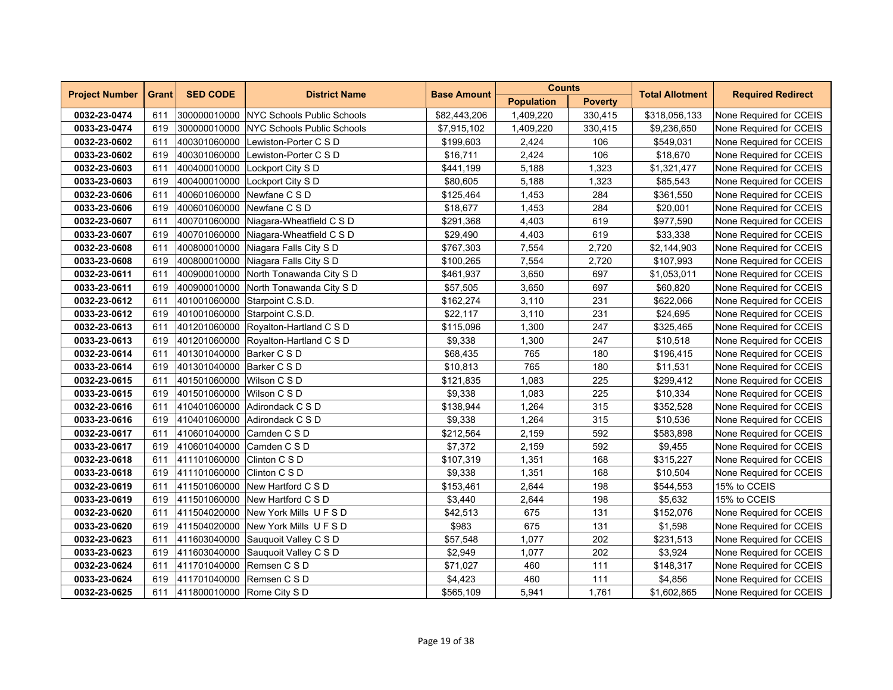| Project Number | Grant | SED CODE | District Name | Base Amount | Counts | | Total Allotment | Required Redirect |
|---|---|---|---|---|---|---|---|---|
| | | | | | Population | Poverty | | |
| 0032-23-0474 | 611 | 300000010000 | NYC Schools Public Schools | $82,443,206 | 1,409,220 | 330,415 | $318,056,133 | None Required for CCEIS |
| 0033-23-0474 | 619 | 300000010000 | NYC Schools Public Schools | $7,915,102 | 1,409,220 | 330,415 | $9,236,650 | None Required for CCEIS |
| 0032-23-0602 | 611 | 400301060000 | Lewiston-Porter C S D | $199,603 | 2,424 | 106 | $549,031 | None Required for CCEIS |
| 0033-23-0602 | 619 | 400301060000 | Lewiston-Porter C S D | $16,711 | 2,424 | 106 | $18,670 | None Required for CCEIS |
| 0032-23-0603 | 611 | 400400010000 | Lockport City S D | $441,199 | 5,188 | 1,323 | $1,321,477 | None Required for CCEIS |
| 0033-23-0603 | 619 | 400400010000 | Lockport City S D | $80,605 | 5,188 | 1,323 | $85,543 | None Required for CCEIS |
| 0032-23-0606 | 611 | 400601060000 | Newfane C S D | $125,464 | 1,453 | 284 | $361,550 | None Required for CCEIS |
| 0033-23-0606 | 619 | 400601060000 | Newfane C S D | $18,677 | 1,453 | 284 | $20,001 | None Required for CCEIS |
| 0032-23-0607 | 611 | 400701060000 | Niagara-Wheatfield C S D | $291,368 | 4,403 | 619 | $977,590 | None Required for CCEIS |
| 0033-23-0607 | 619 | 400701060000 | Niagara-Wheatfield C S D | $29,490 | 4,403 | 619 | $33,338 | None Required for CCEIS |
| 0032-23-0608 | 611 | 400800010000 | Niagara Falls City S D | $767,303 | 7,554 | 2,720 | $2,144,903 | None Required for CCEIS |
| 0033-23-0608 | 619 | 400800010000 | Niagara Falls City S D | $100,265 | 7,554 | 2,720 | $107,993 | None Required for CCEIS |
| 0032-23-0611 | 611 | 400900010000 | North Tonawanda City S D | $461,937 | 3,650 | 697 | $1,053,011 | None Required for CCEIS |
| 0033-23-0611 | 619 | 400900010000 | North Tonawanda City S D | $57,505 | 3,650 | 697 | $60,820 | None Required for CCEIS |
| 0032-23-0612 | 611 | 401001060000 | Starpoint C.S.D. | $162,274 | 3,110 | 231 | $622,066 | None Required for CCEIS |
| 0033-23-0612 | 619 | 401001060000 | Starpoint C.S.D. | $22,117 | 3,110 | 231 | $24,695 | None Required for CCEIS |
| 0032-23-0613 | 611 | 401201060000 | Royalton-Hartland C S D | $115,096 | 1,300 | 247 | $325,465 | None Required for CCEIS |
| 0033-23-0613 | 619 | 401201060000 | Royalton-Hartland C S D | $9,338 | 1,300 | 247 | $10,518 | None Required for CCEIS |
| 0032-23-0614 | 611 | 401301040000 | Barker C S D | $68,435 | 765 | 180 | $196,415 | None Required for CCEIS |
| 0033-23-0614 | 619 | 401301040000 | Barker C S D | $10,813 | 765 | 180 | $11,531 | None Required for CCEIS |
| 0032-23-0615 | 611 | 401501060000 | Wilson C S D | $121,835 | 1,083 | 225 | $299,412 | None Required for CCEIS |
| 0033-23-0615 | 619 | 401501060000 | Wilson C S D | $9,338 | 1,083 | 225 | $10,334 | None Required for CCEIS |
| 0032-23-0616 | 611 | 410401060000 | Adirondack C S D | $138,944 | 1,264 | 315 | $352,528 | None Required for CCEIS |
| 0033-23-0616 | 619 | 410401060000 | Adirondack C S D | $9,338 | 1,264 | 315 | $10,536 | None Required for CCEIS |
| 0032-23-0617 | 611 | 410601040000 | Camden C S D | $212,564 | 2,159 | 592 | $583,898 | None Required for CCEIS |
| 0033-23-0617 | 619 | 410601040000 | Camden C S D | $7,372 | 2,159 | 592 | $9,455 | None Required for CCEIS |
| 0032-23-0618 | 611 | 411101060000 | Clinton C S D | $107,319 | 1,351 | 168 | $315,227 | None Required for CCEIS |
| 0033-23-0618 | 619 | 411101060000 | Clinton C S D | $9,338 | 1,351 | 168 | $10,504 | None Required for CCEIS |
| 0032-23-0619 | 611 | 411501060000 | New Hartford C S D | $153,461 | 2,644 | 198 | $544,553 | 15% to CCEIS |
| 0033-23-0619 | 619 | 411501060000 | New Hartford C S D | $3,440 | 2,644 | 198 | $5,632 | 15% to CCEIS |
| 0032-23-0620 | 611 | 411504020000 | New York Mills U F S D | $42,513 | 675 | 131 | $152,076 | None Required for CCEIS |
| 0033-23-0620 | 619 | 411504020000 | New York Mills U F S D | $983 | 675 | 131 | $1,598 | None Required for CCEIS |
| 0032-23-0623 | 611 | 411603040000 | Sauquoit Valley C S D | $57,548 | 1,077 | 202 | $231,513 | None Required for CCEIS |
| 0033-23-0623 | 619 | 411603040000 | Sauquoit Valley C S D | $2,949 | 1,077 | 202 | $3,924 | None Required for CCEIS |
| 0032-23-0624 | 611 | 411701040000 | Remsen C S D | $71,027 | 460 | 111 | $148,317 | None Required for CCEIS |
| 0033-23-0624 | 619 | 411701040000 | Remsen C S D | $4,423 | 460 | 111 | $4,856 | None Required for CCEIS |
| 0032-23-0625 | 611 | 411800010000 | Rome City S D | $565,109 | 5,941 | 1,761 | $1,602,865 | None Required for CCEIS |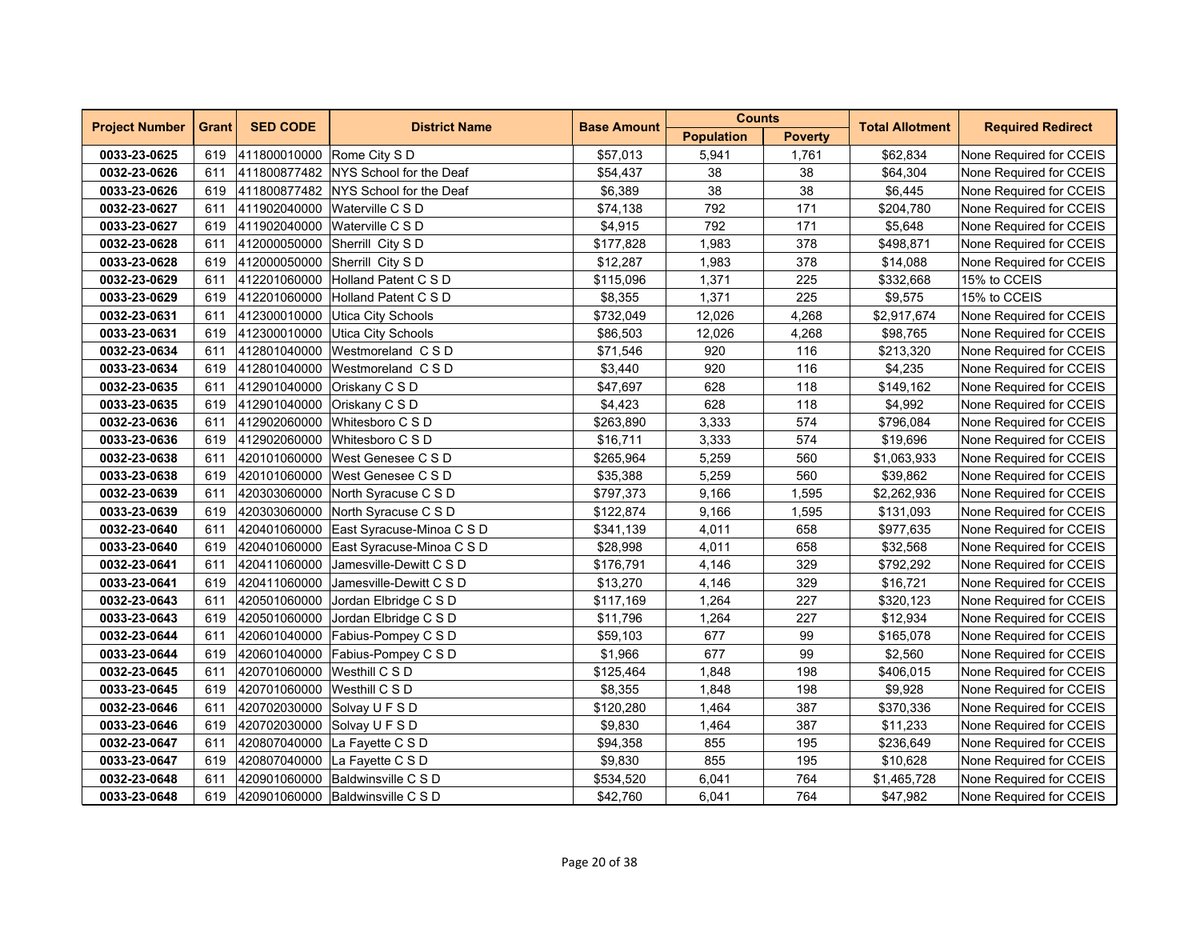| Project Number | Grant | SED CODE | District Name | Base Amount | Counts | | Total Allotment | Required Redirect |
|---|---|---|---|---|---|---|---|---|
| | | | | | Population | Poverty | | |
| **0033-23-0625** | 619 | 411800010000 | Rome City S D | $57,013 | 5,941 | 1,761 | $62,834 | None Required for CCEIS |
| **0032-23-0626** | 611 | 411800877482 | NYS School for the Deaf | $54,437 | 38 | 38 | $64,304 | None Required for CCEIS |
| **0033-23-0626** | 619 | 411800877482 | NYS School for the Deaf | $6,389 | 38 | 38 | $6,445 | None Required for CCEIS |
| **0032-23-0627** | 611 | 411902040000 | Waterville C S D | $74,138 | 792 | 171 | $204,780 | None Required for CCEIS |
| **0033-23-0627** | 619 | 411902040000 | Waterville C S D | $4,915 | 792 | 171 | $5,648 | None Required for CCEIS |
| **0032-23-0628** | 611 | 412000050000 | Sherrill City S D | $177,828 | 1,983 | 378 | $498,871 | None Required for CCEIS |
| **0033-23-0628** | 619 | 412000050000 | Sherrill City S D | $12,287 | 1,983 | 378 | $14,088 | None Required for CCEIS |
| **0032-23-0629** | 611 | 412201060000 | Holland Patent C S D | $115,096 | 1,371 | 225 | $332,668 | 15% to CCEIS |
| **0033-23-0629** | 619 | 412201060000 | Holland Patent C S D | $8,355 | 1,371 | 225 | $9,575 | 15% to CCEIS |
| **0032-23-0631** | 611 | 412300010000 | Utica City Schools | $732,049 | 12,026 | 4,268 | $2,917,674 | None Required for CCEIS |
| **0033-23-0631** | 619 | 412300010000 | Utica City Schools | $86,503 | 12,026 | 4,268 | $98,765 | None Required for CCEIS |
| **0032-23-0634** | 611 | 412801040000 | Westmoreland C S D | $71,546 | 920 | 116 | $213,320 | None Required for CCEIS |
| **0033-23-0634** | 619 | 412801040000 | Westmoreland C S D | $3,440 | 920 | 116 | $4,235 | None Required for CCEIS |
| **0032-23-0635** | 611 | 412901040000 | Oriskany C S D | $47,697 | 628 | 118 | $149,162 | None Required for CCEIS |
| **0033-23-0635** | 619 | 412901040000 | Oriskany C S D | $4,423 | 628 | 118 | $4,992 | None Required for CCEIS |
| **0032-23-0636** | 611 | 412902060000 | Whitesboro C S D | $263,890 | 3,333 | 574 | $796,084 | None Required for CCEIS |
| **0033-23-0636** | 619 | 412902060000 | Whitesboro C S D | $16,711 | 3,333 | 574 | $19,696 | None Required for CCEIS |
| **0032-23-0638** | 611 | 420101060000 | West Genesee C S D | $265,964 | 5,259 | 560 | $1,063,933 | None Required for CCEIS |
| **0033-23-0638** | 619 | 420101060000 | West Genesee C S D | $35,388 | 5,259 | 560 | $39,862 | None Required for CCEIS |
| **0032-23-0639** | 611 | 420303060000 | North Syracuse C S D | $797,373 | 9,166 | 1,595 | $2,262,936 | None Required for CCEIS |
| **0033-23-0639** | 619 | 420303060000 | North Syracuse C S D | $122,874 | 9,166 | 1,595 | $131,093 | None Required for CCEIS |
| **0032-23-0640** | 611 | 420401060000 | East Syracuse-Minoa C S D | $341,139 | 4,011 | 658 | $977,635 | None Required for CCEIS |
| **0033-23-0640** | 619 | 420401060000 | East Syracuse-Minoa C S D | $28,998 | 4,011 | 658 | $32,568 | None Required for CCEIS |
| **0032-23-0641** | 611 | 420411060000 | Jamesville-Dewitt C S D | $176,791 | 4,146 | 329 | $792,292 | None Required for CCEIS |
| **0033-23-0641** | 619 | 420411060000 | Jamesville-Dewitt C S D | $13,270 | 4,146 | 329 | $16,721 | None Required for CCEIS |
| **0032-23-0643** | 611 | 420501060000 | Jordan Elbridge C S D | $117,169 | 1,264 | 227 | $320,123 | None Required for CCEIS |
| **0033-23-0643** | 619 | 420501060000 | Jordan Elbridge C S D | $11,796 | 1,264 | 227 | $12,934 | None Required for CCEIS |
| **0032-23-0644** | 611 | 420601040000 | Fabius-Pompey C S D | $59,103 | 677 | 99 | $165,078 | None Required for CCEIS |
| **0033-23-0644** | 619 | 420601040000 | Fabius-Pompey C S D | $1,966 | 677 | 99 | $2,560 | None Required for CCEIS |
| **0032-23-0645** | 611 | 420701060000 | Westhill C S D | $125,464 | 1,848 | 198 | $406,015 | None Required for CCEIS |
| **0033-23-0645** | 619 | 420701060000 | Westhill C S D | $8,355 | 1,848 | 198 | $9,928 | None Required for CCEIS |
| **0032-23-0646** | 611 | 420702030000 | Solvay U F S D | $120,280 | 1,464 | 387 | $370,336 | None Required for CCEIS |
| **0033-23-0646** | 619 | 420702030000 | Solvay U F S D | $9,830 | 1,464 | 387 | $11,233 | None Required for CCEIS |
| **0032-23-0647** | 611 | 420807040000 | La Fayette C S D | $94,358 | 855 | 195 | $236,649 | None Required for CCEIS |
| **0033-23-0647** | 619 | 420807040000 | La Fayette C S D | $9,830 | 855 | 195 | $10,628 | None Required for CCEIS |
| **0032-23-0648** | 611 | 420901060000 | Baldwinsville C S D | $534,520 | 6,041 | 764 | $1,465,728 | None Required for CCEIS |
| **0033-23-0648** | 619 | 420901060000 | Baldwinsville C S D | $42,760 | 6,041 | 764 | $47,982 | None Required for CCEIS |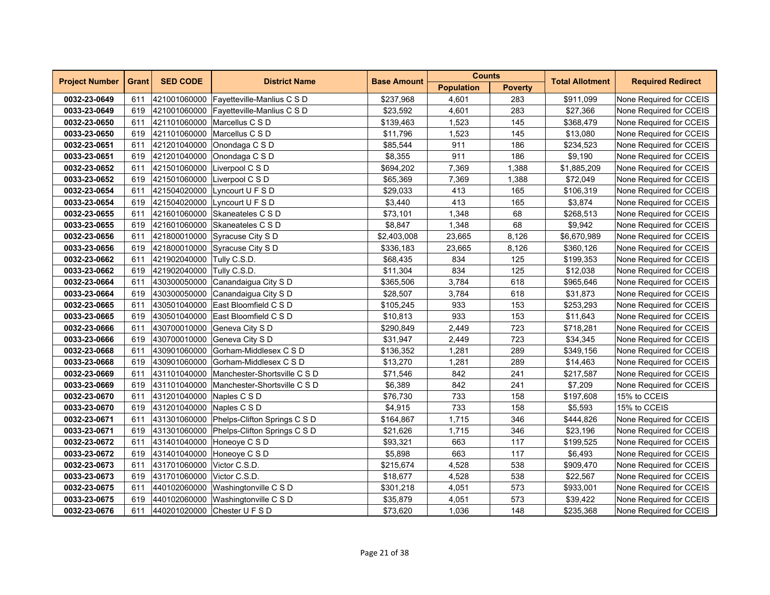| Project Number | Grant | SED CODE | District Name | Base Amount | Counts | | Total Allotment | Required Redirect |
|---|---|---|---|---|---|---|---|---|
| | | | | | Population | Poverty | | |
| **0032-23-0649** | 611 | 421001060000 | Fayetteville-Manlius C S D | $237,968 | 4,601 | 283 | $911,099 | None Required for CCEIS |
| **0033-23-0649** | 619 | 421001060000 | Fayetteville-Manlius C S D | $23,592 | 4,601 | 283 | $27,366 | None Required for CCEIS |
| **0032-23-0650** | 611 | 421101060000 | Marcellus C S D | $139,463 | 1,523 | 145 | $368,479 | None Required for CCEIS |
| **0033-23-0650** | 619 | 421101060000 | Marcellus C S D | $11,796 | 1,523 | 145 | $13,080 | None Required for CCEIS |
| **0032-23-0651** | 611 | 421201040000 | Onondaga C S D | $85,544 | 911 | 186 | $234,523 | None Required for CCEIS |
| **0033-23-0651** | 619 | 421201040000 | Onondaga C S D | $8,355 | 911 | 186 | $9,190 | None Required for CCEIS |
| **0032-23-0652** | 611 | 421501060000 | Liverpool C S D | $694,202 | 7,369 | 1,388 | $1,885,209 | None Required for CCEIS |
| **0033-23-0652** | 619 | 421501060000 | Liverpool C S D | $65,369 | 7,369 | 1,388 | $72,049 | None Required for CCEIS |
| **0032-23-0654** | 611 | 421504020000 | Lyncourt U F S D | $29,033 | 413 | 165 | $106,319 | None Required for CCEIS |
| **0033-23-0654** | 619 | 421504020000 | Lyncourt U F S D | $3,440 | 413 | 165 | $3,874 | None Required for CCEIS |
| **0032-23-0655** | 611 | 421601060000 | Skaneateles C S D | $73,101 | 1,348 | 68 | $268,513 | None Required for CCEIS |
| **0033-23-0655** | 619 | 421601060000 | Skaneateles C S D | $8,847 | 1,348 | 68 | $9,942 | None Required for CCEIS |
| **0032-23-0656** | 611 | 421800010000 | Syracuse City S D | $2,403,008 | 23,665 | 8,126 | $6,670,989 | None Required for CCEIS |
| **0033-23-0656** | 619 | 421800010000 | Syracuse City S D | $336,183 | 23,665 | 8,126 | $360,126 | None Required for CCEIS |
| **0032-23-0662** | 611 | 421902040000 | Tully C.S.D. | $68,435 | 834 | 125 | $199,353 | None Required for CCEIS |
| **0033-23-0662** | 619 | 421902040000 | Tully C.S.D. | $11,304 | 834 | 125 | $12,038 | None Required for CCEIS |
| **0032-23-0664** | 611 | 430300050000 | Canandaigua City S D | $365,506 | 3,784 | 618 | $965,646 | None Required for CCEIS |
| **0033-23-0664** | 619 | 430300050000 | Canandaigua City S D | $28,507 | 3,784 | 618 | $31,873 | None Required for CCEIS |
| **0032-23-0665** | 611 | 430501040000 | East Bloomfield C S D | $105,245 | 933 | 153 | $253,293 | None Required for CCEIS |
| **0033-23-0665** | 619 | 430501040000 | East Bloomfield C S D | $10,813 | 933 | 153 | $11,643 | None Required for CCEIS |
| **0032-23-0666** | 611 | 430700010000 | Geneva City S D | $290,849 | 2,449 | 723 | $718,281 | None Required for CCEIS |
| **0033-23-0666** | 619 | 430700010000 | Geneva City S D | $31,947 | 2,449 | 723 | $34,345 | None Required for CCEIS |
| **0032-23-0668** | 611 | 430901060000 | Gorham-Middlesex C S D | $136,352 | 1,281 | 289 | $349,156 | None Required for CCEIS |
| **0033-23-0668** | 619 | 430901060000 | Gorham-Middlesex C S D | $13,270 | 1,281 | 289 | $14,463 | None Required for CCEIS |
| **0032-23-0669** | 611 | 431101040000 | Manchester-Shortsville C S D | $71,546 | 842 | 241 | $217,587 | None Required for CCEIS |
| **0033-23-0669** | 619 | 431101040000 | Manchester-Shortsville C S D | $6,389 | 842 | 241 | $7,209 | None Required for CCEIS |
| **0032-23-0670** | 611 | 431201040000 | Naples C S D | $76,730 | 733 | 158 | $197,608 | 15% to CCEIS |
| **0033-23-0670** | 619 | 431201040000 | Naples C S D | $4,915 | 733 | 158 | $5,593 | 15% to CCEIS |
| **0032-23-0671** | 611 | 431301060000 | Phelps-Clifton Springs C S D | $164,867 | 1,715 | 346 | $444,826 | None Required for CCEIS |
| **0033-23-0671** | 619 | 431301060000 | Phelps-Clifton Springs C S D | $21,626 | 1,715 | 346 | $23,196 | None Required for CCEIS |
| **0032-23-0672** | 611 | 431401040000 | Honeoye C S D | $93,321 | 663 | 117 | $199,525 | None Required for CCEIS |
| **0033-23-0672** | 619 | 431401040000 | Honeoye C S D | $5,898 | 663 | 117 | $6,493 | None Required for CCEIS |
| **0032-23-0673** | 611 | 431701060000 | Victor C.S.D. | $215,674 | 4,528 | 538 | $909,470 | None Required for CCEIS |
| **0033-23-0673** | 619 | 431701060000 | Victor C.S.D. | $18,677 | 4,528 | 538 | $22,567 | None Required for CCEIS |
| **0032-23-0675** | 611 | 440102060000 | Washingtonville C S D | $301,218 | 4,051 | 573 | $933,001 | None Required for CCEIS |
| **0033-23-0675** | 619 | 440102060000 | Washingtonville C S D | $35,879 | 4,051 | 573 | $39,422 | None Required for CCEIS |
| **0032-23-0676** | 611 | 440201020000 | Chester U F S D | $73,620 | 1,036 | 148 | $235,368 | None Required for CCEIS |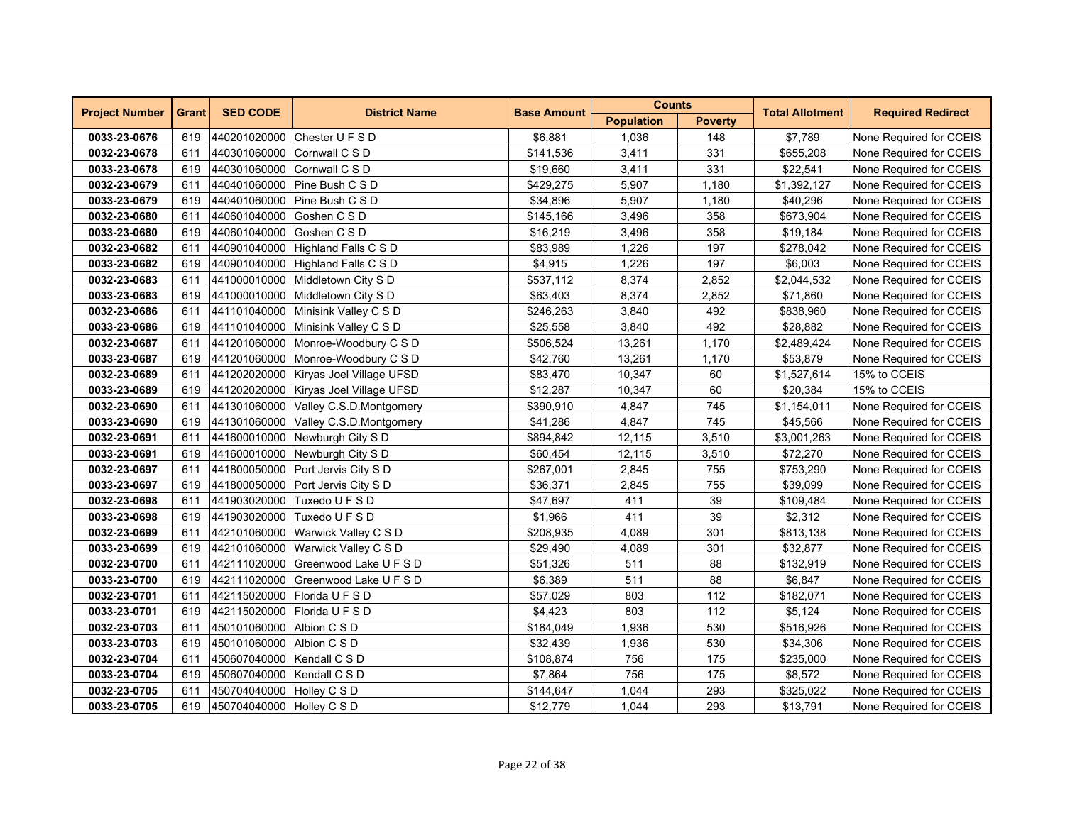| Project Number | Grant | SED CODE | District Name | Base Amount | Counts | | Total Allotment | Required Redirect |
|---|---|---|---|---|---|---|---|---|
| | | | | | Population | Poverty | | |
| **0033-23-0676** | 619 | 440201020000 | Chester U F S D | $6,881 | 1,036 | 148 | $7,789 | None Required for CCEIS |
| **0032-23-0678** | 611 | 440301060000 | Cornwall C S D | $141,536 | 3,411 | 331 | $655,208 | None Required for CCEIS |
| **0033-23-0678** | 619 | 440301060000 | Cornwall C S D | $19,660 | 3,411 | 331 | $22,541 | None Required for CCEIS |
| **0032-23-0679** | 611 | 440401060000 | Pine Bush C S D | $429,275 | 5,907 | 1,180 | $1,392,127 | None Required for CCEIS |
| **0033-23-0679** | 619 | 440401060000 | Pine Bush C S D | $34,896 | 5,907 | 1,180 | $40,296 | None Required for CCEIS |
| **0032-23-0680** | 611 | 440601040000 | Goshen C S D | $145,166 | 3,496 | 358 | $673,904 | None Required for CCEIS |
| **0033-23-0680** | 619 | 440601040000 | Goshen C S D | $16,219 | 3,496 | 358 | $19,184 | None Required for CCEIS |
| **0032-23-0682** | 611 | 440901040000 | Highland Falls C S D | $83,989 | 1,226 | 197 | $278,042 | None Required for CCEIS |
| **0033-23-0682** | 619 | 440901040000 | Highland Falls C S D | $4,915 | 1,226 | 197 | $6,003 | None Required for CCEIS |
| **0032-23-0683** | 611 | 441000010000 | Middletown City S D | $537,112 | 8,374 | 2,852 | $2,044,532 | None Required for CCEIS |
| **0033-23-0683** | 619 | 441000010000 | Middletown City S D | $63,403 | 8,374 | 2,852 | $71,860 | None Required for CCEIS |
| **0032-23-0686** | 611 | 441101040000 | Minisink Valley C S D | $246,263 | 3,840 | 492 | $838,960 | None Required for CCEIS |
| **0033-23-0686** | 619 | 441101040000 | Minisink Valley C S D | $25,558 | 3,840 | 492 | $28,882 | None Required for CCEIS |
| **0032-23-0687** | 611 | 441201060000 | Monroe-Woodbury C S D | $506,524 | 13,261 | 1,170 | $2,489,424 | None Required for CCEIS |
| **0033-23-0687** | 619 | 441201060000 | Monroe-Woodbury C S D | $42,760 | 13,261 | 1,170 | $53,879 | None Required for CCEIS |
| **0032-23-0689** | 611 | 441202020000 | Kiryas Joel Village UFSD | $83,470 | 10,347 | 60 | $1,527,614 | 15% to CCEIS |
| **0033-23-0689** | 619 | 441202020000 | Kiryas Joel Village UFSD | $12,287 | 10,347 | 60 | $20,384 | 15% to CCEIS |
| **0032-23-0690** | 611 | 441301060000 | Valley C.S.D.Montgomery | $390,910 | 4,847 | 745 | $1,154,011 | None Required for CCEIS |
| **0033-23-0690** | 619 | 441301060000 | Valley C.S.D.Montgomery | $41,286 | 4,847 | 745 | $45,566 | None Required for CCEIS |
| **0032-23-0691** | 611 | 441600010000 | Newburgh City S D | $894,842 | 12,115 | 3,510 | $3,001,263 | None Required for CCEIS |
| **0033-23-0691** | 619 | 441600010000 | Newburgh City S D | $60,454 | 12,115 | 3,510 | $72,270 | None Required for CCEIS |
| **0032-23-0697** | 611 | 441800050000 | Port Jervis City S D | $267,001 | 2,845 | 755 | $753,290 | None Required for CCEIS |
| **0033-23-0697** | 619 | 441800050000 | Port Jervis City S D | $36,371 | 2,845 | 755 | $39,099 | None Required for CCEIS |
| **0032-23-0698** | 611 | 441903020000 | Tuxedo U F S D | $47,697 | 411 | 39 | $109,484 | None Required for CCEIS |
| **0033-23-0698** | 619 | 441903020000 | Tuxedo U F S D | $1,966 | 411 | 39 | $2,312 | None Required for CCEIS |
| **0032-23-0699** | 611 | 442101060000 | Warwick Valley C S D | $208,935 | 4,089 | 301 | $813,138 | None Required for CCEIS |
| **0033-23-0699** | 619 | 442101060000 | Warwick Valley C S D | $29,490 | 4,089 | 301 | $32,877 | None Required for CCEIS |
| **0032-23-0700** | 611 | 442111020000 | Greenwood Lake U F S D | $51,326 | 511 | 88 | $132,919 | None Required for CCEIS |
| **0033-23-0700** | 619 | 442111020000 | Greenwood Lake U F S D | $6,389 | 511 | 88 | $6,847 | None Required for CCEIS |
| **0032-23-0701** | 611 | 442115020000 | Florida U F S D | $57,029 | 803 | 112 | $182,071 | None Required for CCEIS |
| **0033-23-0701** | 619 | 442115020000 | Florida U F S D | $4,423 | 803 | 112 | $5,124 | None Required for CCEIS |
| **0032-23-0703** | 611 | 450101060000 | Albion C S D | $184,049 | 1,936 | 530 | $516,926 | None Required for CCEIS |
| **0033-23-0703** | 619 | 450101060000 | Albion C S D | $32,439 | 1,936 | 530 | $34,306 | None Required for CCEIS |
| **0032-23-0704** | 611 | 450607040000 | Kendall C S D | $108,874 | 756 | 175 | $235,000 | None Required for CCEIS |
| **0033-23-0704** | 619 | 450607040000 | Kendall C S D | $7,864 | 756 | 175 | $8,572 | None Required for CCEIS |
| **0032-23-0705** | 611 | 450704040000 | Holley C S D | $144,647 | 1,044 | 293 | $325,022 | None Required for CCEIS |
| **0033-23-0705** | 619 | 450704040000 | Holley C S D | $12,779 | 1,044 | 293 | $13,791 | None Required for CCEIS |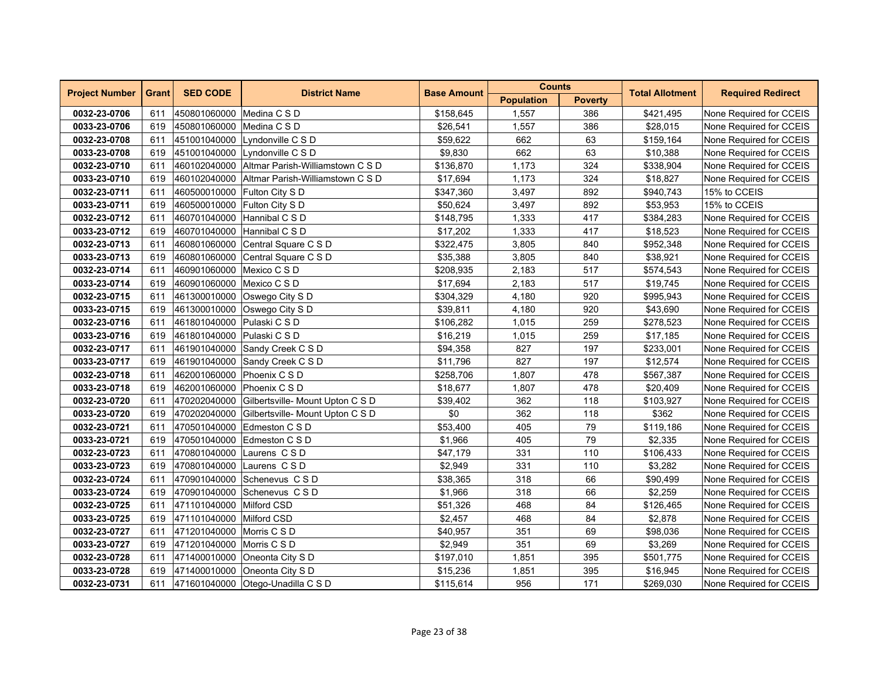| Project Number | Grant | SED CODE | District Name | Base Amount | Counts | | Total Allotment | Required Redirect |
|---|---|---|---|---|---|---|---|---|
| | | | | | Population | Poverty | | |
| **0032-23-0706** | 611 | 450801060000 | Medina C S D | $158,645 | 1,557 | 386 | $421,495 | None Required for CCEIS |
| **0033-23-0706** | 619 | 450801060000 | Medina C S D | $26,541 | 1,557 | 386 | $28,015 | None Required for CCEIS |
| **0032-23-0708** | 611 | 451001040000 | Lyndonville C S D | $59,622 | 662 | 63 | $159,164 | None Required for CCEIS |
| **0033-23-0708** | 619 | 451001040000 | Lyndonville C S D | $9,830 | 662 | 63 | $10,388 | None Required for CCEIS |
| **0032-23-0710** | 611 | 460102040000 | Altmar Parish-Williamstown C S D | $136,870 | 1,173 | 324 | $338,904 | None Required for CCEIS |
| **0033-23-0710** | 619 | 460102040000 | Altmar Parish-Williamstown C S D | $17,694 | 1,173 | 324 | $18,827 | None Required for CCEIS |
| **0032-23-0711** | 611 | 460500010000 | Fulton City S D | $347,360 | 3,497 | 892 | $940,743 | 15% to CCEIS |
| **0033-23-0711** | 619 | 460500010000 | Fulton City S D | $50,624 | 3,497 | 892 | $53,953 | 15% to CCEIS |
| **0032-23-0712** | 611 | 460701040000 | Hannibal C S D | $148,795 | 1,333 | 417 | $384,283 | None Required for CCEIS |
| **0033-23-0712** | 619 | 460701040000 | Hannibal C S D | $17,202 | 1,333 | 417 | $18,523 | None Required for CCEIS |
| **0032-23-0713** | 611 | 460801060000 | Central Square C S D | $322,475 | 3,805 | 840 | $952,348 | None Required for CCEIS |
| **0033-23-0713** | 619 | 460801060000 | Central Square C S D | $35,388 | 3,805 | 840 | $38,921 | None Required for CCEIS |
| **0032-23-0714** | 611 | 460901060000 | Mexico C S D | $208,935 | 2,183 | 517 | $574,543 | None Required for CCEIS |
| **0033-23-0714** | 619 | 460901060000 | Mexico C S D | $17,694 | 2,183 | 517 | $19,745 | None Required for CCEIS |
| **0032-23-0715** | 611 | 461300010000 | Oswego City S D | $304,329 | 4,180 | 920 | $995,943 | None Required for CCEIS |
| **0033-23-0715** | 619 | 461300010000 | Oswego City S D | $39,811 | 4,180 | 920 | $43,690 | None Required for CCEIS |
| **0032-23-0716** | 611 | 461801040000 | Pulaski C S D | $106,282 | 1,015 | 259 | $278,523 | None Required for CCEIS |
| **0033-23-0716** | 619 | 461801040000 | Pulaski C S D | $16,219 | 1,015 | 259 | $17,185 | None Required for CCEIS |
| **0032-23-0717** | 611 | 461901040000 | Sandy Creek C S D | $94,358 | 827 | 197 | $233,001 | None Required for CCEIS |
| **0033-23-0717** | 619 | 461901040000 | Sandy Creek C S D | $11,796 | 827 | 197 | $12,574 | None Required for CCEIS |
| **0032-23-0718** | 611 | 462001060000 | Phoenix C S D | $258,706 | 1,807 | 478 | $567,387 | None Required for CCEIS |
| **0033-23-0718** | 619 | 462001060000 | Phoenix C S D | $18,677 | 1,807 | 478 | $20,409 | None Required for CCEIS |
| **0032-23-0720** | 611 | 470202040000 | Gilbertsville- Mount Upton C S D | $39,402 | 362 | 118 | $103,927 | None Required for CCEIS |
| **0033-23-0720** | 619 | 470202040000 | Gilbertsville- Mount Upton C S D | $0 | 362 | 118 | $362 | None Required for CCEIS |
| **0032-23-0721** | 611 | 470501040000 | Edmeston C S D | $53,400 | 405 | 79 | $119,186 | None Required for CCEIS |
| **0033-23-0721** | 619 | 470501040000 | Edmeston C S D | $1,966 | 405 | 79 | $2,335 | None Required for CCEIS |
| **0032-23-0723** | 611 | 470801040000 | Laurens C S D | $47,179 | 331 | 110 | $106,433 | None Required for CCEIS |
| **0033-23-0723** | 619 | 470801040000 | Laurens C S D | $2,949 | 331 | 110 | $3,282 | None Required for CCEIS |
| **0032-23-0724** | 611 | 470901040000 | Schenevus C S D | $38,365 | 318 | 66 | $90,499 | None Required for CCEIS |
| **0033-23-0724** | 619 | 470901040000 | Schenevus C S D | $1,966 | 318 | 66 | $2,259 | None Required for CCEIS |
| **0032-23-0725** | 611 | 471101040000 | Milford CSD | $51,326 | 468 | 84 | $126,465 | None Required for CCEIS |
| **0033-23-0725** | 619 | 471101040000 | Milford CSD | $2,457 | 468 | 84 | $2,878 | None Required for CCEIS |
| **0032-23-0727** | 611 | 471201040000 | Morris C S D | $40,957 | 351 | 69 | $98,036 | None Required for CCEIS |
| **0033-23-0727** | 619 | 471201040000 | Morris C S D | $2,949 | 351 | 69 | $3,269 | None Required for CCEIS |
| **0032-23-0728** | 611 | 471400010000 | Oneonta City S D | $197,010 | 1,851 | 395 | $501,775 | None Required for CCEIS |
| **0033-23-0728** | 619 | 471400010000 | Oneonta City S D | $15,236 | 1,851 | 395 | $16,945 | None Required for CCEIS |
| **0032-23-0731** | 611 | 471601040000 | Otego-Unadilla C S D | $115,614 | 956 | 171 | $269,030 | None Required for CCEIS |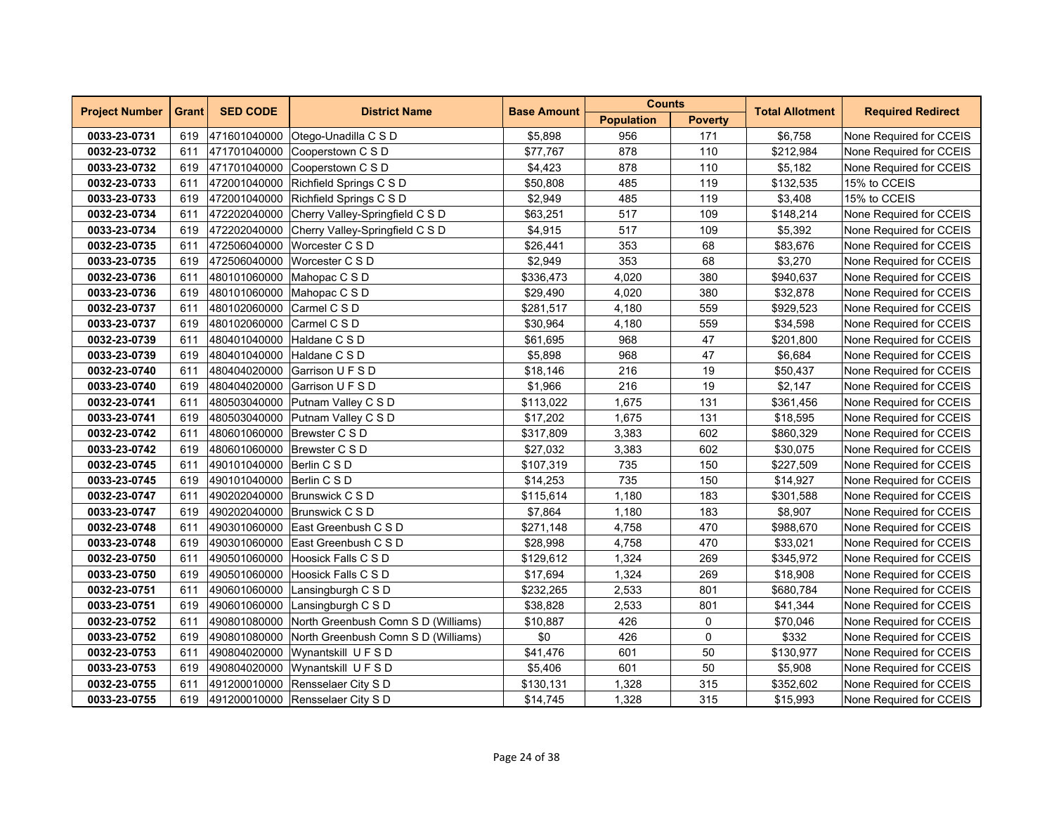| Project Number | Grant | SED CODE | District Name | Base Amount | Counts | | Total Allotment | Required Redirect |
|---|---|---|---|---|---|---|---|---|
| | | | | | Population | Poverty | | |
| 0033-23-0731 | 619 | 471601040000 | Otego-Unadilla C S D | $5,898 | 956 | 171 | $6,758 | None Required for CCEIS |
| 0032-23-0732 | 611 | 471701040000 | Cooperstown C S D | $77,767 | 878 | 110 | $212,984 | None Required for CCEIS |
| 0033-23-0732 | 619 | 471701040000 | Cooperstown C S D | $4,423 | 878 | 110 | $5,182 | None Required for CCEIS |
| 0032-23-0733 | 611 | 472001040000 | Richfield Springs C S D | $50,808 | 485 | 119 | $132,535 | 15% to CCEIS |
| 0033-23-0733 | 619 | 472001040000 | Richfield Springs C S D | $2,949 | 485 | 119 | $3,408 | 15% to CCEIS |
| 0032-23-0734 | 611 | 472202040000 | Cherry Valley-Springfield C S D | $63,251 | 517 | 109 | $148,214 | None Required for CCEIS |
| 0033-23-0734 | 619 | 472202040000 | Cherry Valley-Springfield C S D | $4,915 | 517 | 109 | $5,392 | None Required for CCEIS |
| 0032-23-0735 | 611 | 472506040000 | Worcester C S D | $26,441 | 353 | 68 | $83,676 | None Required for CCEIS |
| 0033-23-0735 | 619 | 472506040000 | Worcester C S D | $2,949 | 353 | 68 | $3,270 | None Required for CCEIS |
| 0032-23-0736 | 611 | 480101060000 | Mahopac C S D | $336,473 | 4,020 | 380 | $940,637 | None Required for CCEIS |
| 0033-23-0736 | 619 | 480101060000 | Mahopac C S D | $29,490 | 4,020 | 380 | $32,878 | None Required for CCEIS |
| 0032-23-0737 | 611 | 480102060000 | Carmel C S D | $281,517 | 4,180 | 559 | $929,523 | None Required for CCEIS |
| 0033-23-0737 | 619 | 480102060000 | Carmel C S D | $30,964 | 4,180 | 559 | $34,598 | None Required for CCEIS |
| 0032-23-0739 | 611 | 480401040000 | Haldane C S D | $61,695 | 968 | 47 | $201,800 | None Required for CCEIS |
| 0033-23-0739 | 619 | 480401040000 | Haldane C S D | $5,898 | 968 | 47 | $6,684 | None Required for CCEIS |
| 0032-23-0740 | 611 | 480404020000 | Garrison U F S D | $18,146 | 216 | 19 | $50,437 | None Required for CCEIS |
| 0033-23-0740 | 619 | 480404020000 | Garrison U F S D | $1,966 | 216 | 19 | $2,147 | None Required for CCEIS |
| 0032-23-0741 | 611 | 480503040000 | Putnam Valley C S D | $113,022 | 1,675 | 131 | $361,456 | None Required for CCEIS |
| 0033-23-0741 | 619 | 480503040000 | Putnam Valley C S D | $17,202 | 1,675 | 131 | $18,595 | None Required for CCEIS |
| 0032-23-0742 | 611 | 480601060000 | Brewster C S D | $317,809 | 3,383 | 602 | $860,329 | None Required for CCEIS |
| 0033-23-0742 | 619 | 480601060000 | Brewster C S D | $27,032 | 3,383 | 602 | $30,075 | None Required for CCEIS |
| 0032-23-0745 | 611 | 490101040000 | Berlin C S D | $107,319 | 735 | 150 | $227,509 | None Required for CCEIS |
| 0033-23-0745 | 619 | 490101040000 | Berlin C S D | $14,253 | 735 | 150 | $14,927 | None Required for CCEIS |
| 0032-23-0747 | 611 | 490202040000 | Brunswick C S D | $115,614 | 1,180 | 183 | $301,588 | None Required for CCEIS |
| 0033-23-0747 | 619 | 490202040000 | Brunswick C S D | $7,864 | 1,180 | 183 | $8,907 | None Required for CCEIS |
| 0032-23-0748 | 611 | 490301060000 | East Greenbush C S D | $271,148 | 4,758 | 470 | $988,670 | None Required for CCEIS |
| 0033-23-0748 | 619 | 490301060000 | East Greenbush C S D | $28,998 | 4,758 | 470 | $33,021 | None Required for CCEIS |
| 0032-23-0750 | 611 | 490501060000 | Hoosick Falls C S D | $129,612 | 1,324 | 269 | $345,972 | None Required for CCEIS |
| 0033-23-0750 | 619 | 490501060000 | Hoosick Falls C S D | $17,694 | 1,324 | 269 | $18,908 | None Required for CCEIS |
| 0032-23-0751 | 611 | 490601060000 | Lansingburgh C S D | $232,265 | 2,533 | 801 | $680,784 | None Required for CCEIS |
| 0033-23-0751 | 619 | 490601060000 | Lansingburgh C S D | $38,828 | 2,533 | 801 | $41,344 | None Required for CCEIS |
| 0032-23-0752 | 611 | 490801080000 | North Greenbush Comn S D (Williams) | $10,887 | 426 | 0 | $70,046 | None Required for CCEIS |
| 0033-23-0752 | 619 | 490801080000 | North Greenbush Comn S D (Williams) | $0 | 426 | 0 | $332 | None Required for CCEIS |
| 0032-23-0753 | 611 | 490804020000 | Wynantskill U F S D | $41,476 | 601 | 50 | $130,977 | None Required for CCEIS |
| 0033-23-0753 | 619 | 490804020000 | Wynantskill U F S D | $5,406 | 601 | 50 | $5,908 | None Required for CCEIS |
| 0032-23-0755 | 611 | 491200010000 | Rensselaer City S D | $130,131 | 1,328 | 315 | $352,602 | None Required for CCEIS |
| 0033-23-0755 | 619 | 491200010000 | Rensselaer City S D | $14,745 | 1,328 | 315 | $15,993 | None Required for CCEIS |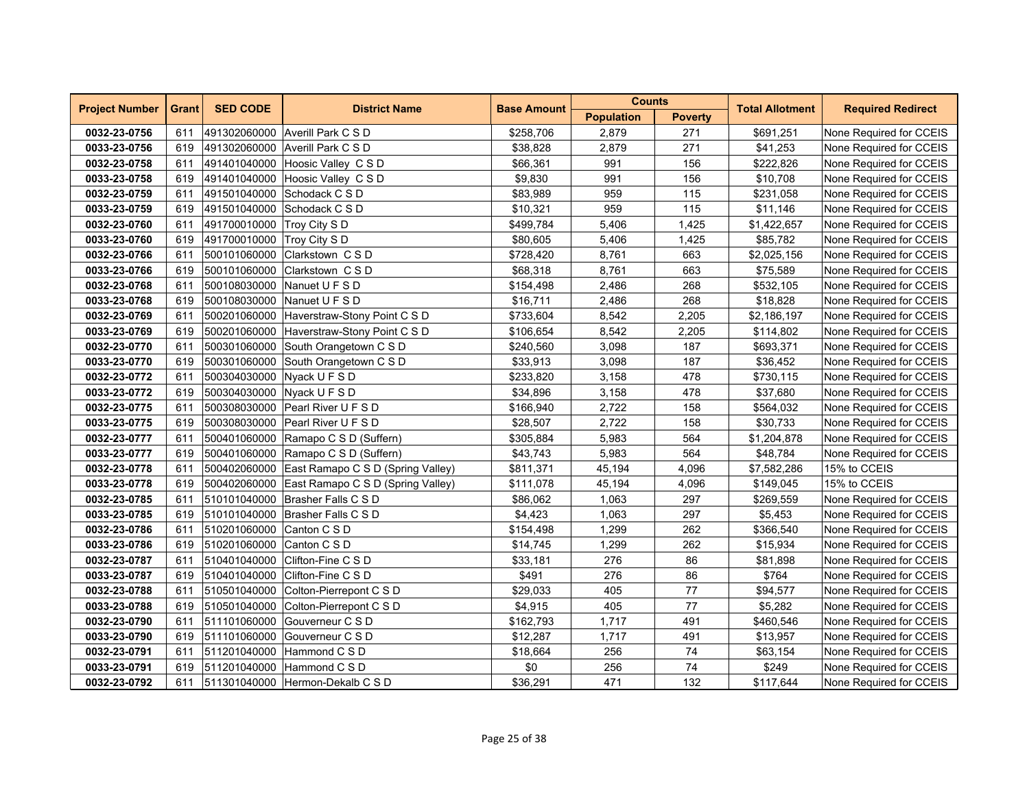| Project Number | Grant | SED CODE | District Name | Base Amount | Counts | | Total Allotment | Required Redirect |
|---|---|---|---|---|---|---|---|---|
| | | | | | Population | Poverty | | |
| **0032-23-0756** | 611 | 491302060000 | Averill Park C S D | $258,706 | 2,879 | 271 | $691,251 | None Required for CCEIS |
| **0033-23-0756** | 619 | 491302060000 | Averill Park C S D | $38,828 | 2,879 | 271 | $41,253 | None Required for CCEIS |
| **0032-23-0758** | 611 | 491401040000 | Hoosic Valley C S D | $66,361 | 991 | 156 | $222,826 | None Required for CCEIS |
| **0033-23-0758** | 619 | 491401040000 | Hoosic Valley C S D | $9,830 | 991 | 156 | $10,708 | None Required for CCEIS |
| **0032-23-0759** | 611 | 491501040000 | Schodack C S D | $83,989 | 959 | 115 | $231,058 | None Required for CCEIS |
| **0033-23-0759** | 619 | 491501040000 | Schodack C S D | $10,321 | 959 | 115 | $11,146 | None Required for CCEIS |
| **0032-23-0760** | 611 | 491700010000 | Troy City S D | $499,784 | 5,406 | 1,425 | $1,422,657 | None Required for CCEIS |
| **0033-23-0760** | 619 | 491700010000 | Troy City S D | $80,605 | 5,406 | 1,425 | $85,782 | None Required for CCEIS |
| **0032-23-0766** | 611 | 500101060000 | Clarkstown C S D | $728,420 | 8,761 | 663 | $2,025,156 | None Required for CCEIS |
| **0033-23-0766** | 619 | 500101060000 | Clarkstown C S D | $68,318 | 8,761 | 663 | $75,589 | None Required for CCEIS |
| **0032-23-0768** | 611 | 500108030000 | Nanuet U F S D | $154,498 | 2,486 | 268 | $532,105 | None Required for CCEIS |
| **0033-23-0768** | 619 | 500108030000 | Nanuet U F S D | $16,711 | 2,486 | 268 | $18,828 | None Required for CCEIS |
| **0032-23-0769** | 611 | 500201060000 | Haverstraw-Stony Point C S D | $733,604 | 8,542 | 2,205 | $2,186,197 | None Required for CCEIS |
| **0033-23-0769** | 619 | 500201060000 | Haverstraw-Stony Point C S D | $106,654 | 8,542 | 2,205 | $114,802 | None Required for CCEIS |
| **0032-23-0770** | 611 | 500301060000 | South Orangetown C S D | $240,560 | 3,098 | 187 | $693,371 | None Required for CCEIS |
| **0033-23-0770** | 619 | 500301060000 | South Orangetown C S D | $33,913 | 3,098 | 187 | $36,452 | None Required for CCEIS |
| **0032-23-0772** | 611 | 500304030000 | Nyack U F S D | $233,820 | 3,158 | 478 | $730,115 | None Required for CCEIS |
| **0033-23-0772** | 619 | 500304030000 | Nyack U F S D | $34,896 | 3,158 | 478 | $37,680 | None Required for CCEIS |
| **0032-23-0775** | 611 | 500308030000 | Pearl River U F S D | $166,940 | 2,722 | 158 | $564,032 | None Required for CCEIS |
| **0033-23-0775** | 619 | 500308030000 | Pearl River U F S D | $28,507 | 2,722 | 158 | $30,733 | None Required for CCEIS |
| **0032-23-0777** | 611 | 500401060000 | Ramapo C S D (Suffern) | $305,884 | 5,983 | 564 | $1,204,878 | None Required for CCEIS |
| **0033-23-0777** | 619 | 500401060000 | Ramapo C S D (Suffern) | $43,743 | 5,983 | 564 | $48,784 | None Required for CCEIS |
| **0032-23-0778** | 611 | 500402060000 | East Ramapo C S D (Spring Valley) | $811,371 | 45,194 | 4,096 | $7,582,286 | 15% to CCEIS |
| **0033-23-0778** | 619 | 500402060000 | East Ramapo C S D (Spring Valley) | $111,078 | 45,194 | 4,096 | $149,045 | 15% to CCEIS |
| **0032-23-0785** | 611 | 510101040000 | Brasher Falls C S D | $86,062 | 1,063 | 297 | $269,559 | None Required for CCEIS |
| **0033-23-0785** | 619 | 510101040000 | Brasher Falls C S D | $4,423 | 1,063 | 297 | $5,453 | None Required for CCEIS |
| **0032-23-0786** | 611 | 510201060000 | Canton C S D | $154,498 | 1,299 | 262 | $366,540 | None Required for CCEIS |
| **0033-23-0786** | 619 | 510201060000 | Canton C S D | $14,745 | 1,299 | 262 | $15,934 | None Required for CCEIS |
| **0032-23-0787** | 611 | 510401040000 | Clifton-Fine C S D | $33,181 | 276 | 86 | $81,898 | None Required for CCEIS |
| **0033-23-0787** | 619 | 510401040000 | Clifton-Fine C S D | $491 | 276 | 86 | $764 | None Required for CCEIS |
| **0032-23-0788** | 611 | 510501040000 | Colton-Pierrepont C S D | $29,033 | 405 | 77 | $94,577 | None Required for CCEIS |
| **0033-23-0788** | 619 | 510501040000 | Colton-Pierrepont C S D | $4,915 | 405 | 77 | $5,282 | None Required for CCEIS |
| **0032-23-0790** | 611 | 511101060000 | Gouverneur C S D | $162,793 | 1,717 | 491 | $460,546 | None Required for CCEIS |
| **0033-23-0790** | 619 | 511101060000 | Gouverneur C S D | $12,287 | 1,717 | 491 | $13,957 | None Required for CCEIS |
| **0032-23-0791** | 611 | 511201040000 | Hammond C S D | $18,664 | 256 | 74 | $63,154 | None Required for CCEIS |
| **0033-23-0791** | 619 | 511201040000 | Hammond C S D | $0 | 256 | 74 | $249 | None Required for CCEIS |
| **0032-23-0792** | 611 | 511301040000 | Hermon-Dekalb C S D | $36,291 | 471 | 132 | $117,644 | None Required for CCEIS |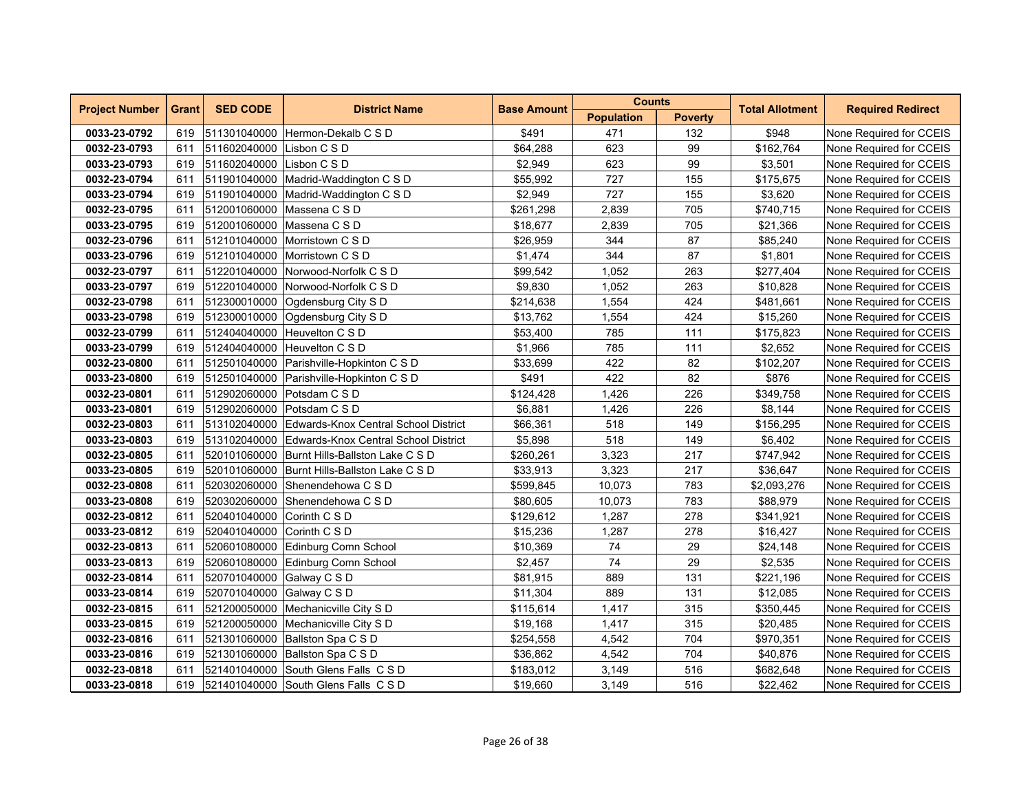| Project Number | Grant | SED CODE | District Name | Base Amount | Counts | | Total Allotment | Required Redirect |
|---|---|---|---|---|---|---|---|---|
| | | | | | Population | Poverty | | |
| 0033-23-0792 | 619 | 511301040000 | Hermon-Dekalb C S D | $491 | 471 | 132 | $948 | None Required for CCEIS |
| 0032-23-0793 | 611 | 511602040000 | Lisbon C S D | $64,288 | 623 | 99 | $162,764 | None Required for CCEIS |
| 0033-23-0793 | 619 | 511602040000 | Lisbon C S D | $2,949 | 623 | 99 | $3,501 | None Required for CCEIS |
| 0032-23-0794 | 611 | 511901040000 | Madrid-Waddington C S D | $55,992 | 727 | 155 | $175,675 | None Required for CCEIS |
| 0033-23-0794 | 619 | 511901040000 | Madrid-Waddington C S D | $2,949 | 727 | 155 | $3,620 | None Required for CCEIS |
| 0032-23-0795 | 611 | 512001060000 | Massena C S D | $261,298 | 2,839 | 705 | $740,715 | None Required for CCEIS |
| 0033-23-0795 | 619 | 512001060000 | Massena C S D | $18,677 | 2,839 | 705 | $21,366 | None Required for CCEIS |
| 0032-23-0796 | 611 | 512101040000 | Morristown C S D | $26,959 | 344 | 87 | $85,240 | None Required for CCEIS |
| 0033-23-0796 | 619 | 512101040000 | Morristown C S D | $1,474 | 344 | 87 | $1,801 | None Required for CCEIS |
| 0032-23-0797 | 611 | 512201040000 | Norwood-Norfolk C S D | $99,542 | 1,052 | 263 | $277,404 | None Required for CCEIS |
| 0033-23-0797 | 619 | 512201040000 | Norwood-Norfolk C S D | $9,830 | 1,052 | 263 | $10,828 | None Required for CCEIS |
| 0032-23-0798 | 611 | 512300010000 | Ogdensburg City S D | $214,638 | 1,554 | 424 | $481,661 | None Required for CCEIS |
| 0033-23-0798 | 619 | 512300010000 | Ogdensburg City S D | $13,762 | 1,554 | 424 | $15,260 | None Required for CCEIS |
| 0032-23-0799 | 611 | 512404040000 | Heuvelton C S D | $53,400 | 785 | 111 | $175,823 | None Required for CCEIS |
| 0033-23-0799 | 619 | 512404040000 | Heuvelton C S D | $1,966 | 785 | 111 | $2,652 | None Required for CCEIS |
| 0032-23-0800 | 611 | 512501040000 | Parishville-Hopkinton C S D | $33,699 | 422 | 82 | $102,207 | None Required for CCEIS |
| 0033-23-0800 | 619 | 512501040000 | Parishville-Hopkinton C S D | $491 | 422 | 82 | $876 | None Required for CCEIS |
| 0032-23-0801 | 611 | 512902060000 | Potsdam C S D | $124,428 | 1,426 | 226 | $349,758 | None Required for CCEIS |
| 0033-23-0801 | 619 | 512902060000 | Potsdam C S D | $6,881 | 1,426 | 226 | $8,144 | None Required for CCEIS |
| 0032-23-0803 | 611 | 513102040000 | Edwards-Knox Central School District | $66,361 | 518 | 149 | $156,295 | None Required for CCEIS |
| 0033-23-0803 | 619 | 513102040000 | Edwards-Knox Central School District | $5,898 | 518 | 149 | $6,402 | None Required for CCEIS |
| 0032-23-0805 | 611 | 520101060000 | Burnt Hills-Ballston Lake C S D | $260,261 | 3,323 | 217 | $747,942 | None Required for CCEIS |
| 0033-23-0805 | 619 | 520101060000 | Burnt Hills-Ballston Lake C S D | $33,913 | 3,323 | 217 | $36,647 | None Required for CCEIS |
| 0032-23-0808 | 611 | 520302060000 | Shenendehowa C S D | $599,845 | 10,073 | 783 | $2,093,276 | None Required for CCEIS |
| 0033-23-0808 | 619 | 520302060000 | Shenendehowa C S D | $80,605 | 10,073 | 783 | $88,979 | None Required for CCEIS |
| 0032-23-0812 | 611 | 520401040000 | Corinth C S D | $129,612 | 1,287 | 278 | $341,921 | None Required for CCEIS |
| 0033-23-0812 | 619 | 520401040000 | Corinth C S D | $15,236 | 1,287 | 278 | $16,427 | None Required for CCEIS |
| 0032-23-0813 | 611 | 520601080000 | Edinburg Comn School | $10,369 | 74 | 29 | $24,148 | None Required for CCEIS |
| 0033-23-0813 | 619 | 520601080000 | Edinburg Comn School | $2,457 | 74 | 29 | $2,535 | None Required for CCEIS |
| 0032-23-0814 | 611 | 520701040000 | Galway C S D | $81,915 | 889 | 131 | $221,196 | None Required for CCEIS |
| 0033-23-0814 | 619 | 520701040000 | Galway C S D | $11,304 | 889 | 131 | $12,085 | None Required for CCEIS |
| 0032-23-0815 | 611 | 521200050000 | Mechanicville City S D | $115,614 | 1,417 | 315 | $350,445 | None Required for CCEIS |
| 0033-23-0815 | 619 | 521200050000 | Mechanicville City S D | $19,168 | 1,417 | 315 | $20,485 | None Required for CCEIS |
| 0032-23-0816 | 611 | 521301060000 | Ballston Spa C S D | $254,558 | 4,542 | 704 | $970,351 | None Required for CCEIS |
| 0033-23-0816 | 619 | 521301060000 | Ballston Spa C S D | $36,862 | 4,542 | 704 | $40,876 | None Required for CCEIS |
| 0032-23-0818 | 611 | 521401040000 | South Glens Falls C S D | $183,012 | 3,149 | 516 | $682,648 | None Required for CCEIS |
| 0033-23-0818 | 619 | 521401040000 | South Glens Falls C S D | $19,660 | 3,149 | 516 | $22,462 | None Required for CCEIS |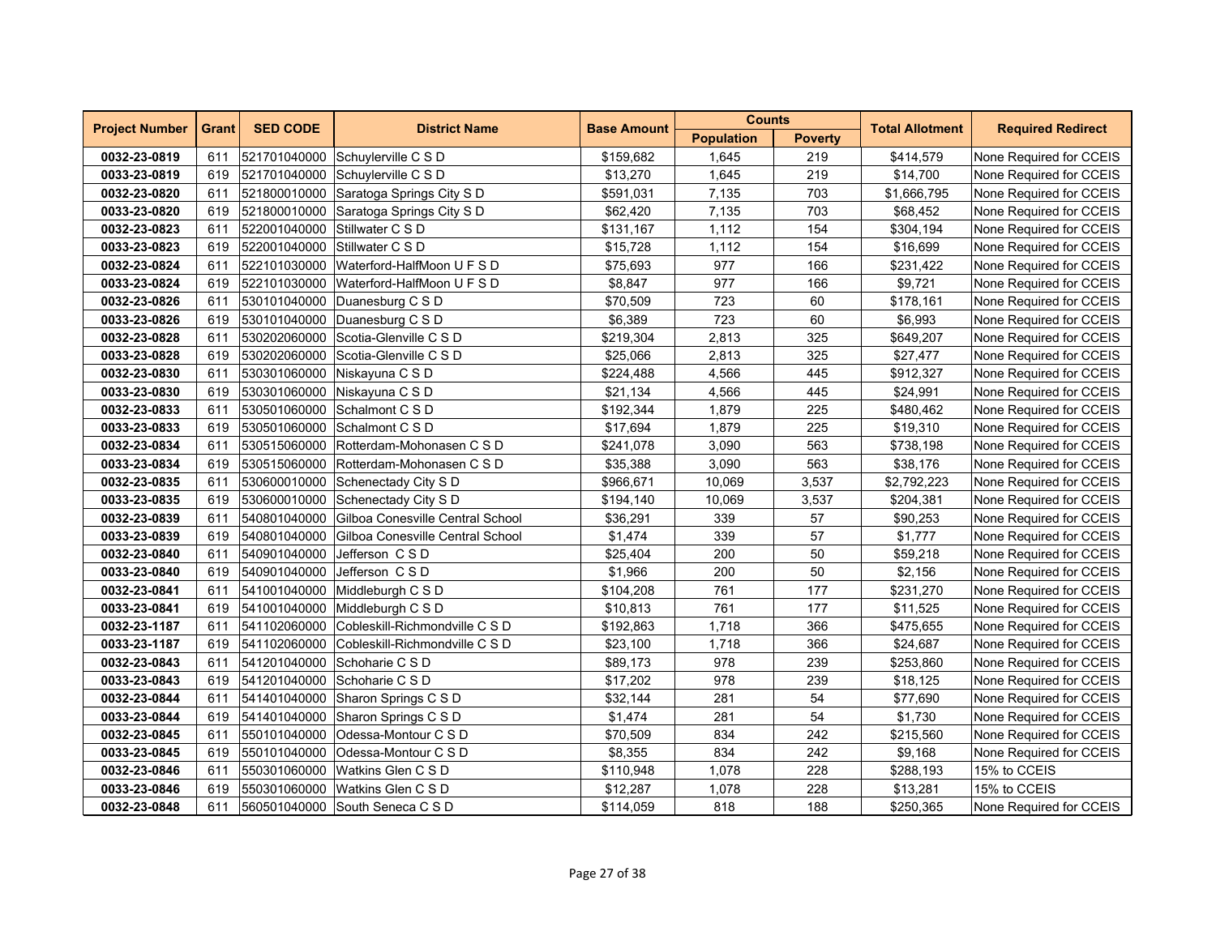| Project Number | Grant | SED CODE | District Name | Base Amount | Counts | | Total Allotment | Required Redirect |
|---|---|---|---|---|---|---|---|---|
| | | | | | Population | Poverty | | |
| 0032-23-0819 | 611 | 521701040000 | Schuylerville C S D | $159,682 | 1,645 | 219 | $414,579 | None Required for CCEIS |
| 0033-23-0819 | 619 | 521701040000 | Schuylerville C S D | $13,270 | 1,645 | 219 | $14,700 | None Required for CCEIS |
| 0032-23-0820 | 611 | 521800010000 | Saratoga Springs City S D | $591,031 | 7,135 | 703 | $1,666,795 | None Required for CCEIS |
| 0033-23-0820 | 619 | 521800010000 | Saratoga Springs City S D | $62,420 | 7,135 | 703 | $68,452 | None Required for CCEIS |
| 0032-23-0823 | 611 | 522001040000 | Stillwater C S D | $131,167 | 1,112 | 154 | $304,194 | None Required for CCEIS |
| 0033-23-0823 | 619 | 522001040000 | Stillwater C S D | $15,728 | 1,112 | 154 | $16,699 | None Required for CCEIS |
| 0032-23-0824 | 611 | 522101030000 | Waterford-HalfMoon U F S D | $75,693 | 977 | 166 | $231,422 | None Required for CCEIS |
| 0033-23-0824 | 619 | 522101030000 | Waterford-HalfMoon U F S D | $8,847 | 977 | 166 | $9,721 | None Required for CCEIS |
| 0032-23-0826 | 611 | 530101040000 | Duanesburg C S D | $70,509 | 723 | 60 | $178,161 | None Required for CCEIS |
| 0033-23-0826 | 619 | 530101040000 | Duanesburg C S D | $6,389 | 723 | 60 | $6,993 | None Required for CCEIS |
| 0032-23-0828 | 611 | 530202060000 | Scotia-Glenville C S D | $219,304 | 2,813 | 325 | $649,207 | None Required for CCEIS |
| 0033-23-0828 | 619 | 530202060000 | Scotia-Glenville C S D | $25,066 | 2,813 | 325 | $27,477 | None Required for CCEIS |
| 0032-23-0830 | 611 | 530301060000 | Niskayuna C S D | $224,488 | 4,566 | 445 | $912,327 | None Required for CCEIS |
| 0033-23-0830 | 619 | 530301060000 | Niskayuna C S D | $21,134 | 4,566 | 445 | $24,991 | None Required for CCEIS |
| 0032-23-0833 | 611 | 530501060000 | Schalmont C S D | $192,344 | 1,879 | 225 | $480,462 | None Required for CCEIS |
| 0033-23-0833 | 619 | 530501060000 | Schalmont C S D | $17,694 | 1,879 | 225 | $19,310 | None Required for CCEIS |
| 0032-23-0834 | 611 | 530515060000 | Rotterdam-Mohonasen C S D | $241,078 | 3,090 | 563 | $738,198 | None Required for CCEIS |
| 0033-23-0834 | 619 | 530515060000 | Rotterdam-Mohonasen C S D | $35,388 | 3,090 | 563 | $38,176 | None Required for CCEIS |
| 0032-23-0835 | 611 | 530600010000 | Schenectady City S D | $966,671 | 10,069 | 3,537 | $2,792,223 | None Required for CCEIS |
| 0033-23-0835 | 619 | 530600010000 | Schenectady City S D | $194,140 | 10,069 | 3,537 | $204,381 | None Required for CCEIS |
| 0032-23-0839 | 611 | 540801040000 | Gilboa Conesville Central School | $36,291 | 339 | 57 | $90,253 | None Required for CCEIS |
| 0033-23-0839 | 619 | 540801040000 | Gilboa Conesville Central School | $1,474 | 339 | 57 | $1,777 | None Required for CCEIS |
| 0032-23-0840 | 611 | 540901040000 | Jefferson C S D | $25,404 | 200 | 50 | $59,218 | None Required for CCEIS |
| 0033-23-0840 | 619 | 540901040000 | Jefferson C S D | $1,966 | 200 | 50 | $2,156 | None Required for CCEIS |
| 0032-23-0841 | 611 | 541001040000 | Middleburgh C S D | $104,208 | 761 | 177 | $231,270 | None Required for CCEIS |
| 0033-23-0841 | 619 | 541001040000 | Middleburgh C S D | $10,813 | 761 | 177 | $11,525 | None Required for CCEIS |
| 0032-23-1187 | 611 | 541102060000 | Cobleskill-Richmondville C S D | $192,863 | 1,718 | 366 | $475,655 | None Required for CCEIS |
| 0033-23-1187 | 619 | 541102060000 | Cobleskill-Richmondville C S D | $23,100 | 1,718 | 366 | $24,687 | None Required for CCEIS |
| 0032-23-0843 | 611 | 541201040000 | Schoharie C S D | $89,173 | 978 | 239 | $253,860 | None Required for CCEIS |
| 0033-23-0843 | 619 | 541201040000 | Schoharie C S D | $17,202 | 978 | 239 | $18,125 | None Required for CCEIS |
| 0032-23-0844 | 611 | 541401040000 | Sharon Springs C S D | $32,144 | 281 | 54 | $77,690 | None Required for CCEIS |
| 0033-23-0844 | 619 | 541401040000 | Sharon Springs C S D | $1,474 | 281 | 54 | $1,730 | None Required for CCEIS |
| 0032-23-0845 | 611 | 550101040000 | Odessa-Montour C S D | $70,509 | 834 | 242 | $215,560 | None Required for CCEIS |
| 0033-23-0845 | 619 | 550101040000 | Odessa-Montour C S D | $8,355 | 834 | 242 | $9,168 | None Required for CCEIS |
| 0032-23-0846 | 611 | 550301060000 | Watkins Glen C S D | $110,948 | 1,078 | 228 | $288,193 | 15% to CCEIS |
| 0033-23-0846 | 619 | 550301060000 | Watkins Glen C S D | $12,287 | 1,078 | 228 | $13,281 | 15% to CCEIS |
| 0032-23-0848 | 611 | 560501040000 | South Seneca C S D | $114,059 | 818 | 188 | $250,365 | None Required for CCEIS |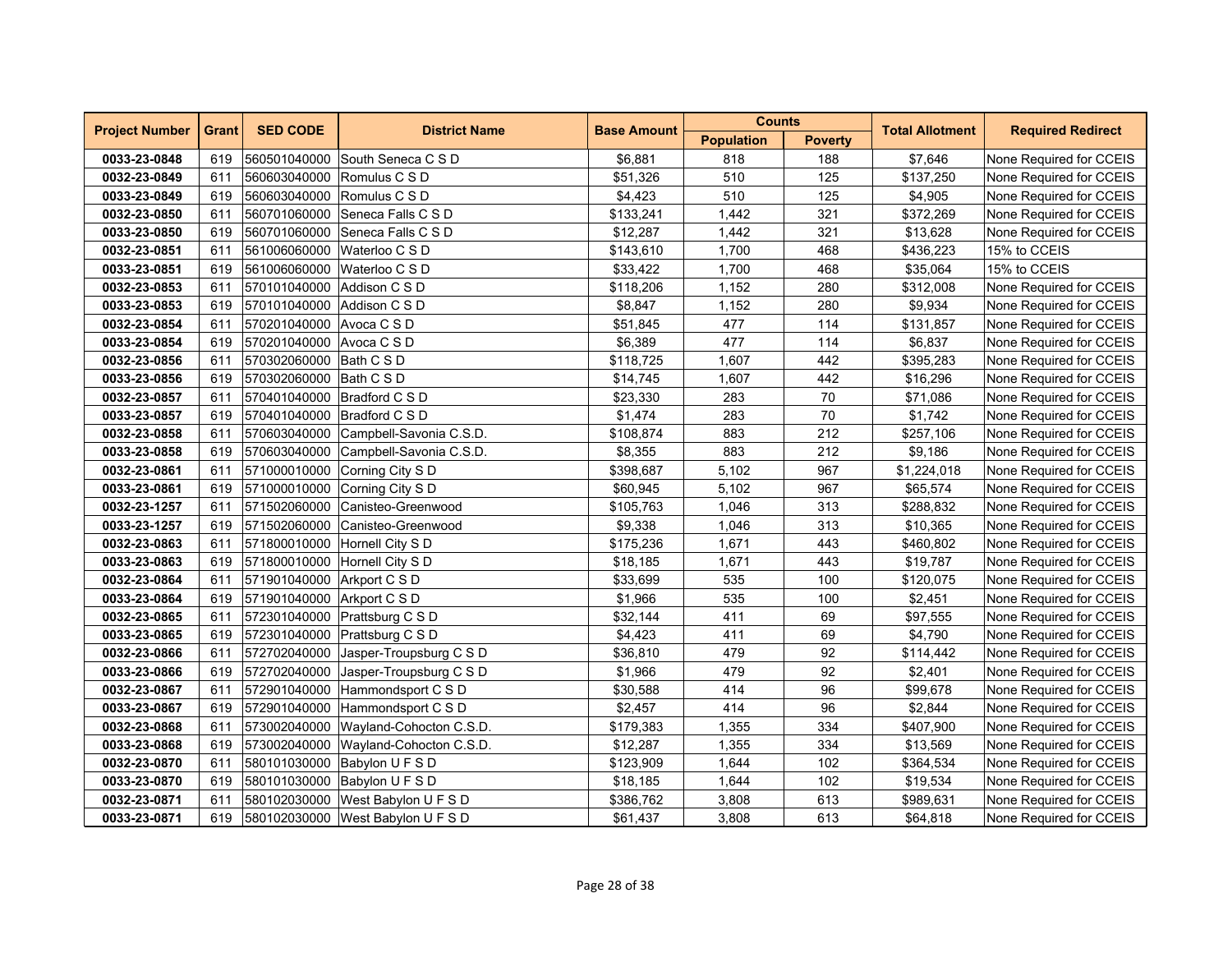| Project Number | Grant | SED CODE | District Name | Base Amount | Counts | | Total Allotment | Required Redirect |
|---|---|---|---|---|---|---|---|---|
| | | | | | Population | Poverty | | |
| **0033-23-0848** | 619 | 560501040000 | South Seneca C S D | $6,881 | 818 | 188 | $7,646 | None Required for CCEIS |
| **0032-23-0849** | 611 | 560603040000 | Romulus C S D | $51,326 | 510 | 125 | $137,250 | None Required for CCEIS |
| **0033-23-0849** | 619 | 560603040000 | Romulus C S D | $4,423 | 510 | 125 | $4,905 | None Required for CCEIS |
| **0032-23-0850** | 611 | 560701060000 | Seneca Falls C S D | $133,241 | 1,442 | 321 | $372,269 | None Required for CCEIS |
| **0033-23-0850** | 619 | 560701060000 | Seneca Falls C S D | $12,287 | 1,442 | 321 | $13,628 | None Required for CCEIS |
| **0032-23-0851** | 611 | 561006060000 | Waterloo C S D | $143,610 | 1,700 | 468 | $436,223 | 15% to CCEIS |
| **0033-23-0851** | 619 | 561006060000 | Waterloo C S D | $33,422 | 1,700 | 468 | $35,064 | 15% to CCEIS |
| **0032-23-0853** | 611 | 570101040000 | Addison C S D | $118,206 | 1,152 | 280 | $312,008 | None Required for CCEIS |
| **0033-23-0853** | 619 | 570101040000 | Addison C S D | $8,847 | 1,152 | 280 | $9,934 | None Required for CCEIS |
| **0032-23-0854** | 611 | 570201040000 | Avoca C S D | $51,845 | 477 | 114 | $131,857 | None Required for CCEIS |
| **0033-23-0854** | 619 | 570201040000 | Avoca C S D | $6,389 | 477 | 114 | $6,837 | None Required for CCEIS |
| **0032-23-0856** | 611 | 570302060000 | Bath C S D | $118,725 | 1,607 | 442 | $395,283 | None Required for CCEIS |
| **0033-23-0856** | 619 | 570302060000 | Bath C S D | $14,745 | 1,607 | 442 | $16,296 | None Required for CCEIS |
| **0032-23-0857** | 611 | 570401040000 | Bradford C S D | $23,330 | 283 | 70 | $71,086 | None Required for CCEIS |
| **0033-23-0857** | 619 | 570401040000 | Bradford C S D | $1,474 | 283 | 70 | $1,742 | None Required for CCEIS |
| **0032-23-0858** | 611 | 570603040000 | Campbell-Savonia C.S.D. | $108,874 | 883 | 212 | $257,106 | None Required for CCEIS |
| **0033-23-0858** | 619 | 570603040000 | Campbell-Savonia C.S.D. | $8,355 | 883 | 212 | $9,186 | None Required for CCEIS |
| **0032-23-0861** | 611 | 571000010000 | Corning City S D | $398,687 | 5,102 | 967 | $1,224,018 | None Required for CCEIS |
| **0033-23-0861** | 619 | 571000010000 | Corning City S D | $60,945 | 5,102 | 967 | $65,574 | None Required for CCEIS |
| **0032-23-1257** | 611 | 571502060000 | Canisteo-Greenwood | $105,763 | 1,046 | 313 | $288,832 | None Required for CCEIS |
| **0033-23-1257** | 619 | 571502060000 | Canisteo-Greenwood | $9,338 | 1,046 | 313 | $10,365 | None Required for CCEIS |
| **0032-23-0863** | 611 | 571800010000 | Hornell City S D | $175,236 | 1,671 | 443 | $460,802 | None Required for CCEIS |
| **0033-23-0863** | 619 | 571800010000 | Hornell City S D | $18,185 | 1,671 | 443 | $19,787 | None Required for CCEIS |
| **0032-23-0864** | 611 | 571901040000 | Arkport C S D | $33,699 | 535 | 100 | $120,075 | None Required for CCEIS |
| **0033-23-0864** | 619 | 571901040000 | Arkport C S D | $1,966 | 535 | 100 | $2,451 | None Required for CCEIS |
| **0032-23-0865** | 611 | 572301040000 | Prattsburg C S D | $32,144 | 411 | 69 | $97,555 | None Required for CCEIS |
| **0033-23-0865** | 619 | 572301040000 | Prattsburg C S D | $4,423 | 411 | 69 | $4,790 | None Required for CCEIS |
| **0032-23-0866** | 611 | 572702040000 | Jasper-Troupsburg C S D | $36,810 | 479 | 92 | $114,442 | None Required for CCEIS |
| **0033-23-0866** | 619 | 572702040000 | Jasper-Troupsburg C S D | $1,966 | 479 | 92 | $2,401 | None Required for CCEIS |
| **0032-23-0867** | 611 | 572901040000 | Hammondsport C S D | $30,588 | 414 | 96 | $99,678 | None Required for CCEIS |
| **0033-23-0867** | 619 | 572901040000 | Hammondsport C S D | $2,457 | 414 | 96 | $2,844 | None Required for CCEIS |
| **0032-23-0868** | 611 | 573002040000 | Wayland-Cohocton C.S.D. | $179,383 | 1,355 | 334 | $407,900 | None Required for CCEIS |
| **0033-23-0868** | 619 | 573002040000 | Wayland-Cohocton C.S.D. | $12,287 | 1,355 | 334 | $13,569 | None Required for CCEIS |
| **0032-23-0870** | 611 | 580101030000 | Babylon U F S D | $123,909 | 1,644 | 102 | $364,534 | None Required for CCEIS |
| **0033-23-0870** | 619 | 580101030000 | Babylon U F S D | $18,185 | 1,644 | 102 | $19,534 | None Required for CCEIS |
| **0032-23-0871** | 611 | 580102030000 | West Babylon U F S D | $386,762 | 3,808 | 613 | $989,631 | None Required for CCEIS |
| **0033-23-0871** | 619 | 580102030000 | West Babylon U F S D | $61,437 | 3,808 | 613 | $64,818 | None Required for CCEIS |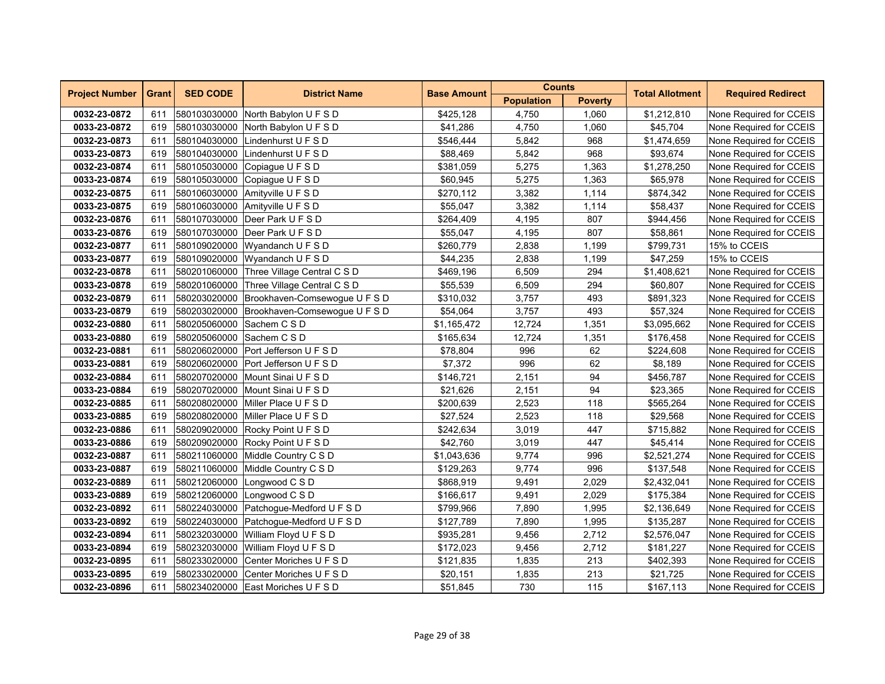| Project Number | Grant | SED CODE | District Name | Base Amount | Counts | | Total Allotment | Required Redirect |
|---|---|---|---|---|---|---|---|---|
| | | | | | Population | Poverty | | |
| **0032-23-0872** | 611 | 580103030000 | North Babylon U F S D | $425,128 | 4,750 | 1,060 | $1,212,810 | None Required for CCEIS |
| **0033-23-0872** | 619 | 580103030000 | North Babylon U F S D | $41,286 | 4,750 | 1,060 | $45,704 | None Required for CCEIS |
| **0032-23-0873** | 611 | 580104030000 | Lindenhurst U F S D | $546,444 | 5,842 | 968 | $1,474,659 | None Required for CCEIS |
| **0033-23-0873** | 619 | 580104030000 | Lindenhurst U F S D | $88,469 | 5,842 | 968 | $93,674 | None Required for CCEIS |
| **0032-23-0874** | 611 | 580105030000 | Copiague U F S D | $381,059 | 5,275 | 1,363 | $1,278,250 | None Required for CCEIS |
| **0033-23-0874** | 619 | 580105030000 | Copiague U F S D | $60,945 | 5,275 | 1,363 | $65,978 | None Required for CCEIS |
| **0032-23-0875** | 611 | 580106030000 | Amityville U F S D | $270,112 | 3,382 | 1,114 | $874,342 | None Required for CCEIS |
| **0033-23-0875** | 619 | 580106030000 | Amityville U F S D | $55,047 | 3,382 | 1,114 | $58,437 | None Required for CCEIS |
| **0032-23-0876** | 611 | 580107030000 | Deer Park U F S D | $264,409 | 4,195 | 807 | $944,456 | None Required for CCEIS |
| **0033-23-0876** | 619 | 580107030000 | Deer Park U F S D | $55,047 | 4,195 | 807 | $58,861 | None Required for CCEIS |
| **0032-23-0877** | 611 | 580109020000 | Wyandanch U F S D | $260,779 | 2,838 | 1,199 | $799,731 | 15% to CCEIS |
| **0033-23-0877** | 619 | 580109020000 | Wyandanch U F S D | $44,235 | 2,838 | 1,199 | $47,259 | 15% to CCEIS |
| **0032-23-0878** | 611 | 580201060000 | Three Village Central C S D | $469,196 | 6,509 | 294 | $1,408,621 | None Required for CCEIS |
| **0033-23-0878** | 619 | 580201060000 | Three Village Central C S D | $55,539 | 6,509 | 294 | $60,807 | None Required for CCEIS |
| **0032-23-0879** | 611 | 580203020000 | Brookhaven-Comsewogue U F S D | $310,032 | 3,757 | 493 | $891,323 | None Required for CCEIS |
| **0033-23-0879** | 619 | 580203020000 | Brookhaven-Comsewogue U F S D | $54,064 | 3,757 | 493 | $57,324 | None Required for CCEIS |
| **0032-23-0880** | 611 | 580205060000 | Sachem C S D | $1,165,472 | 12,724 | 1,351 | $3,095,662 | None Required for CCEIS |
| **0033-23-0880** | 619 | 580205060000 | Sachem C S D | $165,634 | 12,724 | 1,351 | $176,458 | None Required for CCEIS |
| **0032-23-0881** | 611 | 580206020000 | Port Jefferson U F S D | $78,804 | 996 | 62 | $224,608 | None Required for CCEIS |
| **0033-23-0881** | 619 | 580206020000 | Port Jefferson U F S D | $7,372 | 996 | 62 | $8,189 | None Required for CCEIS |
| **0032-23-0884** | 611 | 580207020000 | Mount Sinai U F S D | $146,721 | 2,151 | 94 | $456,787 | None Required for CCEIS |
| **0033-23-0884** | 619 | 580207020000 | Mount Sinai U F S D | $21,626 | 2,151 | 94 | $23,365 | None Required for CCEIS |
| **0032-23-0885** | 611 | 580208020000 | Miller Place U F S D | $200,639 | 2,523 | 118 | $565,264 | None Required for CCEIS |
| **0033-23-0885** | 619 | 580208020000 | Miller Place U F S D | $27,524 | 2,523 | 118 | $29,568 | None Required for CCEIS |
| **0032-23-0886** | 611 | 580209020000 | Rocky Point U F S D | $242,634 | 3,019 | 447 | $715,882 | None Required for CCEIS |
| **0033-23-0886** | 619 | 580209020000 | Rocky Point U F S D | $42,760 | 3,019 | 447 | $45,414 | None Required for CCEIS |
| **0032-23-0887** | 611 | 580211060000 | Middle Country C S D | $1,043,636 | 9,774 | 996 | $2,521,274 | None Required for CCEIS |
| **0033-23-0887** | 619 | 580211060000 | Middle Country C S D | $129,263 | 9,774 | 996 | $137,548 | None Required for CCEIS |
| **0032-23-0889** | 611 | 580212060000 | Longwood C S D | $868,919 | 9,491 | 2,029 | $2,432,041 | None Required for CCEIS |
| **0033-23-0889** | 619 | 580212060000 | Longwood C S D | $166,617 | 9,491 | 2,029 | $175,384 | None Required for CCEIS |
| **0032-23-0892** | 611 | 580224030000 | Patchogue-Medford U F S D | $799,966 | 7,890 | 1,995 | $2,136,649 | None Required for CCEIS |
| **0033-23-0892** | 619 | 580224030000 | Patchogue-Medford U F S D | $127,789 | 7,890 | 1,995 | $135,287 | None Required for CCEIS |
| **0032-23-0894** | 611 | 580232030000 | William Floyd U F S D | $935,281 | 9,456 | 2,712 | $2,576,047 | None Required for CCEIS |
| **0033-23-0894** | 619 | 580232030000 | William Floyd U F S D | $172,023 | 9,456 | 2,712 | $181,227 | None Required for CCEIS |
| **0032-23-0895** | 611 | 580233020000 | Center Moriches U F S D | $121,835 | 1,835 | 213 | $402,393 | None Required for CCEIS |
| **0033-23-0895** | 619 | 580233020000 | Center Moriches U F S D | $20,151 | 1,835 | 213 | $21,725 | None Required for CCEIS |
| **0032-23-0896** | 611 | 580234020000 | East Moriches U F S D | $51,845 | 730 | 115 | $167,113 | None Required for CCEIS |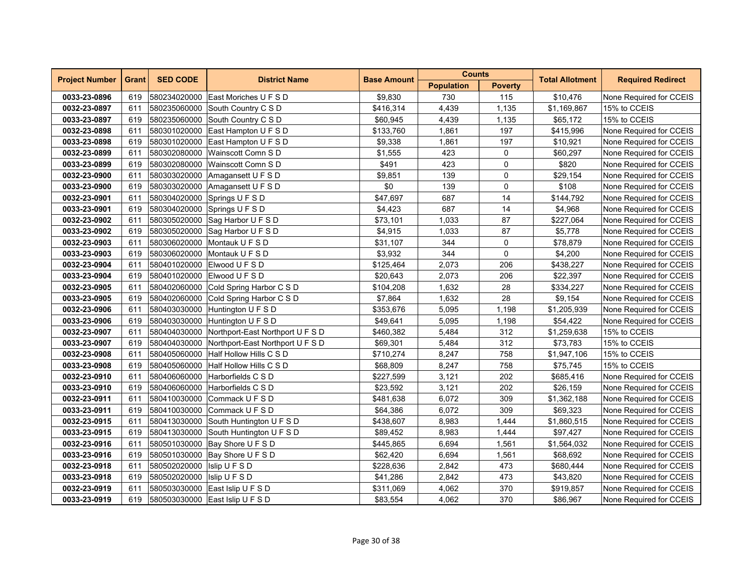| Project Number | Grant | SED CODE | District Name | Base Amount | Counts | | Total Allotment | Required Redirect |
|---|---|---|---|---|---|---|---|---|
| | | | | | Population | Poverty | | |
| **0033-23-0896** | 619 | 580234020000 | East Moriches U F S D | $9,830 | 730 | 115 | $10,476 | None Required for CCEIS |
| **0032-23-0897** | 611 | 580235060000 | South Country C S D | $416,314 | 4,439 | 1,135 | $1,169,867 | 15% to CCEIS |
| **0033-23-0897** | 619 | 580235060000 | South Country C S D | $60,945 | 4,439 | 1,135 | $65,172 | 15% to CCEIS |
| **0032-23-0898** | 611 | 580301020000 | East Hampton U F S D | $133,760 | 1,861 | 197 | $415,996 | None Required for CCEIS |
| **0033-23-0898** | 619 | 580301020000 | East Hampton U F S D | $9,338 | 1,861 | 197 | $10,921 | None Required for CCEIS |
| **0032-23-0899** | 611 | 580302080000 | Wainscott Comn S D | $1,555 | 423 | 0 | $60,297 | None Required for CCEIS |
| **0033-23-0899** | 619 | 580302080000 | Wainscott Comn S D | $491 | 423 | 0 | $820 | None Required for CCEIS |
| **0032-23-0900** | 611 | 580303020000 | Amagansett U F S D | $9,851 | 139 | 0 | $29,154 | None Required for CCEIS |
| **0033-23-0900** | 619 | 580303020000 | Amagansett U F S D | $0 | 139 | 0 | $108 | None Required for CCEIS |
| **0032-23-0901** | 611 | 580304020000 | Springs U F S D | $47,697 | 687 | 14 | $144,792 | None Required for CCEIS |
| **0033-23-0901** | 619 | 580304020000 | Springs U F S D | $4,423 | 687 | 14 | $4,968 | None Required for CCEIS |
| **0032-23-0902** | 611 | 580305020000 | Sag Harbor U F S D | $73,101 | 1,033 | 87 | $227,064 | None Required for CCEIS |
| **0033-23-0902** | 619 | 580305020000 | Sag Harbor U F S D | $4,915 | 1,033 | 87 | $5,778 | None Required for CCEIS |
| **0032-23-0903** | 611 | 580306020000 | Montauk U F S D | $31,107 | 344 | 0 | $78,879 | None Required for CCEIS |
| **0033-23-0903** | 619 | 580306020000 | Montauk U F S D | $3,932 | 344 | 0 | $4,200 | None Required for CCEIS |
| **0032-23-0904** | 611 | 580401020000 | Elwood U F S D | $125,464 | 2,073 | 206 | $438,227 | None Required for CCEIS |
| **0033-23-0904** | 619 | 580401020000 | Elwood U F S D | $20,643 | 2,073 | 206 | $22,397 | None Required for CCEIS |
| **0032-23-0905** | 611 | 580402060000 | Cold Spring Harbor C S D | $104,208 | 1,632 | 28 | $334,227 | None Required for CCEIS |
| **0033-23-0905** | 619 | 580402060000 | Cold Spring Harbor C S D | $7,864 | 1,632 | 28 | $9,154 | None Required for CCEIS |
| **0032-23-0906** | 611 | 580403030000 | Huntington U F S D | $353,676 | 5,095 | 1,198 | $1,205,939 | None Required for CCEIS |
| **0033-23-0906** | 619 | 580403030000 | Huntington U F S D | $49,641 | 5,095 | 1,198 | $54,422 | None Required for CCEIS |
| **0032-23-0907** | 611 | 580404030000 | Northport-East Northport U F S D | $460,382 | 5,484 | 312 | $1,259,638 | 15% to CCEIS |
| **0033-23-0907** | 619 | 580404030000 | Northport-East Northport U F S D | $69,301 | 5,484 | 312 | $73,783 | 15% to CCEIS |
| **0032-23-0908** | 611 | 580405060000 | Half Hollow Hills C S D | $710,274 | 8,247 | 758 | $1,947,106 | 15% to CCEIS |
| **0033-23-0908** | 619 | 580405060000 | Half Hollow Hills C S D | $68,809 | 8,247 | 758 | $75,745 | 15% to CCEIS |
| **0032-23-0910** | 611 | 580406060000 | Harborfields C S D | $227,599 | 3,121 | 202 | $685,416 | None Required for CCEIS |
| **0033-23-0910** | 619 | 580406060000 | Harborfields C S D | $23,592 | 3,121 | 202 | $26,159 | None Required for CCEIS |
| **0032-23-0911** | 611 | 580410030000 | Commack U F S D | $481,638 | 6,072 | 309 | $1,362,188 | None Required for CCEIS |
| **0033-23-0911** | 619 | 580410030000 | Commack U F S D | $64,386 | 6,072 | 309 | $69,323 | None Required for CCEIS |
| **0032-23-0915** | 611 | 580413030000 | South Huntington U F S D | $438,607 | 8,983 | 1,444 | $1,860,515 | None Required for CCEIS |
| **0033-23-0915** | 619 | 580413030000 | South Huntington U F S D | $89,452 | 8,983 | 1,444 | $97,427 | None Required for CCEIS |
| **0032-23-0916** | 611 | 580501030000 | Bay Shore U F S D | $445,865 | 6,694 | 1,561 | $1,564,032 | None Required for CCEIS |
| **0033-23-0916** | 619 | 580501030000 | Bay Shore U F S D | $62,420 | 6,694 | 1,561 | $68,692 | None Required for CCEIS |
| **0032-23-0918** | 611 | 580502020000 | Islip U F S D | $228,636 | 2,842 | 473 | $680,444 | None Required for CCEIS |
| **0033-23-0918** | 619 | 580502020000 | Islip U F S D | $41,286 | 2,842 | 473 | $43,820 | None Required for CCEIS |
| **0032-23-0919** | 611 | 580503030000 | East Islip U F S D | $311,069 | 4,062 | 370 | $919,857 | None Required for CCEIS |
| **0033-23-0919** | 619 | 580503030000 | East Islip U F S D | $83,554 | 4,062 | 370 | $86,967 | None Required for CCEIS |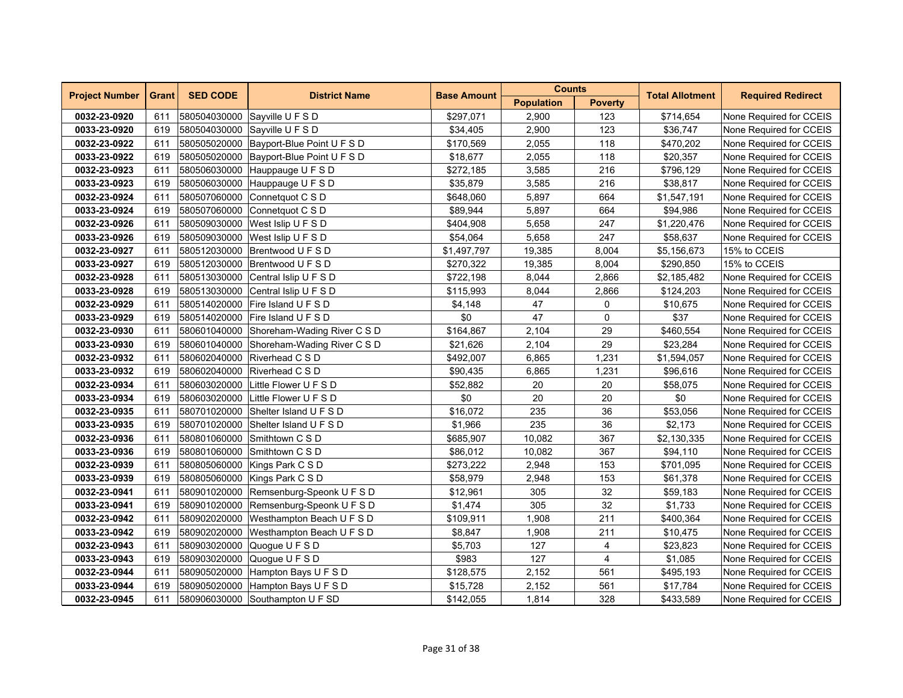| Project Number | Grant | SED CODE | District Name | Base Amount | Counts | | Total Allotment | Required Redirect |
|---|---|---|---|---|---|---|---|---|
| | | | | | Population | Poverty | | |
| **0032-23-0920** | 611 | 580504030000 | Sayville U F S D | $297,071 | 2,900 | 123 | $714,654 | None Required for CCEIS |
| **0033-23-0920** | 619 | 580504030000 | Sayville U F S D | $34,405 | 2,900 | 123 | $36,747 | None Required for CCEIS |
| **0032-23-0922** | 611 | 580505020000 | Bayport-Blue Point U F S D | $170,569 | 2,055 | 118 | $470,202 | None Required for CCEIS |
| **0033-23-0922** | 619 | 580505020000 | Bayport-Blue Point U F S D | $18,677 | 2,055 | 118 | $20,357 | None Required for CCEIS |
| **0032-23-0923** | 611 | 580506030000 | Hauppauge U F S D | $272,185 | 3,585 | 216 | $796,129 | None Required for CCEIS |
| **0033-23-0923** | 619 | 580506030000 | Hauppauge U F S D | $35,879 | 3,585 | 216 | $38,817 | None Required for CCEIS |
| **0032-23-0924** | 611 | 580507060000 | Connetquot C S D | $648,060 | 5,897 | 664 | $1,547,191 | None Required for CCEIS |
| **0033-23-0924** | 619 | 580507060000 | Connetquot C S D | $89,944 | 5,897 | 664 | $94,986 | None Required for CCEIS |
| **0032-23-0926** | 611 | 580509030000 | West Islip U F S D | $404,908 | 5,658 | 247 | $1,220,476 | None Required for CCEIS |
| **0033-23-0926** | 619 | 580509030000 | West Islip U F S D | $54,064 | 5,658 | 247 | $58,637 | None Required for CCEIS |
| **0032-23-0927** | 611 | 580512030000 | Brentwood U F S D | $1,497,797 | 19,385 | 8,004 | $5,156,673 | 15% to CCEIS |
| **0033-23-0927** | 619 | 580512030000 | Brentwood U F S D | $270,322 | 19,385 | 8,004 | $290,850 | 15% to CCEIS |
| **0032-23-0928** | 611 | 580513030000 | Central Islip U F S D | $722,198 | 8,044 | 2,866 | $2,185,482 | None Required for CCEIS |
| **0033-23-0928** | 619 | 580513030000 | Central Islip U F S D | $115,993 | 8,044 | 2,866 | $124,203 | None Required for CCEIS |
| **0032-23-0929** | 611 | 580514020000 | Fire Island U F S D | $4,148 | 47 | 0 | $10,675 | None Required for CCEIS |
| **0033-23-0929** | 619 | 580514020000 | Fire Island U F S D | $0 | 47 | 0 | $37 | None Required for CCEIS |
| **0032-23-0930** | 611 | 580601040000 | Shoreham-Wading River C S D | $164,867 | 2,104 | 29 | $460,554 | None Required for CCEIS |
| **0033-23-0930** | 619 | 580601040000 | Shoreham-Wading River C S D | $21,626 | 2,104 | 29 | $23,284 | None Required for CCEIS |
| **0032-23-0932** | 611 | 580602040000 | Riverhead C S D | $492,007 | 6,865 | 1,231 | $1,594,057 | None Required for CCEIS |
| **0033-23-0932** | 619 | 580602040000 | Riverhead C S D | $90,435 | 6,865 | 1,231 | $96,616 | None Required for CCEIS |
| **0032-23-0934** | 611 | 580603020000 | Little Flower U F S D | $52,882 | 20 | 20 | $58,075 | None Required for CCEIS |
| **0033-23-0934** | 619 | 580603020000 | Little Flower U F S D | $0 | 20 | 20 | $0 | None Required for CCEIS |
| **0032-23-0935** | 611 | 580701020000 | Shelter Island U F S D | $16,072 | 235 | 36 | $53,056 | None Required for CCEIS |
| **0033-23-0935** | 619 | 580701020000 | Shelter Island U F S D | $1,966 | 235 | 36 | $2,173 | None Required for CCEIS |
| **0032-23-0936** | 611 | 580801060000 | Smithtown C S D | $685,907 | 10,082 | 367 | $2,130,335 | None Required for CCEIS |
| **0033-23-0936** | 619 | 580801060000 | Smithtown C S D | $86,012 | 10,082 | 367 | $94,110 | None Required for CCEIS |
| **0032-23-0939** | 611 | 580805060000 | Kings Park C S D | $273,222 | 2,948 | 153 | $701,095 | None Required for CCEIS |
| **0033-23-0939** | 619 | 580805060000 | Kings Park C S D | $58,979 | 2,948 | 153 | $61,378 | None Required for CCEIS |
| **0032-23-0941** | 611 | 580901020000 | Remsenburg-Speonk U F S D | $12,961 | 305 | 32 | $59,183 | None Required for CCEIS |
| **0033-23-0941** | 619 | 580901020000 | Remsenburg-Speonk U F S D | $1,474 | 305 | 32 | $1,733 | None Required for CCEIS |
| **0032-23-0942** | 611 | 580902020000 | Westhampton Beach U F S D | $109,911 | 1,908 | 211 | $400,364 | None Required for CCEIS |
| **0033-23-0942** | 619 | 580902020000 | Westhampton Beach U F S D | $8,847 | 1,908 | 211 | $10,475 | None Required for CCEIS |
| **0032-23-0943** | 611 | 580903020000 | Quogue U F S D | $5,703 | 127 | 4 | $23,823 | None Required for CCEIS |
| **0033-23-0943** | 619 | 580903020000 | Quogue U F S D | $983 | 127 | 4 | $1,085 | None Required for CCEIS |
| **0032-23-0944** | 611 | 580905020000 | Hampton Bays U F S D | $128,575 | 2,152 | 561 | $495,193 | None Required for CCEIS |
| **0033-23-0944** | 619 | 580905020000 | Hampton Bays U F S D | $15,728 | 2,152 | 561 | $17,784 | None Required for CCEIS |
| **0032-23-0945** | 611 | 580906030000 | Southampton U F SD | $142,055 | 1,814 | 328 | $433,589 | None Required for CCEIS |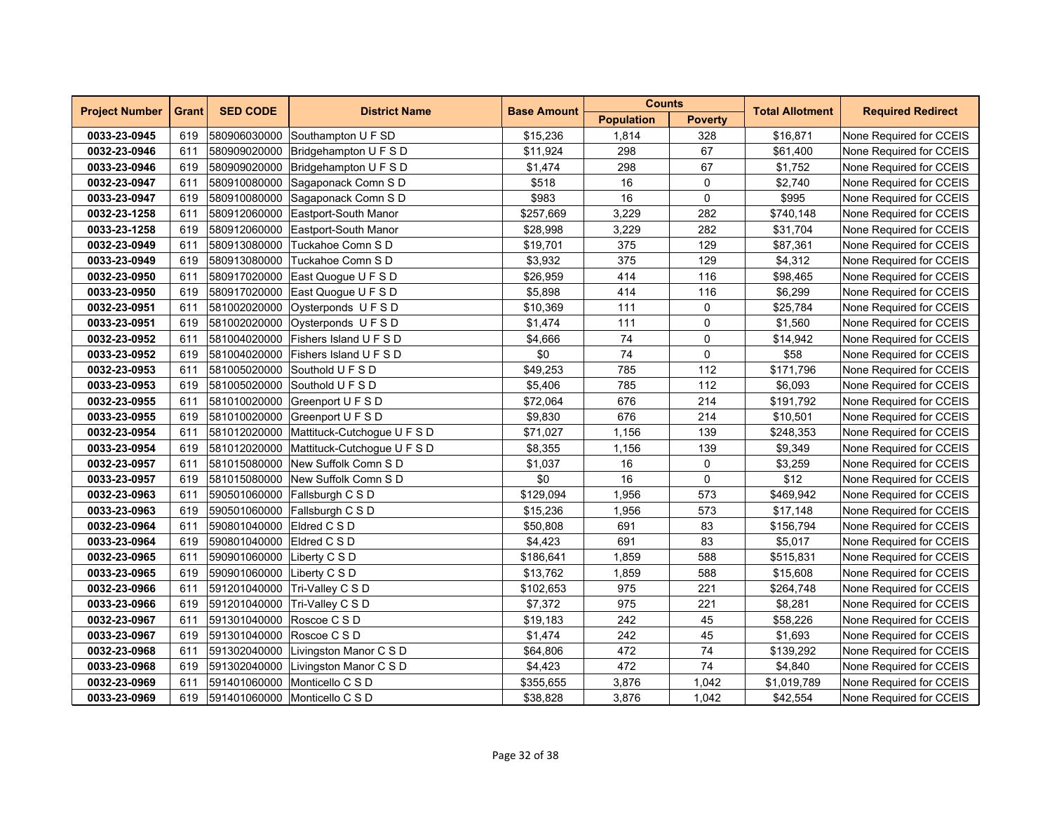| Project Number | Grant | SED CODE | District Name | Base Amount | Counts | | Total Allotment | Required Redirect |
|---|---|---|---|---|---|---|---|---|
| | | | | | Population | Poverty | | |
| **0033-23-0945** | 619 | 580906030000 | Southampton U F SD | $15,236 | 1,814 | 328 | $16,871 | None Required for CCEIS |
| **0032-23-0946** | 611 | 580909020000 | Bridgehampton U F S D | $11,924 | 298 | 67 | $61,400 | None Required for CCEIS |
| **0033-23-0946** | 619 | 580909020000 | Bridgehampton U F S D | $1,474 | 298 | 67 | $1,752 | None Required for CCEIS |
| **0032-23-0947** | 611 | 580910080000 | Sagaponack Comn S D | $518 | 16 | 0 | $2,740 | None Required for CCEIS |
| **0033-23-0947** | 619 | 580910080000 | Sagaponack Comn S D | $983 | 16 | 0 | $995 | None Required for CCEIS |
| **0032-23-1258** | 611 | 580912060000 | Eastport-South Manor | $257,669 | 3,229 | 282 | $740,148 | None Required for CCEIS |
| **0033-23-1258** | 619 | 580912060000 | Eastport-South Manor | $28,998 | 3,229 | 282 | $31,704 | None Required for CCEIS |
| **0032-23-0949** | 611 | 580913080000 | Tuckahoe Comn S D | $19,701 | 375 | 129 | $87,361 | None Required for CCEIS |
| **0033-23-0949** | 619 | 580913080000 | Tuckahoe Comn S D | $3,932 | 375 | 129 | $4,312 | None Required for CCEIS |
| **0032-23-0950** | 611 | 580917020000 | East Quogue U F S D | $26,959 | 414 | 116 | $98,465 | None Required for CCEIS |
| **0033-23-0950** | 619 | 580917020000 | East Quogue U F S D | $5,898 | 414 | 116 | $6,299 | None Required for CCEIS |
| **0032-23-0951** | 611 | 581002020000 | Oysterponds U F S D | $10,369 | 111 | 0 | $25,784 | None Required for CCEIS |
| **0033-23-0951** | 619 | 581002020000 | Oysterponds U F S D | $1,474 | 111 | 0 | $1,560 | None Required for CCEIS |
| **0032-23-0952** | 611 | 581004020000 | Fishers Island U F S D | $4,666 | 74 | 0 | $14,942 | None Required for CCEIS |
| **0033-23-0952** | 619 | 581004020000 | Fishers Island U F S D | $0 | 74 | 0 | $58 | None Required for CCEIS |
| **0032-23-0953** | 611 | 581005020000 | Southold U F S D | $49,253 | 785 | 112 | $171,796 | None Required for CCEIS |
| **0033-23-0953** | 619 | 581005020000 | Southold U F S D | $5,406 | 785 | 112 | $6,093 | None Required for CCEIS |
| **0032-23-0955** | 611 | 581010020000 | Greenport U F S D | $72,064 | 676 | 214 | $191,792 | None Required for CCEIS |
| **0033-23-0955** | 619 | 581010020000 | Greenport U F S D | $9,830 | 676 | 214 | $10,501 | None Required for CCEIS |
| **0032-23-0954** | 611 | 581012020000 | Mattituck-Cutchogue U F S D | $71,027 | 1,156 | 139 | $248,353 | None Required for CCEIS |
| **0033-23-0954** | 619 | 581012020000 | Mattituck-Cutchogue U F S D | $8,355 | 1,156 | 139 | $9,349 | None Required for CCEIS |
| **0032-23-0957** | 611 | 581015080000 | New Suffolk Comn S D | $1,037 | 16 | 0 | $3,259 | None Required for CCEIS |
| **0033-23-0957** | 619 | 581015080000 | New Suffolk Comn S D | $0 | 16 | 0 | $12 | None Required for CCEIS |
| **0032-23-0963** | 611 | 590501060000 | Fallsburgh C S D | $129,094 | 1,956 | 573 | $469,942 | None Required for CCEIS |
| **0033-23-0963** | 619 | 590501060000 | Fallsburgh C S D | $15,236 | 1,956 | 573 | $17,148 | None Required for CCEIS |
| **0032-23-0964** | 611 | 590801040000 | Eldred C S D | $50,808 | 691 | 83 | $156,794 | None Required for CCEIS |
| **0033-23-0964** | 619 | 590801040000 | Eldred C S D | $4,423 | 691 | 83 | $5,017 | None Required for CCEIS |
| **0032-23-0965** | 611 | 590901060000 | Liberty C S D | $186,641 | 1,859 | 588 | $515,831 | None Required for CCEIS |
| **0033-23-0965** | 619 | 590901060000 | Liberty C S D | $13,762 | 1,859 | 588 | $15,608 | None Required for CCEIS |
| **0032-23-0966** | 611 | 591201040000 | Tri-Valley C S D | $102,653 | 975 | 221 | $264,748 | None Required for CCEIS |
| **0033-23-0966** | 619 | 591201040000 | Tri-Valley C S D | $7,372 | 975 | 221 | $8,281 | None Required for CCEIS |
| **0032-23-0967** | 611 | 591301040000 | Roscoe C S D | $19,183 | 242 | 45 | $58,226 | None Required for CCEIS |
| **0033-23-0967** | 619 | 591301040000 | Roscoe C S D | $1,474 | 242 | 45 | $1,693 | None Required for CCEIS |
| **0032-23-0968** | 611 | 591302040000 | Livingston Manor C S D | $64,806 | 472 | 74 | $139,292 | None Required for CCEIS |
| **0033-23-0968** | 619 | 591302040000 | Livingston Manor C S D | $4,423 | 472 | 74 | $4,840 | None Required for CCEIS |
| **0032-23-0969** | 611 | 591401060000 | Monticello C S D | $355,655 | 3,876 | 1,042 | $1,019,789 | None Required for CCEIS |
| **0033-23-0969** | 619 | 591401060000 | Monticello C S D | $38,828 | 3,876 | 1,042 | $42,554 | None Required for CCEIS |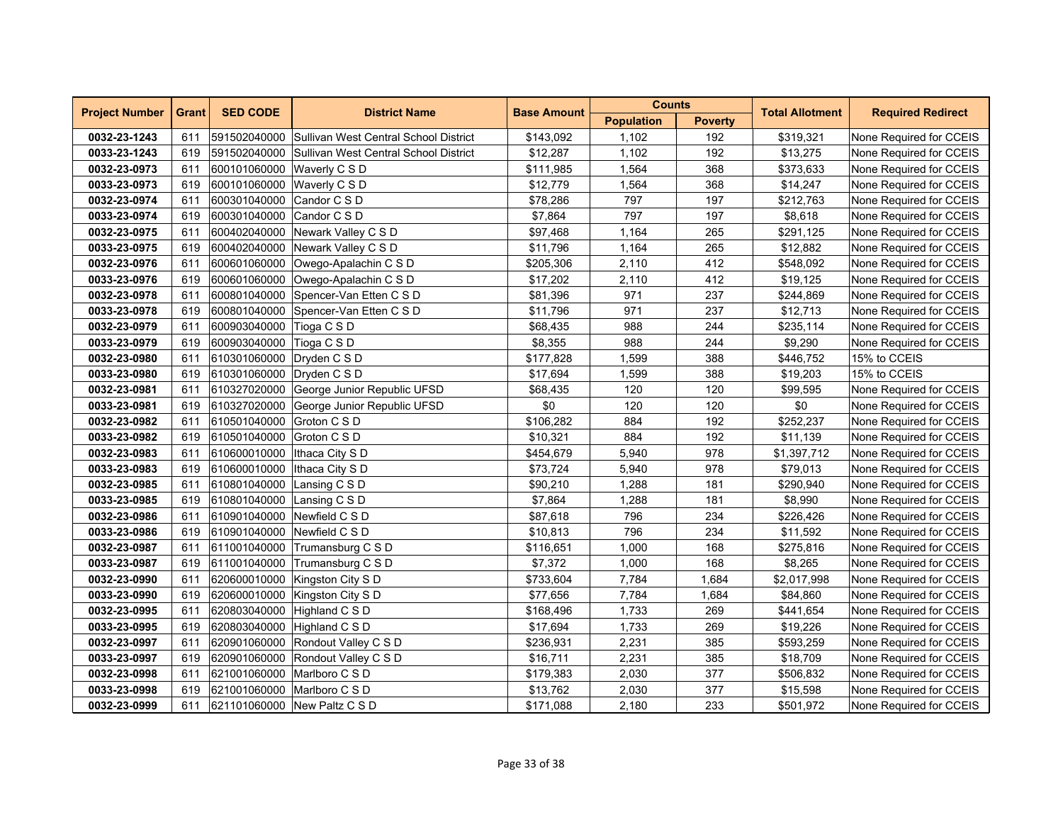| Project Number | Grant | SED CODE | District Name | Base Amount | Counts | | Total Allotment | Required Redirect |
|---|---|---|---|---|---|---|---|---|
| | | | | | Population | Poverty | | |
| **0032-23-1243** | 611 | 591502040000 | Sullivan West Central School District | $143,092 | 1,102 | 192 | $319,321 | None Required for CCEIS |
| **0033-23-1243** | 619 | 591502040000 | Sullivan West Central School District | $12,287 | 1,102 | 192 | $13,275 | None Required for CCEIS |
| **0032-23-0973** | 611 | 600101060000 | Waverly C S D | $111,985 | 1,564 | 368 | $373,633 | None Required for CCEIS |
| **0033-23-0973** | 619 | 600101060000 | Waverly C S D | $12,779 | 1,564 | 368 | $14,247 | None Required for CCEIS |
| **0032-23-0974** | 611 | 600301040000 | Candor C S D | $78,286 | 797 | 197 | $212,763 | None Required for CCEIS |
| **0033-23-0974** | 619 | 600301040000 | Candor C S D | $7,864 | 797 | 197 | $8,618 | None Required for CCEIS |
| **0032-23-0975** | 611 | 600402040000 | Newark Valley C S D | $97,468 | 1,164 | 265 | $291,125 | None Required for CCEIS |
| **0033-23-0975** | 619 | 600402040000 | Newark Valley C S D | $11,796 | 1,164 | 265 | $12,882 | None Required for CCEIS |
| **0032-23-0976** | 611 | 600601060000 | Owego-Apalachin C S D | $205,306 | 2,110 | 412 | $548,092 | None Required for CCEIS |
| **0033-23-0976** | 619 | 600601060000 | Owego-Apalachin C S D | $17,202 | 2,110 | 412 | $19,125 | None Required for CCEIS |
| **0032-23-0978** | 611 | 600801040000 | Spencer-Van Etten C S D | $81,396 | 971 | 237 | $244,869 | None Required for CCEIS |
| **0033-23-0978** | 619 | 600801040000 | Spencer-Van Etten C S D | $11,796 | 971 | 237 | $12,713 | None Required for CCEIS |
| **0032-23-0979** | 611 | 600903040000 | Tioga C S D | $68,435 | 988 | 244 | $235,114 | None Required for CCEIS |
| **0033-23-0979** | 619 | 600903040000 | Tioga C S D | $8,355 | 988 | 244 | $9,290 | None Required for CCEIS |
| **0032-23-0980** | 611 | 610301060000 | Dryden C S D | $177,828 | 1,599 | 388 | $446,752 | 15% to CCEIS |
| **0033-23-0980** | 619 | 610301060000 | Dryden C S D | $17,694 | 1,599 | 388 | $19,203 | 15% to CCEIS |
| **0032-23-0981** | 611 | 610327020000 | George Junior Republic UFSD | $68,435 | 120 | 120 | $99,595 | None Required for CCEIS |
| **0033-23-0981** | 619 | 610327020000 | George Junior Republic UFSD | $0 | 120 | 120 | $0 | None Required for CCEIS |
| **0032-23-0982** | 611 | 610501040000 | Groton C S D | $106,282 | 884 | 192 | $252,237 | None Required for CCEIS |
| **0033-23-0982** | 619 | 610501040000 | Groton C S D | $10,321 | 884 | 192 | $11,139 | None Required for CCEIS |
| **0032-23-0983** | 611 | 610600010000 | Ithaca City S D | $454,679 | 5,940 | 978 | $1,397,712 | None Required for CCEIS |
| **0033-23-0983** | 619 | 610600010000 | Ithaca City S D | $73,724 | 5,940 | 978 | $79,013 | None Required for CCEIS |
| **0032-23-0985** | 611 | 610801040000 | Lansing C S D | $90,210 | 1,288 | 181 | $290,940 | None Required for CCEIS |
| **0033-23-0985** | 619 | 610801040000 | Lansing C S D | $7,864 | 1,288 | 181 | $8,990 | None Required for CCEIS |
| **0032-23-0986** | 611 | 610901040000 | Newfield C S D | $87,618 | 796 | 234 | $226,426 | None Required for CCEIS |
| **0033-23-0986** | 619 | 610901040000 | Newfield C S D | $10,813 | 796 | 234 | $11,592 | None Required for CCEIS |
| **0032-23-0987** | 611 | 611001040000 | Trumansburg C S D | $116,651 | 1,000 | 168 | $275,816 | None Required for CCEIS |
| **0033-23-0987** | 619 | 611001040000 | Trumansburg C S D | $7,372 | 1,000 | 168 | $8,265 | None Required for CCEIS |
| **0032-23-0990** | 611 | 620600010000 | Kingston City S D | $733,604 | 7,784 | 1,684 | $2,017,998 | None Required for CCEIS |
| **0033-23-0990** | 619 | 620600010000 | Kingston City S D | $77,656 | 7,784 | 1,684 | $84,860 | None Required for CCEIS |
| **0032-23-0995** | 611 | 620803040000 | Highland C S D | $168,496 | 1,733 | 269 | $441,654 | None Required for CCEIS |
| **0033-23-0995** | 619 | 620803040000 | Highland C S D | $17,694 | 1,733 | 269 | $19,226 | None Required for CCEIS |
| **0032-23-0997** | 611 | 620901060000 | Rondout Valley C S D | $236,931 | 2,231 | 385 | $593,259 | None Required for CCEIS |
| **0033-23-0997** | 619 | 620901060000 | Rondout Valley C S D | $16,711 | 2,231 | 385 | $18,709 | None Required for CCEIS |
| **0032-23-0998** | 611 | 621001060000 | Marlboro C S D | $179,383 | 2,030 | 377 | $506,832 | None Required for CCEIS |
| **0033-23-0998** | 619 | 621001060000 | Marlboro C S D | $13,762 | 2,030 | 377 | $15,598 | None Required for CCEIS |
| **0032-23-0999** | 611 | 621101060000 | New Paltz C S D | $171,088 | 2,180 | 233 | $501,972 | None Required for CCEIS |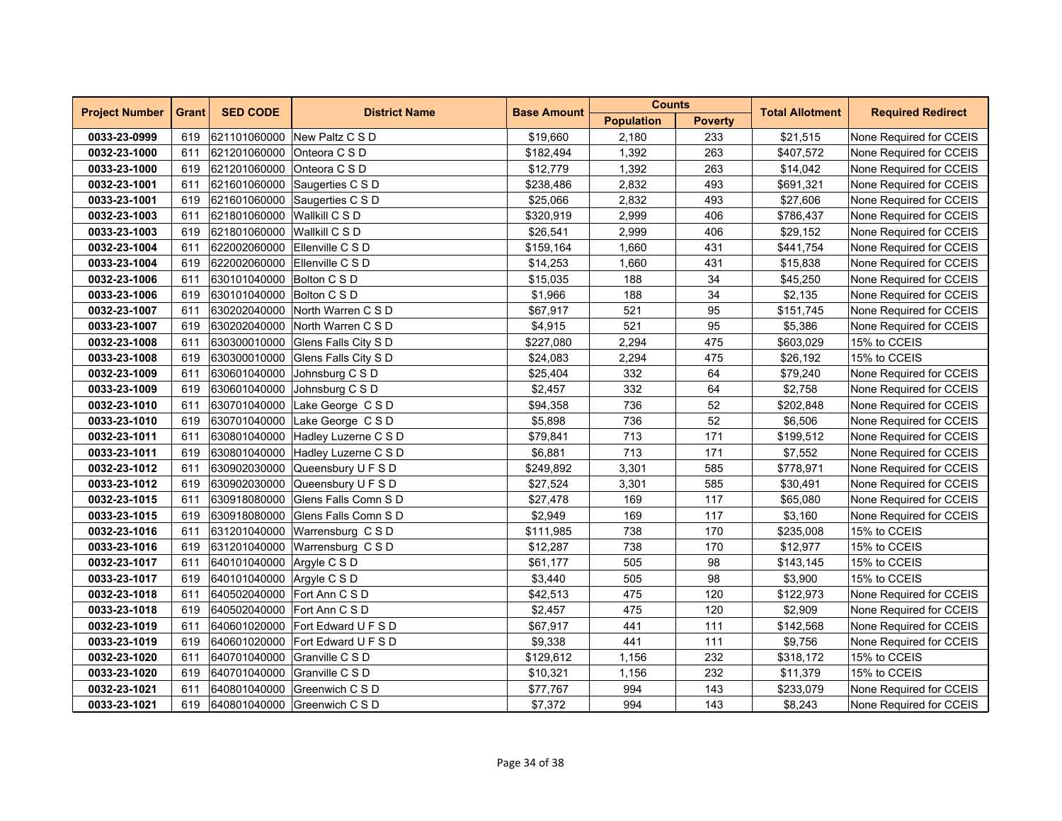| Project Number | Grant | SED CODE | District Name | Base Amount | Counts | | Total Allotment | Required Redirect |
|---|---|---|---|---|---|---|---|---|
| | | | | | Population | Poverty | | |
| 0033-23-0999 | 619 | 621101060000 | New Paltz C S D | $19,660 | 2,180 | 233 | $21,515 | None Required for CCEIS |
| 0032-23-1000 | 611 | 621201060000 | Onteora C S D | $182,494 | 1,392 | 263 | $407,572 | None Required for CCEIS |
| 0033-23-1000 | 619 | 621201060000 | Onteora C S D | $12,779 | 1,392 | 263 | $14,042 | None Required for CCEIS |
| 0032-23-1001 | 611 | 621601060000 | Saugerties C S D | $238,486 | 2,832 | 493 | $691,321 | None Required for CCEIS |
| 0033-23-1001 | 619 | 621601060000 | Saugerties C S D | $25,066 | 2,832 | 493 | $27,606 | None Required for CCEIS |
| 0032-23-1003 | 611 | 621801060000 | Wallkill C S D | $320,919 | 2,999 | 406 | $786,437 | None Required for CCEIS |
| 0033-23-1003 | 619 | 621801060000 | Wallkill C S D | $26,541 | 2,999 | 406 | $29,152 | None Required for CCEIS |
| 0032-23-1004 | 611 | 622002060000 | Ellenville C S D | $159,164 | 1,660 | 431 | $441,754 | None Required for CCEIS |
| 0033-23-1004 | 619 | 622002060000 | Ellenville C S D | $14,253 | 1,660 | 431 | $15,838 | None Required for CCEIS |
| 0032-23-1006 | 611 | 630101040000 | Bolton C S D | $15,035 | 188 | 34 | $45,250 | None Required for CCEIS |
| 0033-23-1006 | 619 | 630101040000 | Bolton C S D | $1,966 | 188 | 34 | $2,135 | None Required for CCEIS |
| 0032-23-1007 | 611 | 630202040000 | North Warren C S D | $67,917 | 521 | 95 | $151,745 | None Required for CCEIS |
| 0033-23-1007 | 619 | 630202040000 | North Warren C S D | $4,915 | 521 | 95 | $5,386 | None Required for CCEIS |
| 0032-23-1008 | 611 | 630300010000 | Glens Falls City S D | $227,080 | 2,294 | 475 | $603,029 | 15% to CCEIS |
| 0033-23-1008 | 619 | 630300010000 | Glens Falls City S D | $24,083 | 2,294 | 475 | $26,192 | 15% to CCEIS |
| 0032-23-1009 | 611 | 630601040000 | Johnsburg C S D | $25,404 | 332 | 64 | $79,240 | None Required for CCEIS |
| 0033-23-1009 | 619 | 630601040000 | Johnsburg C S D | $2,457 | 332 | 64 | $2,758 | None Required for CCEIS |
| 0032-23-1010 | 611 | 630701040000 | Lake George C S D | $94,358 | 736 | 52 | $202,848 | None Required for CCEIS |
| 0033-23-1010 | 619 | 630701040000 | Lake George C S D | $5,898 | 736 | 52 | $6,506 | None Required for CCEIS |
| 0032-23-1011 | 611 | 630801040000 | Hadley Luzerne C S D | $79,841 | 713 | 171 | $199,512 | None Required for CCEIS |
| 0033-23-1011 | 619 | 630801040000 | Hadley Luzerne C S D | $6,881 | 713 | 171 | $7,552 | None Required for CCEIS |
| 0032-23-1012 | 611 | 630902030000 | Queensbury U F S D | $249,892 | 3,301 | 585 | $778,971 | None Required for CCEIS |
| 0033-23-1012 | 619 | 630902030000 | Queensbury U F S D | $27,524 | 3,301 | 585 | $30,491 | None Required for CCEIS |
| 0032-23-1015 | 611 | 630918080000 | Glens Falls Comn S D | $27,478 | 169 | 117 | $65,080 | None Required for CCEIS |
| 0033-23-1015 | 619 | 630918080000 | Glens Falls Comn S D | $2,949 | 169 | 117 | $3,160 | None Required for CCEIS |
| 0032-23-1016 | 611 | 631201040000 | Warrensburg C S D | $111,985 | 738 | 170 | $235,008 | 15% to CCEIS |
| 0033-23-1016 | 619 | 631201040000 | Warrensburg C S D | $12,287 | 738 | 170 | $12,977 | 15% to CCEIS |
| 0032-23-1017 | 611 | 640101040000 | Argyle C S D | $61,177 | 505 | 98 | $143,145 | 15% to CCEIS |
| 0033-23-1017 | 619 | 640101040000 | Argyle C S D | $3,440 | 505 | 98 | $3,900 | 15% to CCEIS |
| 0032-23-1018 | 611 | 640502040000 | Fort Ann C S D | $42,513 | 475 | 120 | $122,973 | None Required for CCEIS |
| 0033-23-1018 | 619 | 640502040000 | Fort Ann C S D | $2,457 | 475 | 120 | $2,909 | None Required for CCEIS |
| 0032-23-1019 | 611 | 640601020000 | Fort Edward U F S D | $67,917 | 441 | 111 | $142,568 | None Required for CCEIS |
| 0033-23-1019 | 619 | 640601020000 | Fort Edward U F S D | $9,338 | 441 | 111 | $9,756 | None Required for CCEIS |
| 0032-23-1020 | 611 | 640701040000 | Granville C S D | $129,612 | 1,156 | 232 | $318,172 | 15% to CCEIS |
| 0033-23-1020 | 619 | 640701040000 | Granville C S D | $10,321 | 1,156 | 232 | $11,379 | 15% to CCEIS |
| 0032-23-1021 | 611 | 640801040000 | Greenwich C S D | $77,767 | 994 | 143 | $233,079 | None Required for CCEIS |
| 0033-23-1021 | 619 | 640801040000 | Greenwich C S D | $7,372 | 994 | 143 | $8,243 | None Required for CCEIS |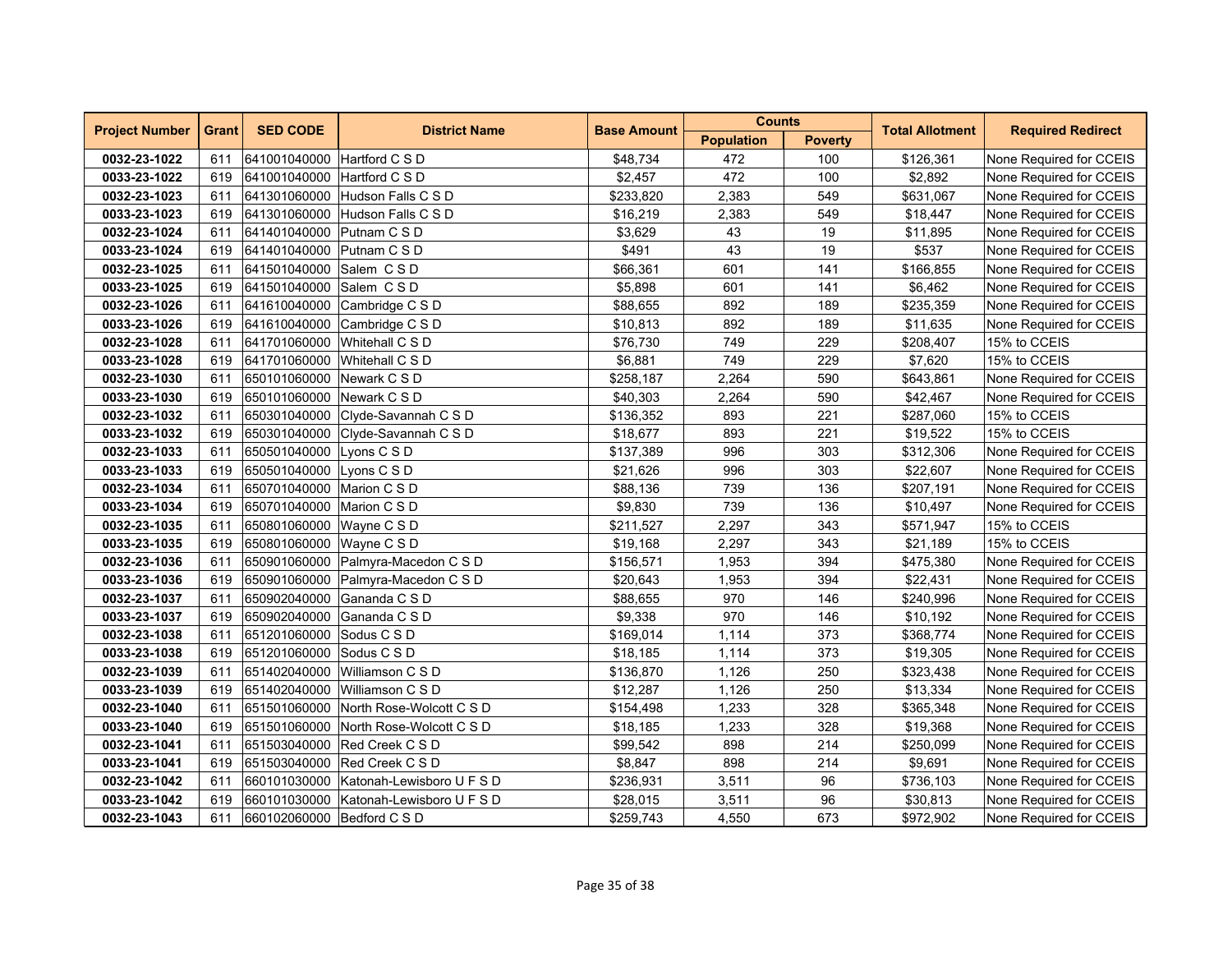| Project Number | Grant | SED CODE | District Name | Base Amount | Counts | | Total Allotment | Required Redirect |
|---|---|---|---|---|---|---|---|---|
| | | | | | Population | Poverty | | |
| **0032-23-1022** | 611 | 641001040000 | Hartford C S D | $48,734 | 472 | 100 | $126,361 | None Required for CCEIS |
| **0033-23-1022** | 619 | 641001040000 | Hartford C S D | $2,457 | 472 | 100 | $2,892 | None Required for CCEIS |
| **0032-23-1023** | 611 | 641301060000 | Hudson Falls C S D | $233,820 | 2,383 | 549 | $631,067 | None Required for CCEIS |
| **0033-23-1023** | 619 | 641301060000 | Hudson Falls C S D | $16,219 | 2,383 | 549 | $18,447 | None Required for CCEIS |
| **0032-23-1024** | 611 | 641401040000 | Putnam C S D | $3,629 | 43 | 19 | $11,895 | None Required for CCEIS |
| **0033-23-1024** | 619 | 641401040000 | Putnam C S D | $491 | 43 | 19 | $537 | None Required for CCEIS |
| **0032-23-1025** | 611 | 641501040000 | Salem C S D | $66,361 | 601 | 141 | $166,855 | None Required for CCEIS |
| **0033-23-1025** | 619 | 641501040000 | Salem C S D | $5,898 | 601 | 141 | $6,462 | None Required for CCEIS |
| **0032-23-1026** | 611 | 641610040000 | Cambridge C S D | $88,655 | 892 | 189 | $235,359 | None Required for CCEIS |
| **0033-23-1026** | 619 | 641610040000 | Cambridge C S D | $10,813 | 892 | 189 | $11,635 | None Required for CCEIS |
| **0032-23-1028** | 611 | 641701060000 | Whitehall C S D | $76,730 | 749 | 229 | $208,407 | 15% to CCEIS |
| **0033-23-1028** | 619 | 641701060000 | Whitehall C S D | $6,881 | 749 | 229 | $7,620 | 15% to CCEIS |
| **0032-23-1030** | 611 | 650101060000 | Newark C S D | $258,187 | 2,264 | 590 | $643,861 | None Required for CCEIS |
| **0033-23-1030** | 619 | 650101060000 | Newark C S D | $40,303 | 2,264 | 590 | $42,467 | None Required for CCEIS |
| **0032-23-1032** | 611 | 650301040000 | Clyde-Savannah C S D | $136,352 | 893 | 221 | $287,060 | 15% to CCEIS |
| **0033-23-1032** | 619 | 650301040000 | Clyde-Savannah C S D | $18,677 | 893 | 221 | $19,522 | 15% to CCEIS |
| **0032-23-1033** | 611 | 650501040000 | Lyons C S D | $137,389 | 996 | 303 | $312,306 | None Required for CCEIS |
| **0033-23-1033** | 619 | 650501040000 | Lyons C S D | $21,626 | 996 | 303 | $22,607 | None Required for CCEIS |
| **0032-23-1034** | 611 | 650701040000 | Marion C S D | $88,136 | 739 | 136 | $207,191 | None Required for CCEIS |
| **0033-23-1034** | 619 | 650701040000 | Marion C S D | $9,830 | 739 | 136 | $10,497 | None Required for CCEIS |
| **0032-23-1035** | 611 | 650801060000 | Wayne C S D | $211,527 | 2,297 | 343 | $571,947 | 15% to CCEIS |
| **0033-23-1035** | 619 | 650801060000 | Wayne C S D | $19,168 | 2,297 | 343 | $21,189 | 15% to CCEIS |
| **0032-23-1036** | 611 | 650901060000 | Palmyra-Macedon C S D | $156,571 | 1,953 | 394 | $475,380 | None Required for CCEIS |
| **0033-23-1036** | 619 | 650901060000 | Palmyra-Macedon C S D | $20,643 | 1,953 | 394 | $22,431 | None Required for CCEIS |
| **0032-23-1037** | 611 | 650902040000 | Gananda C S D | $88,655 | 970 | 146 | $240,996 | None Required for CCEIS |
| **0033-23-1037** | 619 | 650902040000 | Gananda C S D | $9,338 | 970 | 146 | $10,192 | None Required for CCEIS |
| **0032-23-1038** | 611 | 651201060000 | Sodus C S D | $169,014 | 1,114 | 373 | $368,774 | None Required for CCEIS |
| **0033-23-1038** | 619 | 651201060000 | Sodus C S D | $18,185 | 1,114 | 373 | $19,305 | None Required for CCEIS |
| **0032-23-1039** | 611 | 651402040000 | Williamson C S D | $136,870 | 1,126 | 250 | $323,438 | None Required for CCEIS |
| **0033-23-1039** | 619 | 651402040000 | Williamson C S D | $12,287 | 1,126 | 250 | $13,334 | None Required for CCEIS |
| **0032-23-1040** | 611 | 651501060000 | North Rose-Wolcott C S D | $154,498 | 1,233 | 328 | $365,348 | None Required for CCEIS |
| **0033-23-1040** | 619 | 651501060000 | North Rose-Wolcott C S D | $18,185 | 1,233 | 328 | $19,368 | None Required for CCEIS |
| **0032-23-1041** | 611 | 651503040000 | Red Creek C S D | $99,542 | 898 | 214 | $250,099 | None Required for CCEIS |
| **0033-23-1041** | 619 | 651503040000 | Red Creek C S D | $8,847 | 898 | 214 | $9,691 | None Required for CCEIS |
| **0032-23-1042** | 611 | 660101030000 | Katonah-Lewisboro U F S D | $236,931 | 3,511 | 96 | $736,103 | None Required for CCEIS |
| **0033-23-1042** | 619 | 660101030000 | Katonah-Lewisboro U F S D | $28,015 | 3,511 | 96 | $30,813 | None Required for CCEIS |
| **0032-23-1043** | 611 | 660102060000 | Bedford C S D | $259,743 | 4,550 | 673 | $972,902 | None Required for CCEIS |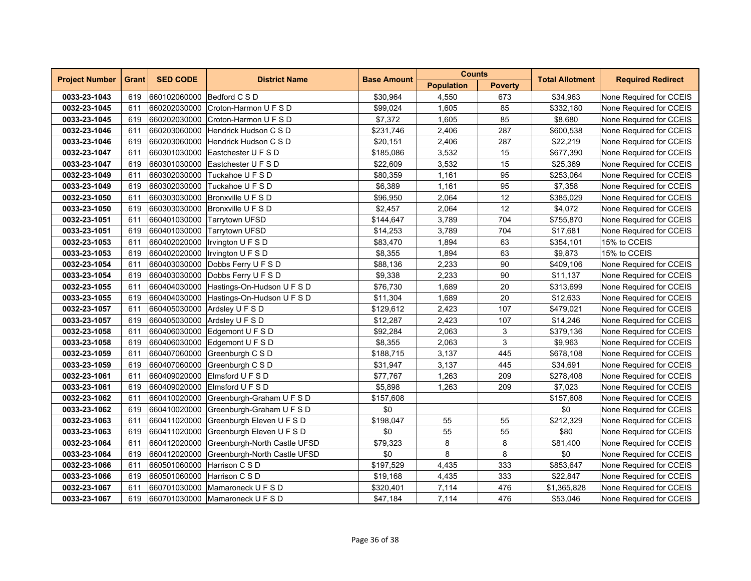| Project Number | Grant | SED CODE | District Name | Base Amount | Counts | | Total Allotment | Required Redirect |
|---|---|---|---|---|---|---|---|---|
| | | | | | Population | Poverty | | |
| **0033-23-1043** | 619 | 660102060000 | Bedford C S D | $30,964 | 4,550 | 673 | $34,963 | None Required for CCEIS |
| **0032-23-1045** | 611 | 660202030000 | Croton-Harmon U F S D | $99,024 | 1,605 | 85 | $332,180 | None Required for CCEIS |
| **0033-23-1045** | 619 | 660202030000 | Croton-Harmon U F S D | $7,372 | 1,605 | 85 | $8,680 | None Required for CCEIS |
| **0032-23-1046** | 611 | 660203060000 | Hendrick Hudson C S D | $231,746 | 2,406 | 287 | $600,538 | None Required for CCEIS |
| **0033-23-1046** | 619 | 660203060000 | Hendrick Hudson C S D | $20,151 | 2,406 | 287 | $22,219 | None Required for CCEIS |
| **0032-23-1047** | 611 | 660301030000 | Eastchester U F S D | $185,086 | 3,532 | 15 | $677,390 | None Required for CCEIS |
| **0033-23-1047** | 619 | 660301030000 | Eastchester U F S D | $22,609 | 3,532 | 15 | $25,369 | None Required for CCEIS |
| **0032-23-1049** | 611 | 660302030000 | Tuckahoe U F S D | $80,359 | 1,161 | 95 | $253,064 | None Required for CCEIS |
| **0033-23-1049** | 619 | 660302030000 | Tuckahoe U F S D | $6,389 | 1,161 | 95 | $7,358 | None Required for CCEIS |
| **0032-23-1050** | 611 | 660303030000 | Bronxville U F S D | $96,950 | 2,064 | 12 | $385,029 | None Required for CCEIS |
| **0033-23-1050** | 619 | 660303030000 | Bronxville U F S D | $2,457 | 2,064 | 12 | $4,072 | None Required for CCEIS |
| **0032-23-1051** | 611 | 660401030000 | Tarrytown UFSD | $144,647 | 3,789 | 704 | $755,870 | None Required for CCEIS |
| **0033-23-1051** | 619 | 660401030000 | Tarrytown UFSD | $14,253 | 3,789 | 704 | $17,681 | None Required for CCEIS |
| **0032-23-1053** | 611 | 660402020000 | Irvington U F S D | $83,470 | 1,894 | 63 | $354,101 | 15% to CCEIS |
| **0033-23-1053** | 619 | 660402020000 | Irvington U F S D | $8,355 | 1,894 | 63 | $9,873 | 15% to CCEIS |
| **0032-23-1054** | 611 | 660403030000 | Dobbs Ferry U F S D | $88,136 | 2,233 | 90 | $409,106 | None Required for CCEIS |
| **0033-23-1054** | 619 | 660403030000 | Dobbs Ferry U F S D | $9,338 | 2,233 | 90 | $11,137 | None Required for CCEIS |
| **0032-23-1055** | 611 | 660404030000 | Hastings-On-Hudson U F S D | $76,730 | 1,689 | 20 | $313,699 | None Required for CCEIS |
| **0033-23-1055** | 619 | 660404030000 | Hastings-On-Hudson U F S D | $11,304 | 1,689 | 20 | $12,633 | None Required for CCEIS |
| **0032-23-1057** | 611 | 660405030000 | Ardsley U F S D | $129,612 | 2,423 | 107 | $479,021 | None Required for CCEIS |
| **0033-23-1057** | 619 | 660405030000 | Ardsley U F S D | $12,287 | 2,423 | 107 | $14,246 | None Required for CCEIS |
| **0032-23-1058** | 611 | 660406030000 | Edgemont U F S D | $92,284 | 2,063 | 3 | $379,136 | None Required for CCEIS |
| **0033-23-1058** | 619 | 660406030000 | Edgemont U F S D | $8,355 | 2,063 | 3 | $9,963 | None Required for CCEIS |
| **0032-23-1059** | 611 | 660407060000 | Greenburgh C S D | $188,715 | 3,137 | 445 | $678,108 | None Required for CCEIS |
| **0033-23-1059** | 619 | 660407060000 | Greenburgh C S D | $31,947 | 3,137 | 445 | $34,691 | None Required for CCEIS |
| **0032-23-1061** | 611 | 660409020000 | Elmsford U F S D | $77,767 | 1,263 | 209 | $278,408 | None Required for CCEIS |
| **0033-23-1061** | 619 | 660409020000 | Elmsford U F S D | $5,898 | 1,263 | 209 | $7,023 | None Required for CCEIS |
| **0032-23-1062** | 611 | 660410020000 | Greenburgh-Graham U F S D | $157,608 | | | $157,608 | None Required for CCEIS |
| **0033-23-1062** | 619 | 660410020000 | Greenburgh-Graham U F S D | $0 | | | $0 | None Required for CCEIS |
| **0032-23-1063** | 611 | 660411020000 | Greenburgh Eleven U F S D | $198,047 | 55 | 55 | $212,329 | None Required for CCEIS |
| **0033-23-1063** | 619 | 660411020000 | Greenburgh Eleven U F S D | $0 | 55 | 55 | $80 | None Required for CCEIS |
| **0032-23-1064** | 611 | 660412020000 | Greenburgh-North Castle UFSD | $79,323 | 8 | 8 | $81,400 | None Required for CCEIS |
| **0033-23-1064** | 619 | 660412020000 | Greenburgh-North Castle UFSD | $0 | 8 | 8 | $0 | None Required for CCEIS |
| **0032-23-1066** | 611 | 660501060000 | Harrison C S D | $197,529 | 4,435 | 333 | $853,647 | None Required for CCEIS |
| **0033-23-1066** | 619 | 660501060000 | Harrison C S D | $19,168 | 4,435 | 333 | $22,847 | None Required for CCEIS |
| **0032-23-1067** | 611 | 660701030000 | Mamaroneck U F S D | $320,401 | 7,114 | 476 | $1,365,828 | None Required for CCEIS |
| **0033-23-1067** | 619 | 660701030000 | Mamaroneck U F S D | $47,184 | 7,114 | 476 | $53,046 | None Required for CCEIS |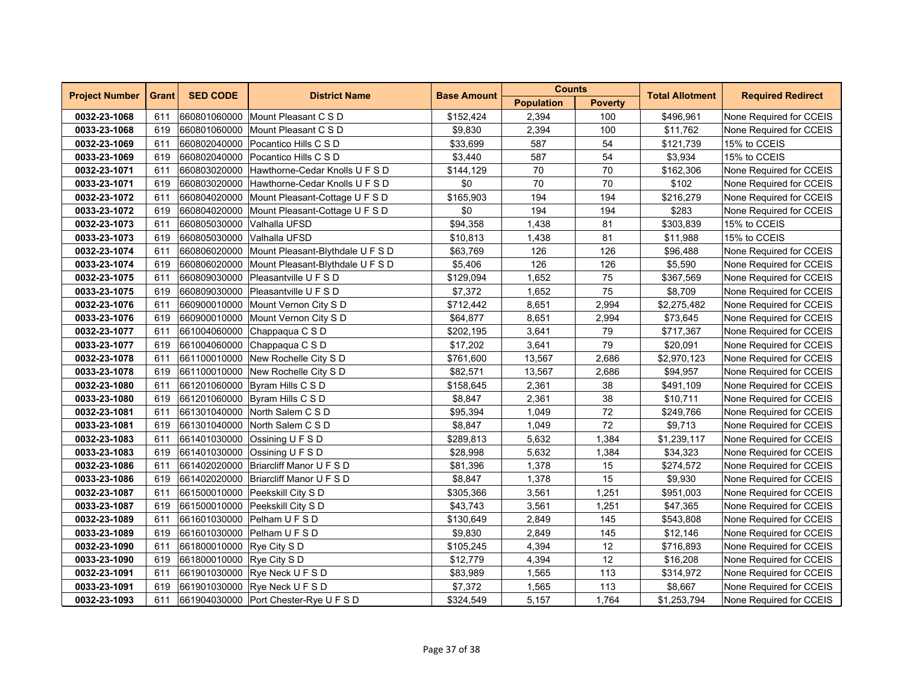| Project Number | Grant | SED CODE | District Name | Base Amount | Counts | | Total Allotment | Required Redirect |
|---|---|---|---|---|---|---|---|---|
| | | | | | Population | Poverty | | |
| **0032-23-1068** | 611 | 660801060000 | Mount Pleasant C S D | $152,424 | 2,394 | 100 | $496,961 | None Required for CCEIS |
| **0033-23-1068** | 619 | 660801060000 | Mount Pleasant C S D | $9,830 | 2,394 | 100 | $11,762 | None Required for CCEIS |
| **0032-23-1069** | 611 | 660802040000 | Pocantico Hills C S D | $33,699 | 587 | 54 | $121,739 | 15% to CCEIS |
| **0033-23-1069** | 619 | 660802040000 | Pocantico Hills C S D | $3,440 | 587 | 54 | $3,934 | 15% to CCEIS |
| **0032-23-1071** | 611 | 660803020000 | Hawthorne-Cedar Knolls U F S D | $144,129 | 70 | 70 | $162,306 | None Required for CCEIS |
| **0033-23-1071** | 619 | 660803020000 | Hawthorne-Cedar Knolls U F S D | $0 | 70 | 70 | $102 | None Required for CCEIS |
| **0032-23-1072** | 611 | 660804020000 | Mount Pleasant-Cottage U F S D | $165,903 | 194 | 194 | $216,279 | None Required for CCEIS |
| **0033-23-1072** | 619 | 660804020000 | Mount Pleasant-Cottage U F S D | $0 | 194 | 194 | $283 | None Required for CCEIS |
| **0032-23-1073** | 611 | 660805030000 | Valhalla UFSD | $94,358 | 1,438 | 81 | $303,839 | 15% to CCEIS |
| **0033-23-1073** | 619 | 660805030000 | Valhalla UFSD | $10,813 | 1,438 | 81 | $11,988 | 15% to CCEIS |
| **0032-23-1074** | 611 | 660806020000 | Mount Pleasant-Blythdale U F S D | $63,769 | 126 | 126 | $96,488 | None Required for CCEIS |
| **0033-23-1074** | 619 | 660806020000 | Mount Pleasant-Blythdale U F S D | $5,406 | 126 | 126 | $5,590 | None Required for CCEIS |
| **0032-23-1075** | 611 | 660809030000 | Pleasantville U F S D | $129,094 | 1,652 | 75 | $367,569 | None Required for CCEIS |
| **0033-23-1075** | 619 | 660809030000 | Pleasantville U F S D | $7,372 | 1,652 | 75 | $8,709 | None Required for CCEIS |
| **0032-23-1076** | 611 | 660900010000 | Mount Vernon City S D | $712,442 | 8,651 | 2,994 | $2,275,482 | None Required for CCEIS |
| **0033-23-1076** | 619 | 660900010000 | Mount Vernon City S D | $64,877 | 8,651 | 2,994 | $73,645 | None Required for CCEIS |
| **0032-23-1077** | 611 | 661004060000 | Chappaqua C S D | $202,195 | 3,641 | 79 | $717,367 | None Required for CCEIS |
| **0033-23-1077** | 619 | 661004060000 | Chappaqua C S D | $17,202 | 3,641 | 79 | $20,091 | None Required for CCEIS |
| **0032-23-1078** | 611 | 661100010000 | New Rochelle City S D | $761,600 | 13,567 | 2,686 | $2,970,123 | None Required for CCEIS |
| **0033-23-1078** | 619 | 661100010000 | New Rochelle City S D | $82,571 | 13,567 | 2,686 | $94,957 | None Required for CCEIS |
| **0032-23-1080** | 611 | 661201060000 | Byram Hills C S D | $158,645 | 2,361 | 38 | $491,109 | None Required for CCEIS |
| **0033-23-1080** | 619 | 661201060000 | Byram Hills C S D | $8,847 | 2,361 | 38 | $10,711 | None Required for CCEIS |
| **0032-23-1081** | 611 | 661301040000 | North Salem C S D | $95,394 | 1,049 | 72 | $249,766 | None Required for CCEIS |
| **0033-23-1081** | 619 | 661301040000 | North Salem C S D | $8,847 | 1,049 | 72 | $9,713 | None Required for CCEIS |
| **0032-23-1083** | 611 | 661401030000 | Ossining U F S D | $289,813 | 5,632 | 1,384 | $1,239,117 | None Required for CCEIS |
| **0033-23-1083** | 619 | 661401030000 | Ossining U F S D | $28,998 | 5,632 | 1,384 | $34,323 | None Required for CCEIS |
| **0032-23-1086** | 611 | 661402020000 | Briarcliff Manor U F S D | $81,396 | 1,378 | 15 | $274,572 | None Required for CCEIS |
| **0033-23-1086** | 619 | 661402020000 | Briarcliff Manor U F S D | $8,847 | 1,378 | 15 | $9,930 | None Required for CCEIS |
| **0032-23-1087** | 611 | 661500010000 | Peekskill City S D | $305,366 | 3,561 | 1,251 | $951,003 | None Required for CCEIS |
| **0033-23-1087** | 619 | 661500010000 | Peekskill City S D | $43,743 | 3,561 | 1,251 | $47,365 | None Required for CCEIS |
| **0032-23-1089** | 611 | 661601030000 | Pelham U F S D | $130,649 | 2,849 | 145 | $543,808 | None Required for CCEIS |
| **0033-23-1089** | 619 | 661601030000 | Pelham U F S D | $9,830 | 2,849 | 145 | $12,146 | None Required for CCEIS |
| **0032-23-1090** | 611 | 661800010000 | Rye City S D | $105,245 | 4,394 | 12 | $716,893 | None Required for CCEIS |
| **0033-23-1090** | 619 | 661800010000 | Rye City S D | $12,779 | 4,394 | 12 | $16,208 | None Required for CCEIS |
| **0032-23-1091** | 611 | 661901030000 | Rye Neck U F S D | $83,989 | 1,565 | 113 | $314,972 | None Required for CCEIS |
| **0033-23-1091** | 619 | 661901030000 | Rye Neck U F S D | $7,372 | 1,565 | 113 | $8,667 | None Required for CCEIS |
| **0032-23-1093** | 611 | 661904030000 | Port Chester-Rye U F S D | $324,549 | 5,157 | 1,764 | $1,253,794 | None Required for CCEIS |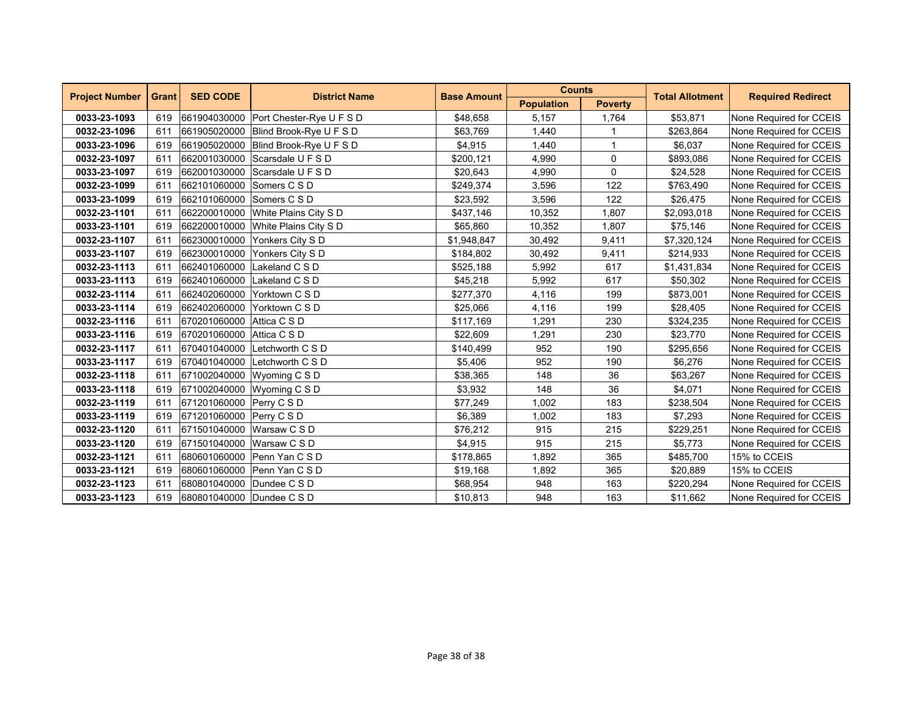| Project Number | Grant | SED CODE | District Name | Base Amount | Counts | | Total Allotment | Required Redirect |
|---|---|---|---|---|---|---|---|---|
| | | | | | Population | Poverty | | |
| **0033-23-1093** | 619 | 661904030000 | Port Chester-Rye U F S D | $48,658 | 5,157 | 1,764 | $53,871 | None Required for CCEIS |
| **0032-23-1096** | 611 | 661905020000 | Blind Brook-Rye U F S D | $63,769 | 1,440 | 1 | $263,864 | None Required for CCEIS |
| **0033-23-1096** | 619 | 661905020000 | Blind Brook-Rye U F S D | $4,915 | 1,440 | 1 | $6,037 | None Required for CCEIS |
| **0032-23-1097** | 611 | 662001030000 | Scarsdale U F S D | $200,121 | 4,990 | 0 | $893,086 | None Required for CCEIS |
| **0033-23-1097** | 619 | 662001030000 | Scarsdale U F S D | $20,643 | 4,990 | 0 | $24,528 | None Required for CCEIS |
| **0032-23-1099** | 611 | 662101060000 | Somers C S D | $249,374 | 3,596 | 122 | $763,490 | None Required for CCEIS |
| **0033-23-1099** | 619 | 662101060000 | Somers C S D | $23,592 | 3,596 | 122 | $26,475 | None Required for CCEIS |
| **0032-23-1101** | 611 | 662200010000 | White Plains City S D | $437,146 | 10,352 | 1,807 | $2,093,018 | None Required for CCEIS |
| **0033-23-1101** | 619 | 662200010000 | White Plains City S D | $65,860 | 10,352 | 1,807 | $75,146 | None Required for CCEIS |
| **0032-23-1107** | 611 | 662300010000 | Yonkers City S D | $1,948,847 | 30,492 | 9,411 | $7,320,124 | None Required for CCEIS |
| **0033-23-1107** | 619 | 662300010000 | Yonkers City S D | $184,802 | 30,492 | 9,411 | $214,933 | None Required for CCEIS |
| **0032-23-1113** | 611 | 662401060000 | Lakeland C S D | $525,188 | 5,992 | 617 | $1,431,834 | None Required for CCEIS |
| **0033-23-1113** | 619 | 662401060000 | Lakeland C S D | $45,218 | 5,992 | 617 | $50,302 | None Required for CCEIS |
| **0032-23-1114** | 611 | 662402060000 | Yorktown C S D | $277,370 | 4,116 | 199 | $873,001 | None Required for CCEIS |
| **0033-23-1114** | 619 | 662402060000 | Yorktown C S D | $25,066 | 4,116 | 199 | $28,405 | None Required for CCEIS |
| **0032-23-1116** | 611 | 670201060000 | Attica C S D | $117,169 | 1,291 | 230 | $324,235 | None Required for CCEIS |
| **0033-23-1116** | 619 | 670201060000 | Attica C S D | $22,609 | 1,291 | 230 | $23,770 | None Required for CCEIS |
| **0032-23-1117** | 611 | 670401040000 | Letchworth C S D | $140,499 | 952 | 190 | $295,656 | None Required for CCEIS |
| **0033-23-1117** | 619 | 670401040000 | Letchworth C S D | $5,406 | 952 | 190 | $6,276 | None Required for CCEIS |
| **0032-23-1118** | 611 | 671002040000 | Wyoming C S D | $38,365 | 148 | 36 | $63,267 | None Required for CCEIS |
| **0033-23-1118** | 619 | 671002040000 | Wyoming C S D | $3,932 | 148 | 36 | $4,071 | None Required for CCEIS |
| **0032-23-1119** | 611 | 671201060000 | Perry C S D | $77,249 | 1,002 | 183 | $238,504 | None Required for CCEIS |
| **0033-23-1119** | 619 | 671201060000 | Perry C S D | $6,389 | 1,002 | 183 | $7,293 | None Required for CCEIS |
| **0032-23-1120** | 611 | 671501040000 | Warsaw C S D | $76,212 | 915 | 215 | $229,251 | None Required for CCEIS |
| **0033-23-1120** | 619 | 671501040000 | Warsaw C S D | $4,915 | 915 | 215 | $5,773 | None Required for CCEIS |
| **0032-23-1121** | 611 | 680601060000 | Penn Yan C S D | $178,865 | 1,892 | 365 | $485,700 | 15% to CCEIS |
| **0033-23-1121** | 619 | 680601060000 | Penn Yan C S D | $19,168 | 1,892 | 365 | $20,889 | 15% to CCEIS |
| **0032-23-1123** | 611 | 680801040000 | Dundee C S D | $68,954 | 948 | 163 | $220,294 | None Required for CCEIS |
| **0033-23-1123** | 619 | 680801040000 | Dundee C S D | $10,813 | 948 | 163 | $11,662 | None Required for CCEIS |